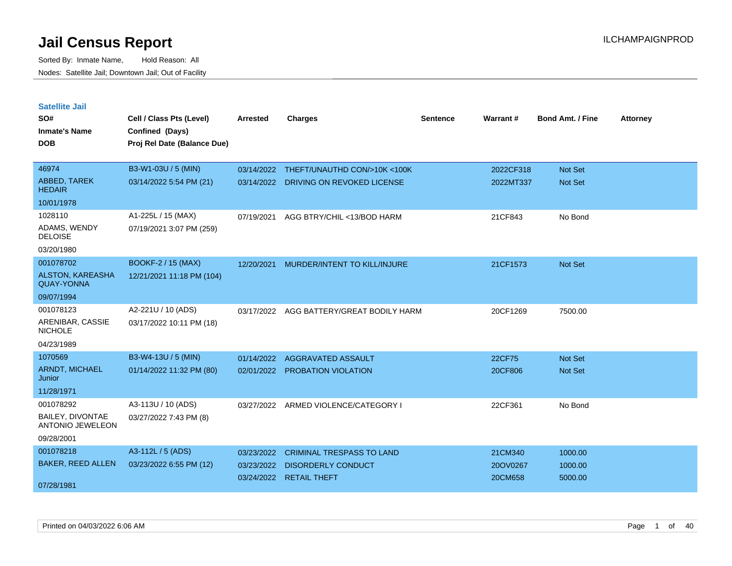# Jail Census Report

Sorted By: Inmate Name, Hold Reason: All

Nodes: Satellite Jail; Downtown Jail; Out of Facility

## Satellite Jail

| SO# / Inmate's Name / DOB | Cell / Class Pts (Level) / Confined (Days) / Proj Rel Date (Balance Due) | Arrested | Charges | Sentence | Warrant # | Bond Amt. / Fine | Attorney |
|---|---|---|---|---|---|---|---|
| 46974<br>ABBED, TAREK HEDAIR<br>10/01/1978 | B3-W1-03U / 5 (MIN)<br>03/14/2022 5:54 PM (21) | 03/14/2022<br>03/14/2022 | THEFT/UNAUTHD CON/>10K <100K<br>DRIVING ON REVOKED LICENSE | | 2022CF318<br>2022MT337 | Not Set<br>Not Set | |
| 1028110<br>ADAMS, WENDY DELOISE<br>03/20/1980 | A1-225L / 15 (MAX)<br>07/19/2021 3:07 PM (259) | 07/19/2021 | AGG BTRY/CHIL <13/BOD HARM | | 21CF843 | No Bond | |
| 001078702<br>ALSTON, KAREASHA QUAY-YONNA<br>09/07/1994 | BOOKF-2 / 15 (MAX)<br>12/21/2021 11:18 PM (104) | 12/20/2021 | MURDER/INTENT TO KILL/INJURE | | 21CF1573 | Not Set | |
| 001078123<br>ARENIBAR, CASSIE NICHOLE<br>04/23/1989 | A2-221U / 10 (ADS)<br>03/17/2022 10:11 PM (18) | 03/17/2022 | AGG BATTERY/GREAT BODILY HARM | | 20CF1269 | 7500.00 | |
| 1070569<br>ARNDT, MICHAEL Junior<br>11/28/1971 | B3-W4-13U / 5 (MIN)<br>01/14/2022 11:32 PM (80) | 01/14/2022<br>02/01/2022 | AGGRAVATED ASSAULT<br>PROBATION VIOLATION | | 22CF75<br>20CF806 | Not Set<br>Not Set | |
| 001078292<br>BAILEY, DIVONTAE ANTONIO JEWELEON<br>09/28/2001 | A3-113U / 10 (ADS)<br>03/27/2022 7:43 PM (8) | 03/27/2022 | ARMED VIOLENCE/CATEGORY I | | 22CF361 | No Bond | |
| 001078218<br>BAKER, REED ALLEN<br>07/28/1981 | A3-112L / 5 (ADS)<br>03/23/2022 6:55 PM (12) | 03/23/2022<br>03/23/2022<br>03/24/2022 | CRIMINAL TRESPASS TO LAND<br>DISORDERLY CONDUCT<br>RETAIL THEFT | | 21CM340<br>20OV0267<br>20CM658 | 1000.00<br>1000.00<br>5000.00 | |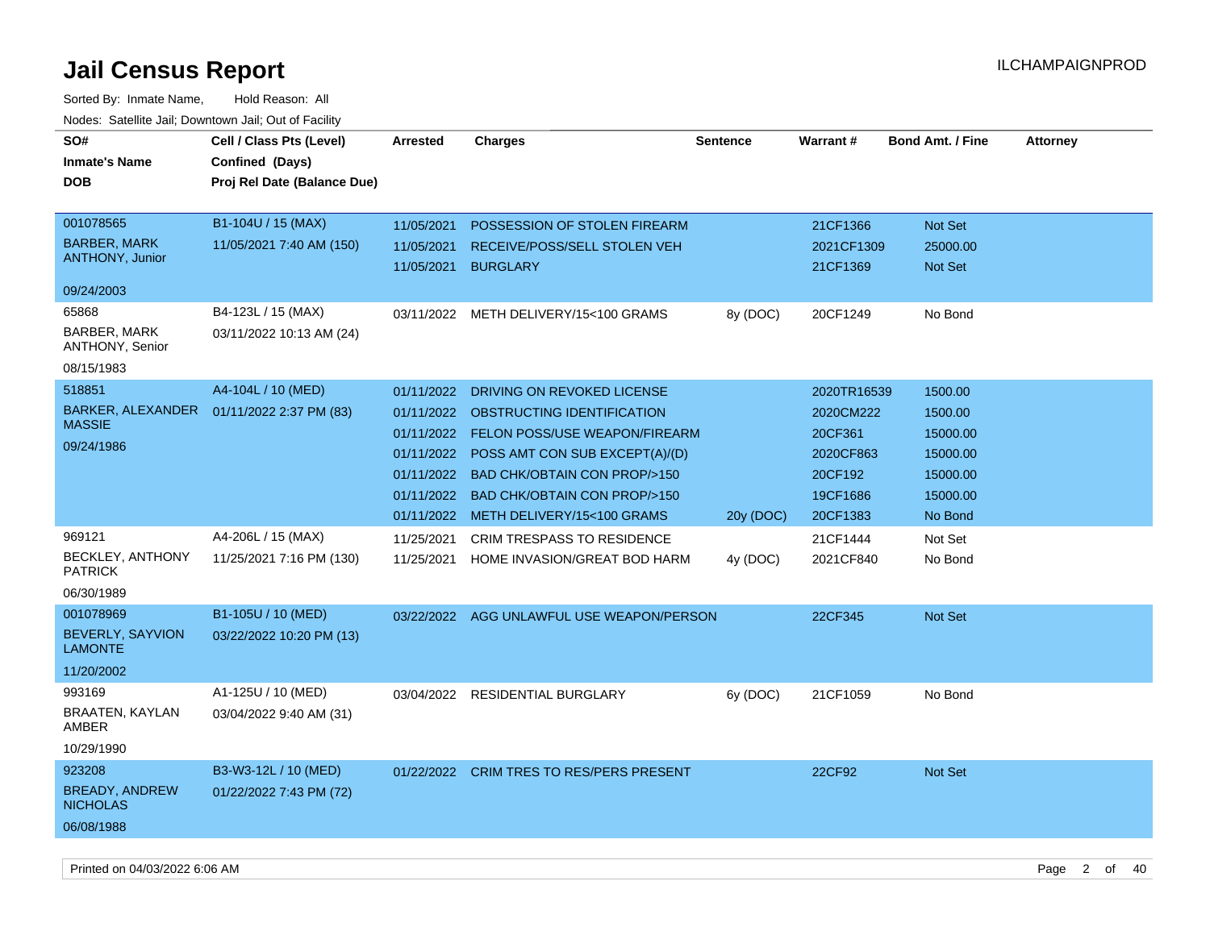# Jail Census Report

Sorted By: Inmate Name, Hold Reason: All

Nodes: Satellite Jail; Downtown Jail; Out of Facility

| SO# / Inmate's Name / DOB | Cell / Class Pts (Level) / Confined (Days) / Proj Rel Date (Balance Due) | Arrested | Charges | Sentence | Warrant # | Bond Amt. / Fine | Attorney |
|---|---|---|---|---|---|---|---|
| 001078565 BARBER, MARK ANTHONY, Junior 09/24/2003 | B1-104U / 15 (MAX) 11/05/2021 7:40 AM (150) | 11/05/2021 | POSSESSION OF STOLEN FIREARM | | 21CF1366 | Not Set | |
| | | 11/05/2021 | RECEIVE/POSS/SELL STOLEN VEH | | 2021CF1309 | 25000.00 | |
| | | 11/05/2021 | BURGLARY | | 21CF1369 | Not Set | |
| 65868 BARBER, MARK ANTHONY, Senior 08/15/1983 | B4-123L / 15 (MAX) 03/11/2022 10:13 AM (24) | 03/11/2022 | METH DELIVERY/15<100 GRAMS | 8y (DOC) | 20CF1249 | No Bond | |
| 518851 BARKER, ALEXANDER MASSIE 09/24/1986 | A4-104L / 10 (MED) 01/11/2022 2:37 PM (83) | 01/11/2022 | DRIVING ON REVOKED LICENSE | | 2020TR16539 | 1500.00 | |
| | | 01/11/2022 | OBSTRUCTING IDENTIFICATION | | 2020CM222 | 1500.00 | |
| | | 01/11/2022 | FELON POSS/USE WEAPON/FIREARM | | 20CF361 | 15000.00 | |
| | | 01/11/2022 | POSS AMT CON SUB EXCEPT(A)/(D) | | 2020CF863 | 15000.00 | |
| | | 01/11/2022 | BAD CHK/OBTAIN CON PROP/>150 | | 20CF192 | 15000.00 | |
| | | 01/11/2022 | BAD CHK/OBTAIN CON PROP/>150 | | 19CF1686 | 15000.00 | |
| | | 01/11/2022 | METH DELIVERY/15<100 GRAMS | 20y (DOC) | 20CF1383 | No Bond | |
| 969121 BECKLEY, ANTHONY PATRICK 06/30/1989 | A4-206L / 15 (MAX) 11/25/2021 7:16 PM (130) | 11/25/2021 | CRIM TRESPASS TO RESIDENCE | | 21CF1444 | Not Set | |
| | | 11/25/2021 | HOME INVASION/GREAT BOD HARM | 4y (DOC) | 2021CF840 | No Bond | |
| 001078969 BEVERLY, SAYVION LAMONTE 11/20/2002 | B1-105U / 10 (MED) 03/22/2022 10:20 PM (13) | 03/22/2022 | AGG UNLAWFUL USE WEAPON/PERSON | | 22CF345 | Not Set | |
| 993169 BRAATEN, KAYLAN AMBER 10/29/1990 | A1-125U / 10 (MED) 03/04/2022 9:40 AM (31) | 03/04/2022 | RESIDENTIAL BURGLARY | 6y (DOC) | 21CF1059 | No Bond | |
| 923208 BREADY, ANDREW NICHOLAS 06/08/1988 | B3-W3-12L / 10 (MED) 01/22/2022 7:43 PM (72) | 01/22/2022 | CRIM TRES TO RES/PERS PRESENT | | 22CF92 | Not Set | |

Printed on 04/03/2022 6:06 AM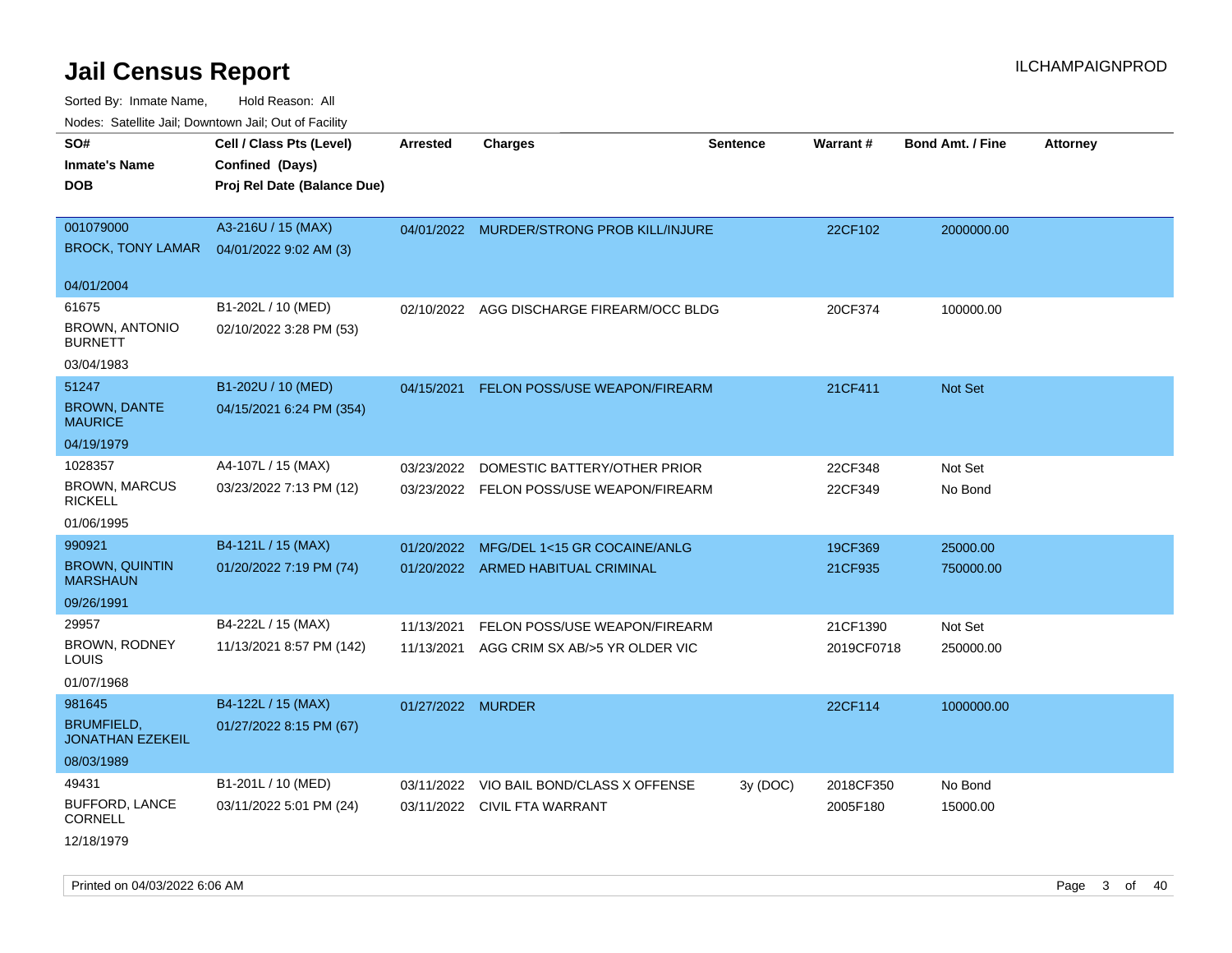# Jail Census Report

ILCHAMPAIGNPROD

Sorted By: Inmate Name, Hold Reason: All

Nodes: Satellite Jail; Downtown Jail; Out of Facility

| SO# / Inmate's Name / DOB | Cell / Class Pts (Level) / Confined (Days) / Proj Rel Date (Balance Due) | Arrested | Charges | Sentence | Warrant # | Bond Amt. / Fine | Attorney |
|---|---|---|---|---|---|---|---|
| 001079000<br>BROCK, TONY LAMAR<br>04/01/2004 | A3-216U / 15 (MAX)<br>04/01/2022 9:02 AM (3) | 04/01/2022 | MURDER/STRONG PROB KILL/INJURE | | 22CF102 | 2000000.00 | |
| 61675<br>BROWN, ANTONIO BURNETT<br>03/04/1983 | B1-202L / 10 (MED)<br>02/10/2022 3:28 PM (53) | 02/10/2022 | AGG DISCHARGE FIREARM/OCC BLDG | | 20CF374 | 100000.00 | |
| 51247<br>BROWN, DANTE MAURICE<br>04/19/1979 | B1-202U / 10 (MED)<br>04/15/2021 6:24 PM (354) | 04/15/2021 | FELON POSS/USE WEAPON/FIREARM | | 21CF411 | Not Set | |
| 1028357<br>BROWN, MARCUS RICKELL<br>01/06/1995 | A4-107L / 15 (MAX)<br>03/23/2022 7:13 PM (12) | 03/23/2022 | DOMESTIC BATTERY/OTHER PRIOR | | 22CF348 | Not Set | |
| | | 03/23/2022 | FELON POSS/USE WEAPON/FIREARM | | 22CF349 | No Bond | |
| 990921<br>BROWN, QUINTIN MARSHAUN<br>09/26/1991 | B4-121L / 15 (MAX)<br>01/20/2022 7:19 PM (74) | 01/20/2022 | MFG/DEL 1<15 GR COCAINE/ANLG | | 19CF369 | 25000.00 | |
| | | 01/20/2022 | ARMED HABITUAL CRIMINAL | | 21CF935 | 750000.00 | |
| 29957<br>BROWN, RODNEY LOUIS<br>01/07/1968 | B4-222L / 15 (MAX)<br>11/13/2021 8:57 PM (142) | 11/13/2021 | FELON POSS/USE WEAPON/FIREARM | | 21CF1390 | Not Set | |
| | | 11/13/2021 | AGG CRIM SX AB/>5 YR OLDER VIC | | 2019CF0718 | 250000.00 | |
| 981645<br>BRUMFIELD, JONATHAN EZEKEIL<br>08/03/1989 | B4-122L / 15 (MAX)<br>01/27/2022 8:15 PM (67) | 01/27/2022 | MURDER | | 22CF114 | 1000000.00 | |
| 49431<br>BUFFORD, LANCE CORNELL<br>12/18/1979 | B1-201L / 10 (MED)<br>03/11/2022 5:01 PM (24) | 03/11/2022 | VIO BAIL BOND/CLASS X OFFENSE | 3y (DOC) | 2018CF350 | No Bond | |
| | | 03/11/2022 | CIVIL FTA WARRANT | | 2005F180 | 15000.00 | |

Printed on 04/03/2022 6:06 AM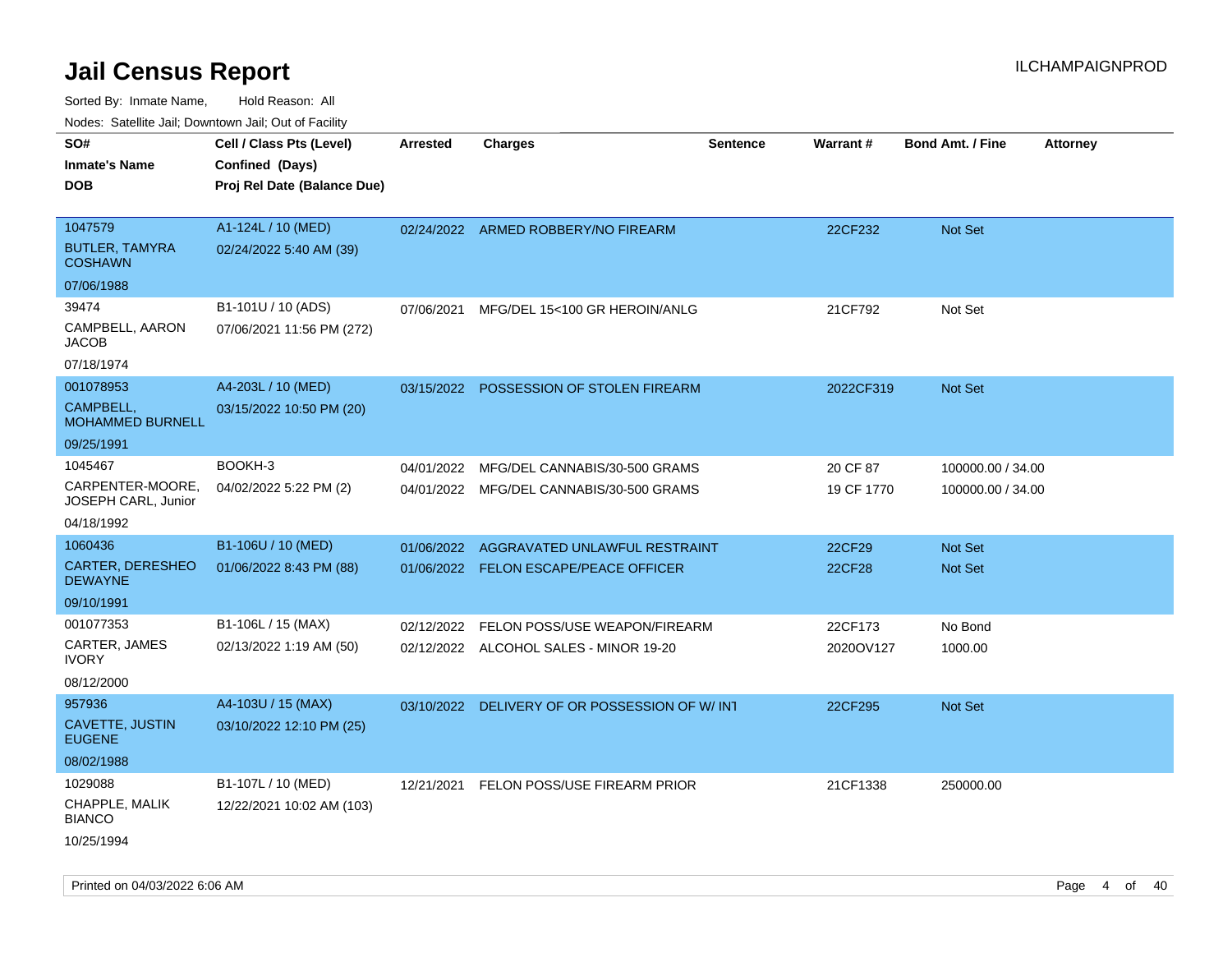# Jail Census Report

ILCHAMPAIGNPROD

Sorted By: Inmate Name, Hold Reason: All

Nodes: Satellite Jail; Downtown Jail; Out of Facility

| SO# / Inmate's Name / DOB | Cell / Class Pts (Level) / Confined (Days) / Proj Rel Date (Balance Due) | Arrested | Charges | Sentence | Warrant # | Bond Amt. / Fine | Attorney |
|---|---|---|---|---|---|---|---|
| 1047579<br>BUTLER, TAMYRA COSHAWN<br>07/06/1988 | A1-124L / 10 (MED)<br>02/24/2022 5:40 AM (39) | 02/24/2022 | ARMED ROBBERY/NO FIREARM | | 22CF232 | Not Set | |
| 39474<br>CAMPBELL, AARON JACOB<br>07/18/1974 | B1-101U / 10 (ADS)<br>07/06/2021 11:56 PM (272) | 07/06/2021 | MFG/DEL 15<100 GR HEROIN/ANLG | | 21CF792 | Not Set | |
| 001078953<br>CAMPBELL, MOHAMMED BURNELL<br>09/25/1991 | A4-203L / 10 (MED)<br>03/15/2022 10:50 PM (20) | 03/15/2022 | POSSESSION OF STOLEN FIREARM | | 2022CF319 | Not Set | |
| 1045467<br>CARPENTER-MOORE, JOSEPH CARL, Junior<br>04/18/1992 | BOOKH-3<br>04/02/2022 5:22 PM (2) | 04/01/2022 | MFG/DEL CANNABIS/30-500 GRAMS | | 20 CF 87 | 100000.00 / 34.00 | |
| | | 04/01/2022 | MFG/DEL CANNABIS/30-500 GRAMS | | 19 CF 1770 | 100000.00 / 34.00 | |
| 1060436<br>CARTER, DERESHEO DEWAYNE<br>09/10/1991 | B1-106U / 10 (MED)<br>01/06/2022 8:43 PM (88) | 01/06/2022 | AGGRAVATED UNLAWFUL RESTRAINT | | 22CF29 | Not Set | |
| | | 01/06/2022 | FELON ESCAPE/PEACE OFFICER | | 22CF28 | Not Set | |
| 001077353<br>CARTER, JAMES IVORY<br>08/12/2000 | B1-106L / 15 (MAX)<br>02/13/2022 1:19 AM (50) | 02/12/2022 | FELON POSS/USE WEAPON/FIREARM | | 22CF173 | No Bond | |
| | | 02/12/2022 | ALCOHOL SALES - MINOR 19-20 | | 2020OV127 | 1000.00 | |
| 957936<br>CAVETTE, JUSTIN EUGENE<br>08/02/1988 | A4-103U / 15 (MAX)<br>03/10/2022 12:10 PM (25) | 03/10/2022 | DELIVERY OF OR POSSESSION OF W/ INT | | 22CF295 | Not Set | |
| 1029088<br>CHAPPLE, MALIK BIANCO<br>10/25/1994 | B1-107L / 10 (MED)<br>12/22/2021 10:02 AM (103) | 12/21/2021 | FELON POSS/USE FIREARM PRIOR | | 21CF1338 | 250000.00 | |

Printed on 04/03/2022 6:06 AM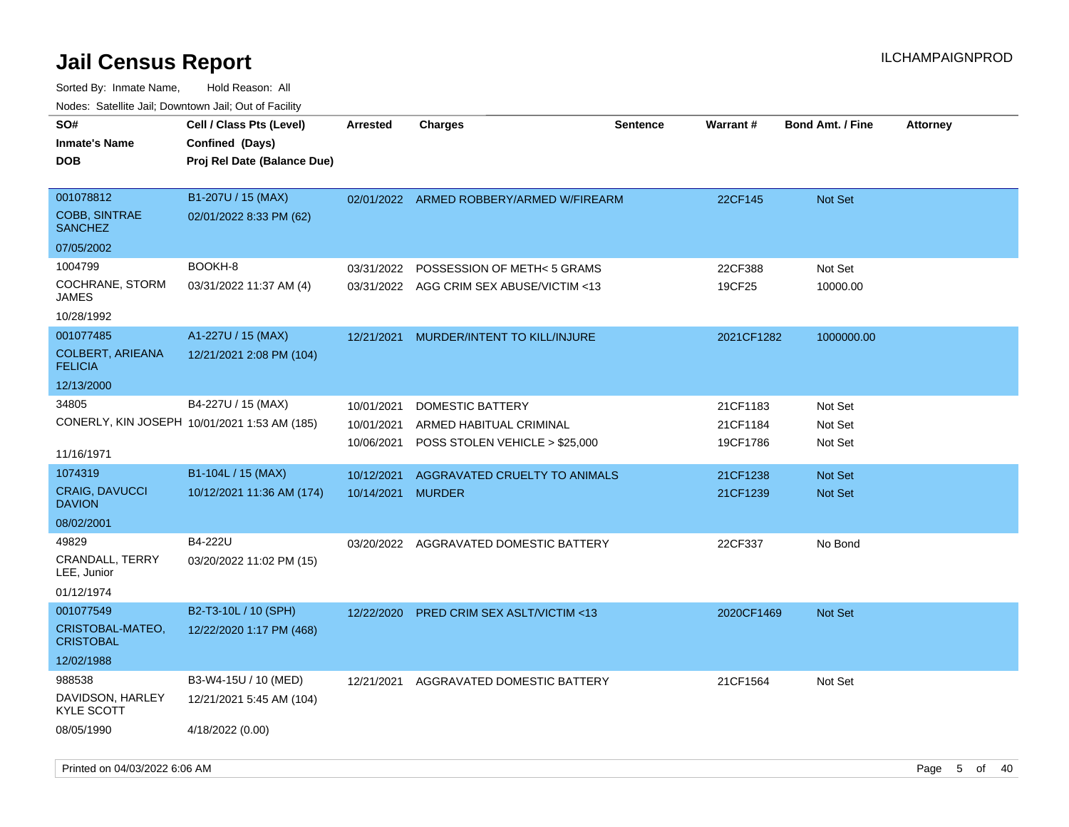# Jail Census Report

Sorted By: Inmate Name, Hold Reason: All

Nodes: Satellite Jail; Downtown Jail; Out of Facility

| SO# / Inmate's Name / DOB | Cell / Class Pts (Level) / Confined (Days) / Proj Rel Date (Balance Due) | Arrested | Charges | Sentence | Warrant # | Bond Amt. / Fine | Attorney |
|---|---|---|---|---|---|---|---|
| 001078812<br>COBB, SINTRAE SANCHEZ<br>07/05/2002 | B1-207U / 15 (MAX)<br>02/01/2022 8:33 PM (62) | 02/01/2022 | ARMED ROBBERY/ARMED W/FIREARM | | 22CF145 | Not Set | |
| 1004799<br>COCHRANE, STORM JAMES<br>10/28/1992 | BOOKH-8<br>03/31/2022 11:37 AM (4) | 03/31/2022<br>03/31/2022 | POSSESSION OF METH< 5 GRAMS<br>AGG CRIM SEX ABUSE/VICTIM <13 | | 22CF388<br>19CF25 | Not Set<br>10000.00 | |
| 001077485<br>COLBERT, ARIEANA FELICIA<br>12/13/2000 | A1-227U / 15 (MAX)<br>12/21/2021 2:08 PM (104) | 12/21/2021 | MURDER/INTENT TO KILL/INJURE | | 2021CF1282 | 1000000.00 | |
| 34805<br>CONERLY, KIN JOSEPH<br>11/16/1971 | B4-227U / 15 (MAX)<br>10/01/2021 1:53 AM (185) | 10/01/2021<br>10/01/2021<br>10/06/2021 | DOMESTIC BATTERY<br>ARMED HABITUAL CRIMINAL<br>POSS STOLEN VEHICLE > $25,000 | | 21CF1183<br>21CF1184<br>19CF1786 | Not Set<br>Not Set<br>Not Set | |
| 1074319<br>CRAIG, DAVUCCI DAVION<br>08/02/2001 | B1-104L / 15 (MAX)<br>10/12/2021 11:36 AM (174) | 10/12/2021<br>10/14/2021 | AGGRAVATED CRUELTY TO ANIMALS<br>MURDER | | 21CF1238<br>21CF1239 | Not Set<br>Not Set | |
| 49829<br>CRANDALL, TERRY LEE, Junior<br>01/12/1974 | B4-222U<br>03/20/2022 11:02 PM (15) | 03/20/2022 | AGGRAVATED DOMESTIC BATTERY | | 22CF337 | No Bond | |
| 001077549<br>CRISTOBAL-MATEO, CRISTOBAL<br>12/02/1988 | B2-T3-10L / 10 (SPH)<br>12/22/2020 1:17 PM (468) | 12/22/2020 | PRED CRIM SEX ASLT/VICTIM <13 | | 2020CF1469 | Not Set | |
| 988538<br>DAVIDSON, HARLEY KYLE SCOTT<br>08/05/1990 | B3-W4-15U / 10 (MED)<br>12/21/2021 5:45 AM (104)<br>4/18/2022 (0.00) | 12/21/2021 | AGGRAVATED DOMESTIC BATTERY | | 21CF1564 | Not Set | |

Printed on 04/03/2022 6:06 AM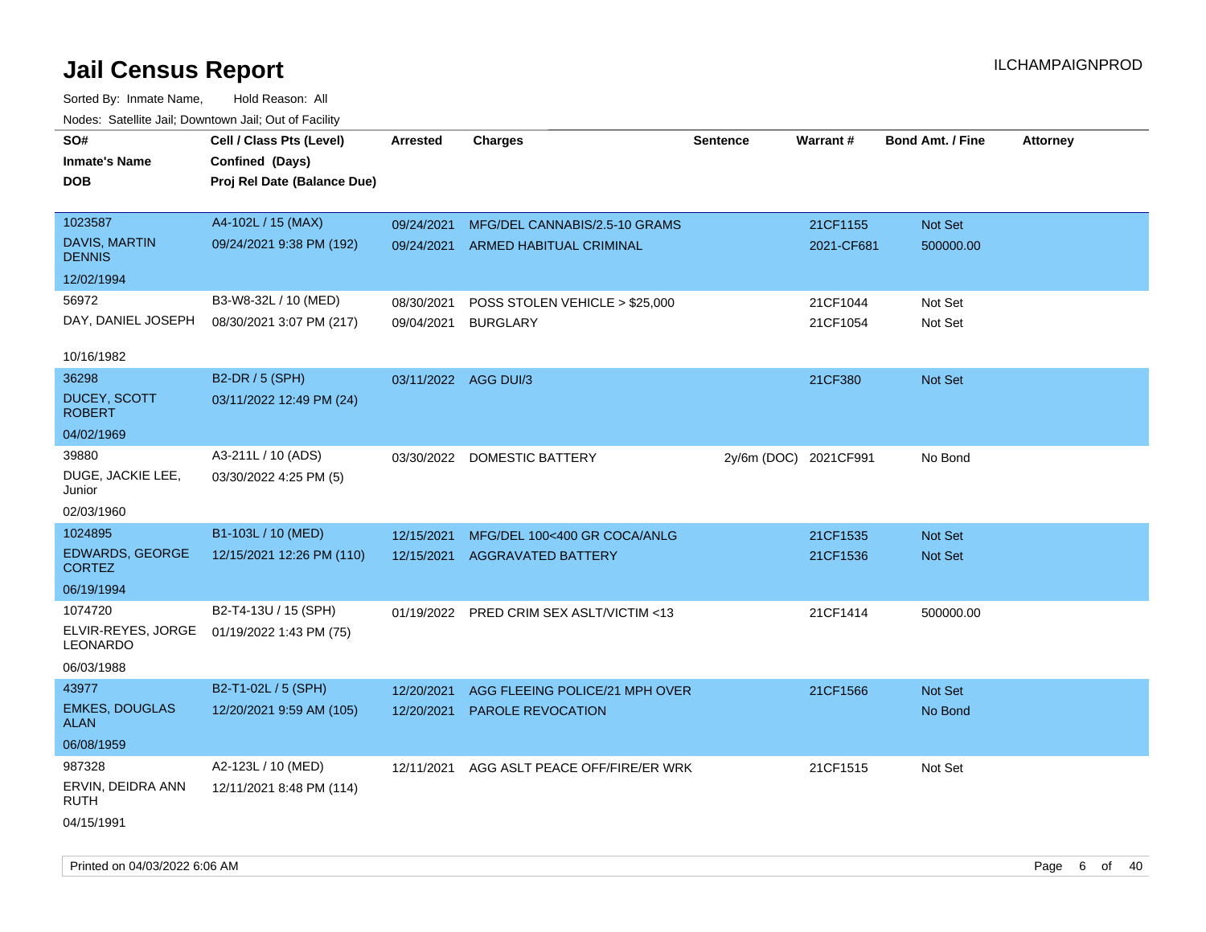# Jail Census Report

ILCHAMPAIGNPROD

Sorted By: Inmate Name, Hold Reason: All

Nodes: Satellite Jail; Downtown Jail; Out of Facility

| SO# / Inmate's Name / DOB | Cell / Class Pts (Level) / Confined (Days) / Proj Rel Date (Balance Due) | Arrested | Charges | Sentence | Warrant # | Bond Amt. / Fine | Attorney |
|---|---|---|---|---|---|---|---|
| 1023587 DAVIS, MARTIN DENNIS 12/02/1994 | A4-102L / 15 (MAX) 09/24/2021 9:38 PM (192) | 09/24/2021 | MFG/DEL CANNABIS/2.5-10 GRAMS | | 21CF1155 | Not Set | |
| | | 09/24/2021 | ARMED HABITUAL CRIMINAL | | 2021-CF681 | 500000.00 | |
| 56972 DAY, DANIEL JOSEPH 10/16/1982 | B3-W8-32L / 10 (MED) 08/30/2021 3:07 PM (217) | 08/30/2021 | POSS STOLEN VEHICLE > $25,000 | | 21CF1044 | Not Set | |
| | | 09/04/2021 | BURGLARY | | 21CF1054 | Not Set | |
| 36298 DUCEY, SCOTT ROBERT 04/02/1969 | B2-DR / 5 (SPH) 03/11/2022 12:49 PM (24) | 03/11/2022 | AGG DUI/3 | | 21CF380 | Not Set | |
| 39880 DUGE, JACKIE LEE, Junior 02/03/1960 | A3-211L / 10 (ADS) 03/30/2022 4:25 PM (5) | 03/30/2022 | DOMESTIC BATTERY | 2y/6m (DOC) | 2021CF991 | No Bond | |
| 1024895 EDWARDS, GEORGE CORTEZ 06/19/1994 | B1-103L / 10 (MED) 12/15/2021 12:26 PM (110) | 12/15/2021 | MFG/DEL 100<400 GR COCA/ANLG | | 21CF1535 | Not Set | |
| | | 12/15/2021 | AGGRAVATED BATTERY | | 21CF1536 | Not Set | |
| 1074720 ELVIR-REYES, JORGE LEONARDO 06/03/1988 | B2-T4-13U / 15 (SPH) 01/19/2022 1:43 PM (75) | 01/19/2022 | PRED CRIM SEX ASLT/VICTIM <13 | | 21CF1414 | 500000.00 | |
| 43977 EMKES, DOUGLAS ALAN 06/08/1959 | B2-T1-02L / 5 (SPH) 12/20/2021 9:59 AM (105) | 12/20/2021 | AGG FLEEING POLICE/21 MPH OVER | | 21CF1566 | Not Set | |
| | | 12/20/2021 | PAROLE REVOCATION | | | No Bond | |
| 987328 ERVIN, DEIDRA ANN RUTH 04/15/1991 | A2-123L / 10 (MED) 12/11/2021 8:48 PM (114) | 12/11/2021 | AGG ASLT PEACE OFF/FIRE/ER WRK | | 21CF1515 | Not Set | |

Printed on 04/03/2022 6:06 AM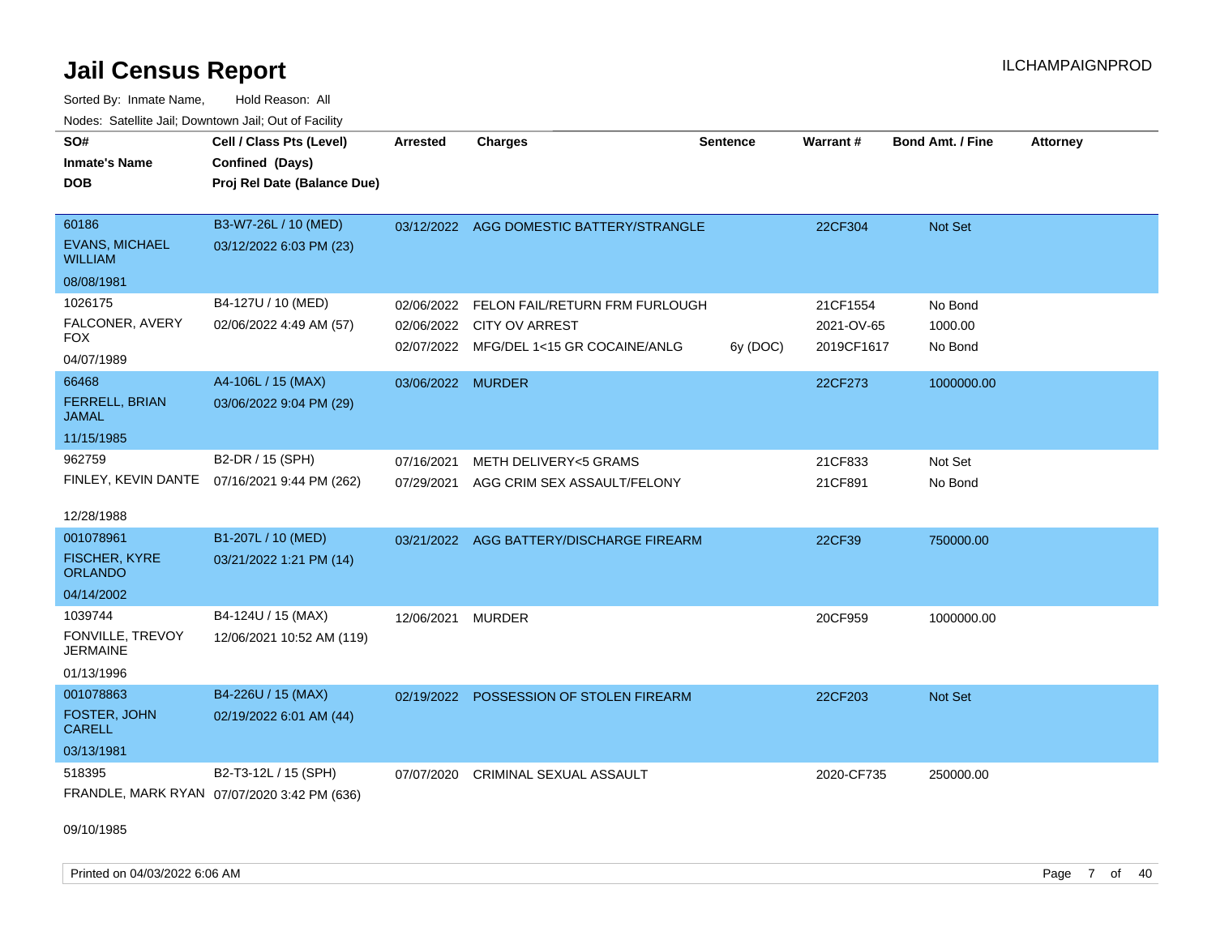# Jail Census Report

ILCHAMPAIGNPROD

Sorted By: Inmate Name, Hold Reason: All

Nodes: Satellite Jail; Downtown Jail; Out of Facility

| SO# / Inmate's Name / DOB | Cell / Class Pts (Level) / Confined (Days) / Proj Rel Date (Balance Due) | Arrested | Charges | Sentence | Warrant # | Bond Amt. / Fine | Attorney |
|---|---|---|---|---|---|---|---|
| 60186 EVANS, MICHAEL WILLIAM 08/08/1981 | B3-W7-26L / 10 (MED) 03/12/2022 6:03 PM (23) | 03/12/2022 | AGG DOMESTIC BATTERY/STRANGLE | | 22CF304 | Not Set | |
| 1026175 FALCONER, AVERY FOX 04/07/1989 | B4-127U / 10 (MED) 02/06/2022 4:49 AM (57) | 02/06/2022 | FELON FAIL/RETURN FRM FURLOUGH | | 21CF1554 | No Bond | |
| | | 02/06/2022 | CITY OV ARREST | | 2021-OV-65 | 1000.00 | |
| | | 02/07/2022 | MFG/DEL 1<15 GR COCAINE/ANLG | 6y (DOC) | 2019CF1617 | No Bond | |
| 66468 FERRELL, BRIAN JAMAL 11/15/1985 | A4-106L / 15 (MAX) 03/06/2022 9:04 PM (29) | 03/06/2022 | MURDER | | 22CF273 | 1000000.00 | |
| 962759 FINLEY, KEVIN DANTE 12/28/1988 | B2-DR / 15 (SPH) 07/16/2021 9:44 PM (262) | 07/16/2021 | METH DELIVERY<5 GRAMS | | 21CF833 | Not Set | |
| | | 07/29/2021 | AGG CRIM SEX ASSAULT/FELONY | | 21CF891 | No Bond | |
| 001078961 FISCHER, KYRE ORLANDO 04/14/2002 | B1-207L / 10 (MED) 03/21/2022 1:21 PM (14) | 03/21/2022 | AGG BATTERY/DISCHARGE FIREARM | | 22CF39 | 750000.00 | |
| 1039744 FONVILLE, TREVOY JERMAINE 01/13/1996 | B4-124U / 15 (MAX) 12/06/2021 10:52 AM (119) | 12/06/2021 | MURDER | | 20CF959 | 1000000.00 | |
| 001078863 FOSTER, JOHN CARELL 03/13/1981 | B4-226U / 15 (MAX) 02/19/2022 6:01 AM (44) | 02/19/2022 | POSSESSION OF STOLEN FIREARM | | 22CF203 | Not Set | |
| 518395 FRANDLE, MARK RYAN 09/10/1985 | B2-T3-12L / 15 (SPH) 07/07/2020 3:42 PM (636) | 07/07/2020 | CRIMINAL SEXUAL ASSAULT | | 2020-CF735 | 250000.00 | |

Printed on 04/03/2022 6:06 AM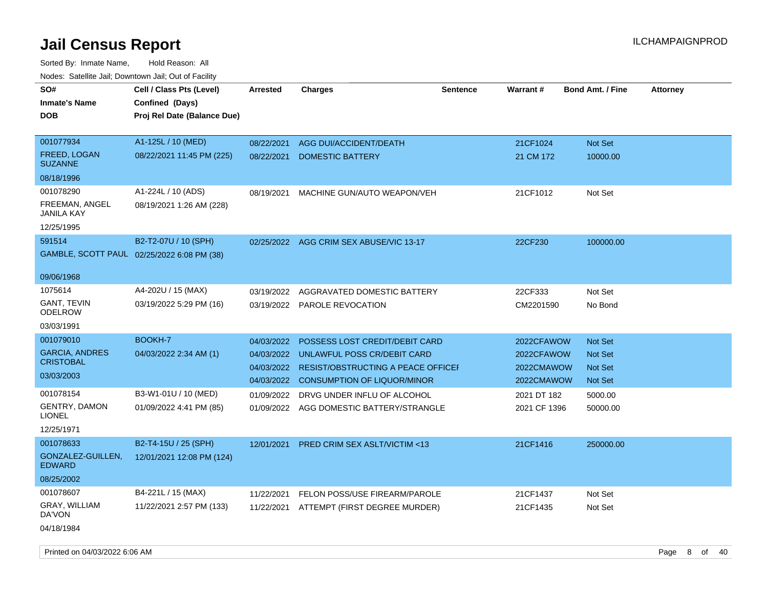# Jail Census Report

Sorted By: Inmate Name, Hold Reason: All

Nodes: Satellite Jail; Downtown Jail; Out of Facility

| SO# / Inmate's Name / DOB | Cell / Class Pts (Level) / Confined (Days) / Proj Rel Date (Balance Due) | Arrested | Charges | Sentence | Warrant # | Bond Amt. / Fine | Attorney |
|---|---|---|---|---|---|---|---|
| 001077934 FREED, LOGAN SUZANNE 08/18/1996 | A1-125L / 10 (MED) 08/22/2021 11:45 PM (225) | 08/22/2021 | AGG DUI/ACCIDENT/DEATH | | 21CF1024 | Not Set | |
| | | 08/22/2021 | DOMESTIC BATTERY | | 21 CM 172 | 10000.00 | |
| 001078290 FREEMAN, ANGEL JANILA KAY 12/25/1995 | A1-224L / 10 (ADS) 08/19/2021 1:26 AM (228) | 08/19/2021 | MACHINE GUN/AUTO WEAPON/VEH | | 21CF1012 | Not Set | |
| 591514 GAMBLE, SCOTT PAUL 09/06/1968 | B2-T2-07U / 10 (SPH) 02/25/2022 6:08 PM (38) | 02/25/2022 | AGG CRIM SEX ABUSE/VIC 13-17 | | 22CF230 | 100000.00 | |
| 1075614 GANT, TEVIN ODELROW 03/03/1991 | A4-202U / 15 (MAX) 03/19/2022 5:29 PM (16) | 03/19/2022 | AGGRAVATED DOMESTIC BATTERY | | 22CF333 | Not Set | |
| | | 03/19/2022 | PAROLE REVOCATION | | CM2201590 | No Bond | |
| 001079010 GARCIA, ANDRES CRISTOBAL 03/03/2003 | BOOKH-7 04/03/2022 2:34 AM (1) | 04/03/2022 | POSSESS LOST CREDIT/DEBIT CARD | | 2022CFAWOW | Not Set | |
| | | 04/03/2022 | UNLAWFUL POSS CR/DEBIT CARD | | 2022CFAWOW | Not Set | |
| | | 04/03/2022 | RESIST/OBSTRUCTING A PEACE OFFICEI | | 2022CMAWOW | Not Set | |
| | | 04/03/2022 | CONSUMPTION OF LIQUOR/MINOR | | 2022CMAWOW | Not Set | |
| 001078154 GENTRY, DAMON LIONEL 12/25/1971 | B3-W1-01U / 10 (MED) 01/09/2022 4:41 PM (85) | 01/09/2022 | DRVG UNDER INFLU OF ALCOHOL | | 2021 DT 182 | 5000.00 | |
| | | 01/09/2022 | AGG DOMESTIC BATTERY/STRANGLE | | 2021 CF 1396 | 50000.00 | |
| 001078633 GONZALEZ-GUILLEN, EDWARD 08/25/2002 | B2-T4-15U / 25 (SPH) 12/01/2021 12:08 PM (124) | 12/01/2021 | PRED CRIM SEX ASLT/VICTIM <13 | | 21CF1416 | 250000.00 | |
| 001078607 GRAY, WILLIAM DA'VON 04/18/1984 | B4-221L / 15 (MAX) 11/22/2021 2:57 PM (133) | 11/22/2021 | FELON POSS/USE FIREARM/PAROLE | | 21CF1437 | Not Set | |
| | | 11/22/2021 | ATTEMPT (FIRST DEGREE MURDER) | | 21CF1435 | Not Set | |

Printed on 04/03/2022 6:06 AM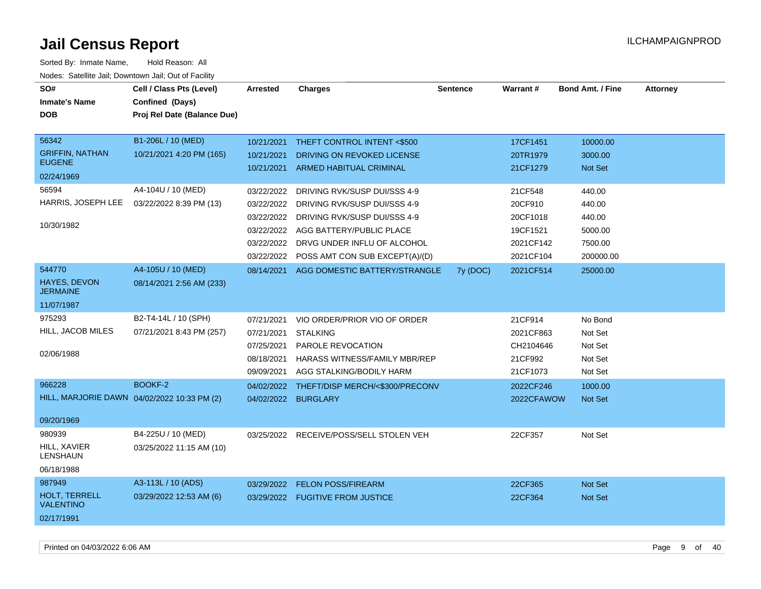# Jail Census Report

ILCHAMPAIGNPROD

Sorted By: Inmate Name, Hold Reason: All

Nodes: Satellite Jail; Downtown Jail; Out of Facility

| SO# / Inmate's Name / DOB | Cell / Class Pts (Level) / Confined (Days) / Proj Rel Date (Balance Due) | Arrested | Charges | Sentence | Warrant # | Bond Amt. / Fine | Attorney |
|---|---|---|---|---|---|---|---|
| 56342 GRIFFIN, NATHAN EUGENE 02/24/1969 | B1-206L / 10 (MED) 10/21/2021 4:20 PM (165) | 10/21/2021 | THEFT CONTROL INTENT <$500 | | 17CF1451 | 10000.00 | |
| | | 10/21/2021 | DRIVING ON REVOKED LICENSE | | 20TR1979 | 3000.00 | |
| | | 10/21/2021 | ARMED HABITUAL CRIMINAL | | 21CF1279 | Not Set | |
| 56594 HARRIS, JOSEPH LEE 10/30/1982 | A4-104U / 10 (MED) 03/22/2022 8:39 PM (13) | 03/22/2022 | DRIVING RVK/SUSP DUI/SSS 4-9 | | 21CF548 | 440.00 | |
| | | 03/22/2022 | DRIVING RVK/SUSP DUI/SSS 4-9 | | 20CF910 | 440.00 | |
| | | 03/22/2022 | DRIVING RVK/SUSP DUI/SSS 4-9 | | 20CF1018 | 440.00 | |
| | | 03/22/2022 | AGG BATTERY/PUBLIC PLACE | | 19CF1521 | 5000.00 | |
| | | 03/22/2022 | DRVG UNDER INFLU OF ALCOHOL | | 2021CF142 | 7500.00 | |
| | | 03/22/2022 | POSS AMT CON SUB EXCEPT(A)/(D) | | 2021CF104 | 200000.00 | |
| 544770 HAYES, DEVON JERMAINE 11/07/1987 | A4-105U / 10 (MED) 08/14/2021 2:56 AM (233) | 08/14/2021 | AGG DOMESTIC BATTERY/STRANGLE | 7y (DOC) | 2021CF514 | 25000.00 | |
| 975293 HILL, JACOB MILES 02/06/1988 | B2-T4-14L / 10 (SPH) 07/21/2021 8:43 PM (257) | 07/21/2021 | VIO ORDER/PRIOR VIO OF ORDER | | 21CF914 | No Bond | |
| | | 07/21/2021 | STALKING | | 2021CF863 | Not Set | |
| | | 07/25/2021 | PAROLE REVOCATION | | CH2104646 | Not Set | |
| | | 08/18/2021 | HARASS WITNESS/FAMILY MBR/REP | | 21CF992 | Not Set | |
| | | 09/09/2021 | AGG STALKING/BODILY HARM | | 21CF1073 | Not Set | |
| 966228 HILL, MARJORIE DAWN 09/20/1969 | BOOKF-2 04/02/2022 10:33 PM (2) | 04/02/2022 | THEFT/DISP MERCH/<$300/PRECONV | | 2022CF246 | 1000.00 | |
| | | 04/02/2022 | BURGLARY | | 2022CFAWOW | Not Set | |
| 980939 HILL, XAVIER LENSHAUN 06/18/1988 | B4-225U / 10 (MED) 03/25/2022 11:15 AM (10) | 03/25/2022 | RECEIVE/POSS/SELL STOLEN VEH | | 22CF357 | Not Set | |
| 987949 HOLT, TERRELL VALENTINO 02/17/1991 | A3-113L / 10 (ADS) 03/29/2022 12:53 AM (6) | 03/29/2022 | FELON POSS/FIREARM | | 22CF365 | Not Set | |
| | | 03/29/2022 | FUGITIVE FROM JUSTICE | | 22CF364 | Not Set | |

Printed on 04/03/2022 6:06 AM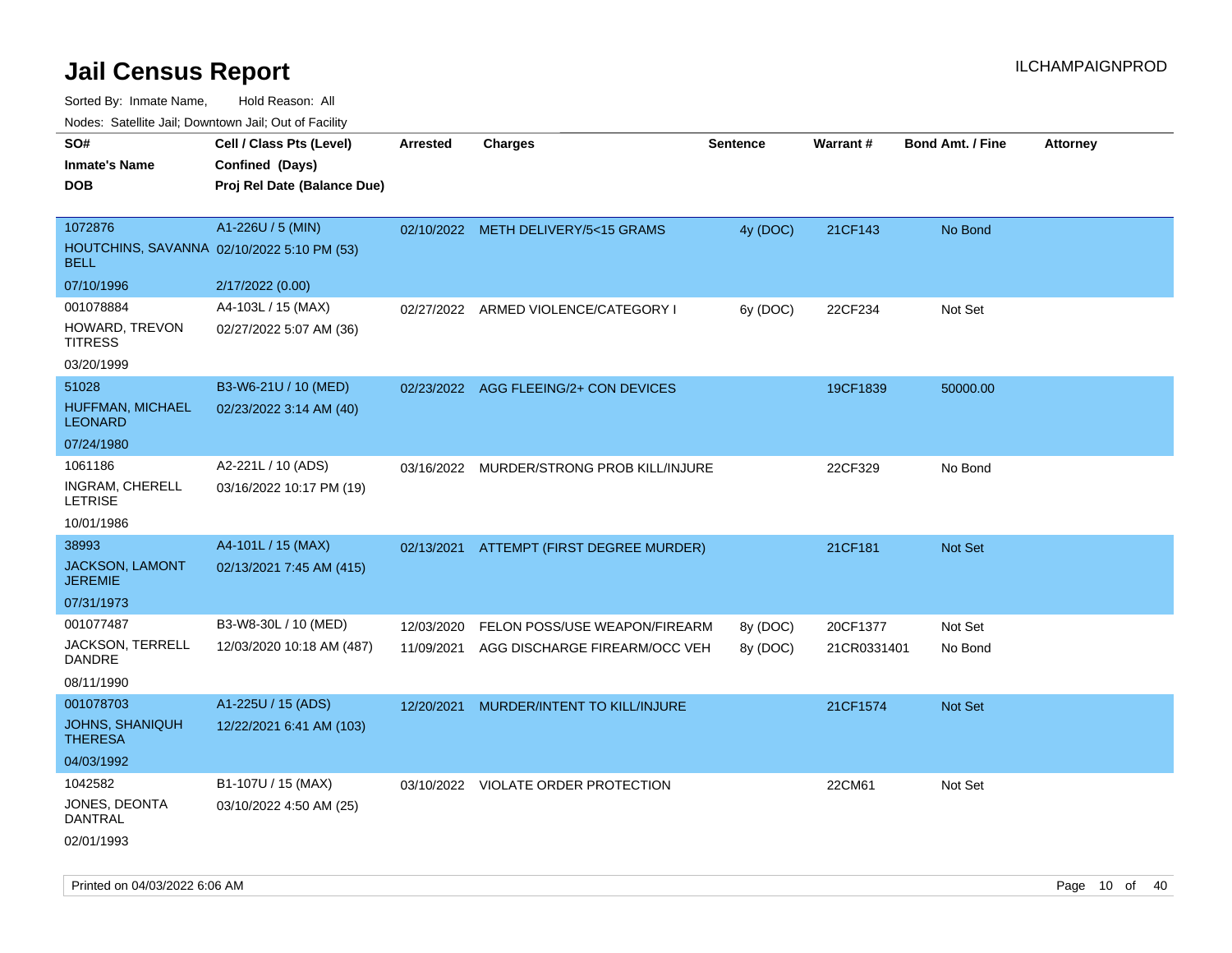# Jail Census Report

ILCHAMPAIGNPROD

Sorted By: Inmate Name, Hold Reason: All

Nodes: Satellite Jail; Downtown Jail; Out of Facility

| SO# / Inmate's Name / DOB | Cell / Class Pts (Level) / Confined (Days) / Proj Rel Date (Balance Due) | Arrested | Charges | Sentence | Warrant # | Bond Amt. / Fine | Attorney |
|---|---|---|---|---|---|---|---|
| 1072876<br>HOUTCHINS, SAVANNA BELL<br>07/10/1996 | A1-226U / 5 (MIN)<br>02/10/2022 5:10 PM (53)<br>2/17/2022 (0.00) | 02/10/2022 | METH DELIVERY/5<15 GRAMS | 4y (DOC) | 21CF143 | No Bond | |
| 001078884<br>HOWARD, TREVON TITRESS<br>03/20/1999 | A4-103L / 15 (MAX)<br>02/27/2022 5:07 AM (36) | 02/27/2022 | ARMED VIOLENCE/CATEGORY I | 6y (DOC) | 22CF234 | Not Set | |
| 51028<br>HUFFMAN, MICHAEL LEONARD<br>07/24/1980 | B3-W6-21U / 10 (MED)<br>02/23/2022 3:14 AM (40) | 02/23/2022 | AGG FLEEING/2+ CON DEVICES | | 19CF1839 | 50000.00 | |
| 1061186<br>INGRAM, CHERELL LETRISE<br>10/01/1986 | A2-221L / 10 (ADS)<br>03/16/2022 10:17 PM (19) | 03/16/2022 | MURDER/STRONG PROB KILL/INJURE | | 22CF329 | No Bond | |
| 38993<br>JACKSON, LAMONT JEREMIE<br>07/31/1973 | A4-101L / 15 (MAX)<br>02/13/2021 7:45 AM (415) | 02/13/2021 | ATTEMPT (FIRST DEGREE MURDER) | | 21CF181 | Not Set | |
| 001077487<br>JACKSON, TERRELL DANDRE<br>08/11/1990 | B3-W8-30L / 10 (MED)<br>12/03/2020 10:18 AM (487) | 12/03/2020 | FELON POSS/USE WEAPON/FIREARM | 8y (DOC) | 20CF1377 | Not Set | |
| | | 11/09/2021 | AGG DISCHARGE FIREARM/OCC VEH | 8y (DOC) | 21CR0331401 | No Bond | |
| 001078703<br>JOHNS, SHANIQUH THERESA<br>04/03/1992 | A1-225U / 15 (ADS)<br>12/22/2021 6:41 AM (103) | 12/20/2021 | MURDER/INTENT TO KILL/INJURE | | 21CF1574 | Not Set | |
| 1042582<br>JONES, DEONTA DANTRAL<br>02/01/1993 | B1-107U / 15 (MAX)<br>03/10/2022 4:50 AM (25) | 03/10/2022 | VIOLATE ORDER PROTECTION | | 22CM61 | Not Set | |

Printed on 04/03/2022 6:06 AM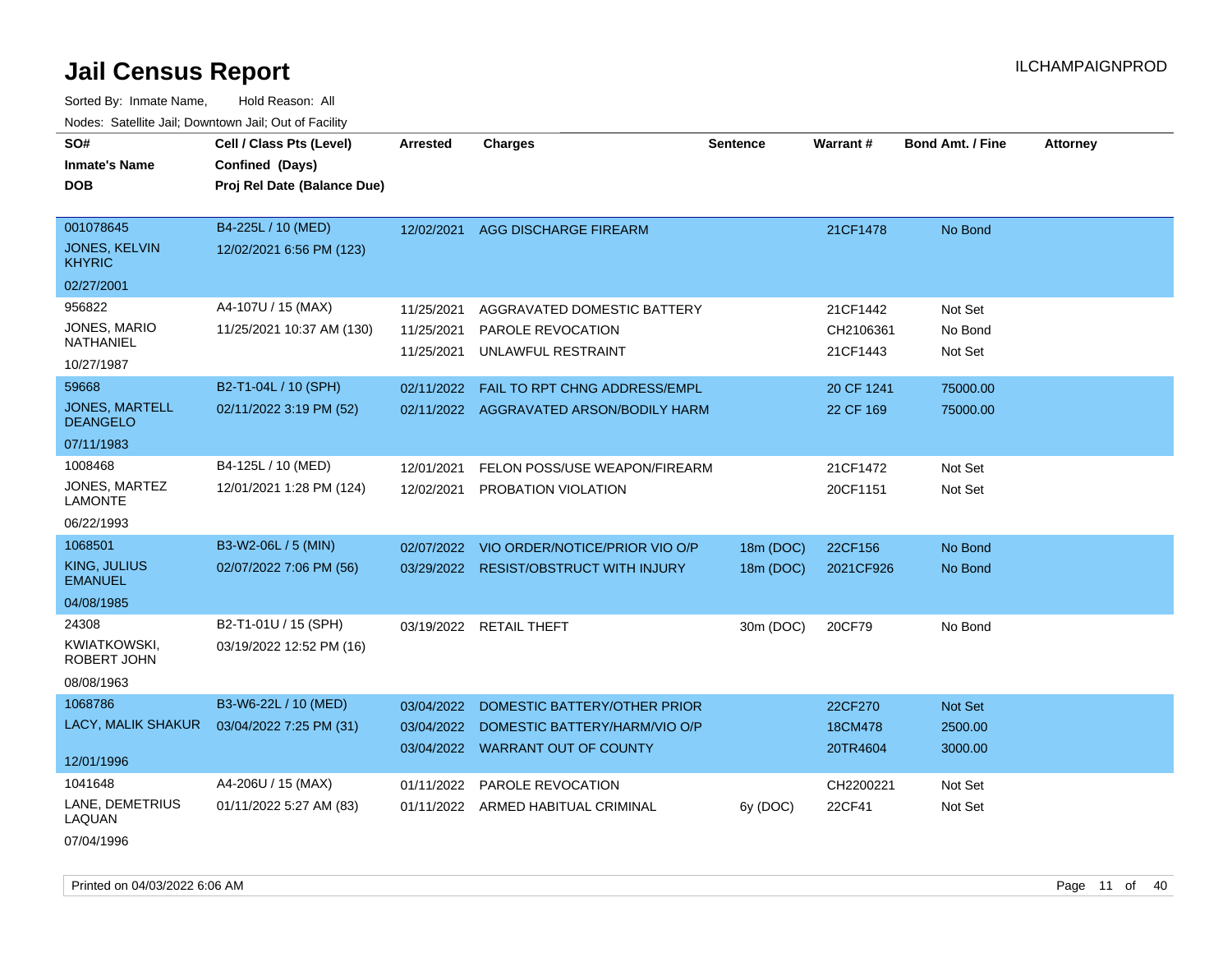# Jail Census Report

Sorted By: Inmate Name, Hold Reason: All

Nodes: Satellite Jail; Downtown Jail; Out of Facility

ILCHAMPAIGNPROD

| SO# / Inmate's Name / DOB | Cell / Class Pts (Level) / Confined (Days) / Proj Rel Date (Balance Due) | Arrested | Charges | Sentence | Warrant # | Bond Amt. / Fine | Attorney |
|---|---|---|---|---|---|---|---|
| 001078645<br>JONES, KELVIN KHYRIC<br>02/27/2001 | B4-225L / 10 (MED)<br>12/02/2021 6:56 PM (123) | 12/02/2021 | AGG DISCHARGE FIREARM | | 21CF1478 | No Bond | |
| 956822<br>JONES, MARIO NATHANIEL<br>10/27/1987 | A4-107U / 15 (MAX)<br>11/25/2021 10:37 AM (130) | 11/25/2021<br>11/25/2021<br>11/25/2021 | AGGRAVATED DOMESTIC BATTERY<br>PAROLE REVOCATION<br>UNLAWFUL RESTRAINT | | 21CF1442<br>CH2106361<br>21CF1443 | Not Set<br>No Bond<br>Not Set | |
| 59668<br>JONES, MARTELL DEANGELO<br>07/11/1983 | B2-T1-04L / 10 (SPH)<br>02/11/2022 3:19 PM (52) | 02/11/2022<br>02/11/2022 | FAIL TO RPT CHNG ADDRESS/EMPL<br>AGGRAVATED ARSON/BODILY HARM | | 20 CF 1241<br>22 CF 169 | 75000.00<br>75000.00 | |
| 1008468<br>JONES, MARTEZ LAMONTE<br>06/22/1993 | B4-125L / 10 (MED)<br>12/01/2021 1:28 PM (124) | 12/01/2021<br>12/02/2021 | FELON POSS/USE WEAPON/FIREARM<br>PROBATION VIOLATION | | 21CF1472<br>20CF1151 | Not Set<br>Not Set | |
| 1068501<br>KING, JULIUS EMANUEL<br>04/08/1985 | B3-W2-06L / 5 (MIN)<br>02/07/2022 7:06 PM (56) | 02/07/2022<br>03/29/2022 | VIO ORDER/NOTICE/PRIOR VIO O/P<br>RESIST/OBSTRUCT WITH INJURY | 18m (DOC)<br>18m (DOC) | 22CF156<br>2021CF926 | No Bond<br>No Bond | |
| 24308<br>KWIATKOWSKI, ROBERT JOHN<br>08/08/1963 | B2-T1-01U / 15 (SPH)<br>03/19/2022 12:52 PM (16) | 03/19/2022 | RETAIL THEFT | 30m (DOC) | 20CF79 | No Bond | |
| 1068786<br>LACY, MALIK SHAKUR<br>12/01/1996 | B3-W6-22L / 10 (MED)<br>03/04/2022 7:25 PM (31) | 03/04/2022<br>03/04/2022<br>03/04/2022 | DOMESTIC BATTERY/OTHER PRIOR<br>DOMESTIC BATTERY/HARM/VIO O/P<br>WARRANT OUT OF COUNTY | | 22CF270<br>18CM478<br>20TR4604 | Not Set<br>2500.00<br>3000.00 | |
| 1041648<br>LANE, DEMETRIUS LAQUAN<br>07/04/1996 | A4-206U / 15 (MAX)<br>01/11/2022 5:27 AM (83) | 01/11/2022<br>01/11/2022 | PAROLE REVOCATION<br>ARMED HABITUAL CRIMINAL | <br>6y (DOC) | CH2200221<br>22CF41 | Not Set<br>Not Set | |

Printed on 04/03/2022 6:06 AM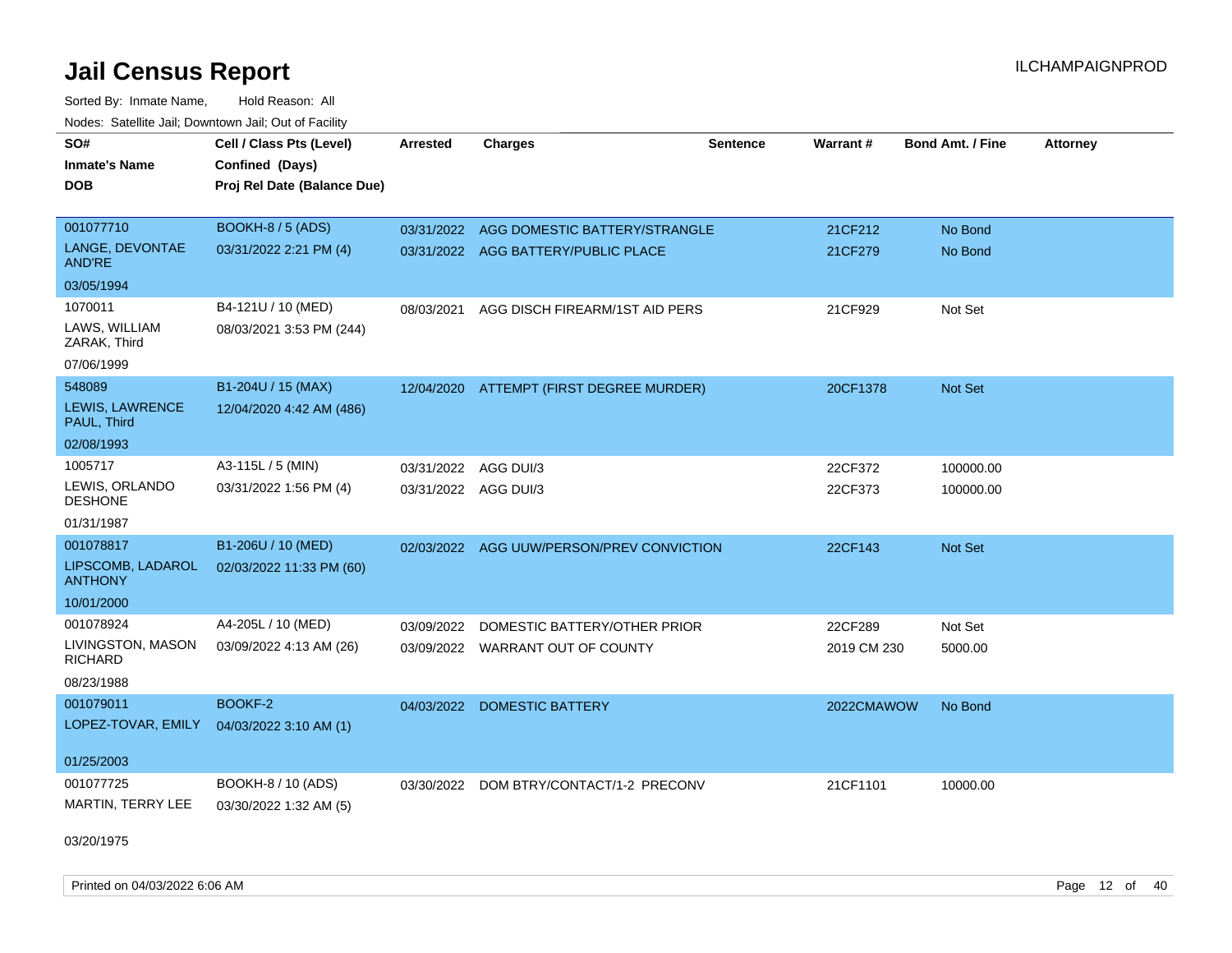# Jail Census Report

Sorted By: Inmate Name, Hold Reason: All

Nodes: Satellite Jail; Downtown Jail; Out of Facility

| SO# / Inmate's Name / DOB | Cell / Class Pts (Level) / Confined (Days) / Proj Rel Date (Balance Due) | Arrested | Charges | Sentence | Warrant # | Bond Amt. / Fine | Attorney |
|---|---|---|---|---|---|---|---|
| 001077710<br>LANGE, DEVONTAE AND'RE<br>03/05/1994 | BOOKH-8 / 5 (ADS)<br>03/31/2022 2:21 PM (4) | 03/31/2022<br>03/31/2022 | AGG DOMESTIC BATTERY/STRANGLE<br>AGG BATTERY/PUBLIC PLACE | | 21CF212<br>21CF279 | No Bond<br>No Bond | |
| 1070011<br>LAWS, WILLIAM ZARAK, Third<br>07/06/1999 | B4-121U / 10 (MED)<br>08/03/2021 3:53 PM (244) | 08/03/2021 | AGG DISCH FIREARM/1ST AID PERS | | 21CF929 | Not Set | |
| 548089<br>LEWIS, LAWRENCE PAUL, Third<br>02/08/1993 | B1-204U / 15 (MAX)<br>12/04/2020 4:42 AM (486) | 12/04/2020 | ATTEMPT (FIRST DEGREE MURDER) | | 20CF1378 | Not Set | |
| 1005717<br>LEWIS, ORLANDO DESHONE<br>01/31/1987 | A3-115L / 5 (MIN)<br>03/31/2022 1:56 PM (4) | 03/31/2022<br>03/31/2022 | AGG DUI/3<br>AGG DUI/3 | | 22CF372<br>22CF373 | 100000.00<br>100000.00 | |
| 001078817<br>LIPSCOMB, LADAROL ANTHONY<br>10/01/2000 | B1-206U / 10 (MED)<br>02/03/2022 11:33 PM (60) | 02/03/2022 | AGG UUW/PERSON/PREV CONVICTION | | 22CF143 | Not Set | |
| 001078924<br>LIVINGSTON, MASON RICHARD<br>08/23/1988 | A4-205L / 10 (MED)<br>03/09/2022 4:13 AM (26) | 03/09/2022<br>03/09/2022 | DOMESTIC BATTERY/OTHER PRIOR<br>WARRANT OUT OF COUNTY | | 22CF289<br>2019 CM 230 | Not Set<br>5000.00 | |
| 001079011<br>LOPEZ-TOVAR, EMILY<br>01/25/2003 | BOOKF-2<br>04/03/2022 3:10 AM (1) | 04/03/2022 | DOMESTIC BATTERY | | 2022CMAWOW | No Bond | |
| 001077725<br>MARTIN, TERRY LEE<br>03/20/1975 | BOOKH-8 / 10 (ADS)<br>03/30/2022 1:32 AM (5) | 03/30/2022 | DOM BTRY/CONTACT/1-2 PRECONV | | 21CF1101 | 10000.00 | |

Printed on 04/03/2022 6:06 AM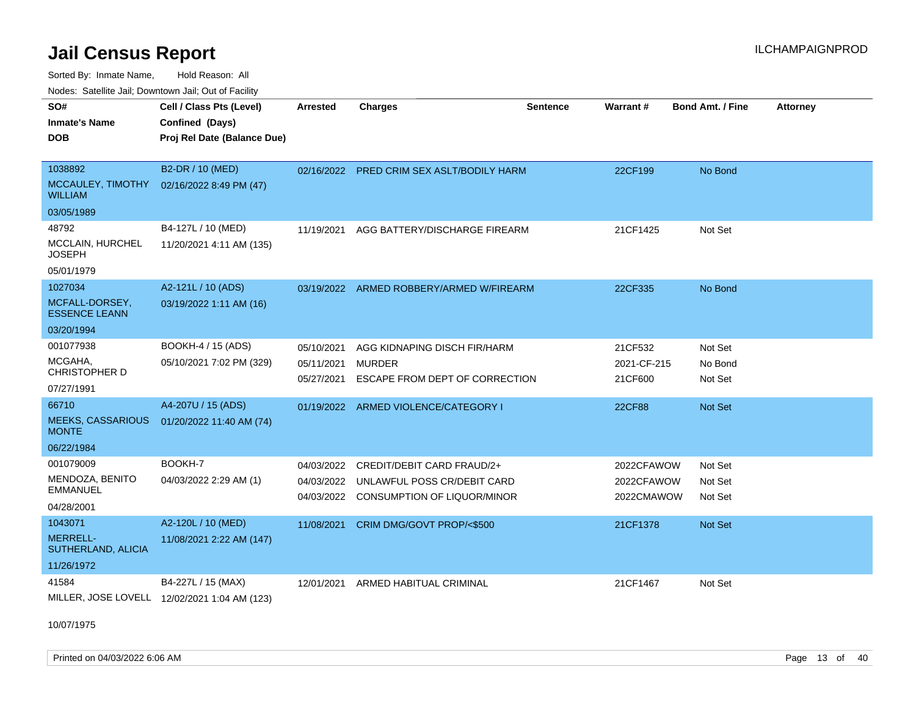# Jail Census Report

Sorted By: Inmate Name, Hold Reason: All

Nodes: Satellite Jail; Downtown Jail; Out of Facility

| SO# / Inmate's Name / DOB | Cell / Class Pts (Level) / Confined (Days) / Proj Rel Date (Balance Due) | Arrested | Charges | Sentence | Warrant # | Bond Amt. / Fine | Attorney |
|---|---|---|---|---|---|---|---|
| 1038892 MCCAULEY, TIMOTHY WILLIAM 03/05/1989 | B2-DR / 10 (MED) 02/16/2022 8:49 PM (47) | 02/16/2022 | PRED CRIM SEX ASLT/BODILY HARM | | 22CF199 | No Bond | |
| 48792 MCCLAIN, HURCHEL JOSEPH 05/01/1979 | B4-127L / 10 (MED) 11/20/2021 4:11 AM (135) | 11/19/2021 | AGG BATTERY/DISCHARGE FIREARM | | 21CF1425 | Not Set | |
| 1027034 MCFALL-DORSEY, ESSENCE LEANN 03/20/1994 | A2-121L / 10 (ADS) 03/19/2022 1:11 AM (16) | 03/19/2022 | ARMED ROBBERY/ARMED W/FIREARM | | 22CF335 | No Bond | |
| 001077938 MCGAHA, CHRISTOPHER D 07/27/1991 | BOOKH-4 / 15 (ADS) 05/10/2021 7:02 PM (329) | 05/10/2021 | AGG KIDNAPING DISCH FIR/HARM | | 21CF532 | Not Set | |
| | | 05/11/2021 | MURDER | | 2021-CF-215 | No Bond | |
| | | 05/27/2021 | ESCAPE FROM DEPT OF CORRECTION | | 21CF600 | Not Set | |
| 66710 MEEKS, CASSARIOUS MONTE 06/22/1984 | A4-207U / 15 (ADS) 01/20/2022 11:40 AM (74) | 01/19/2022 | ARMED VIOLENCE/CATEGORY I | | 22CF88 | Not Set | |
| 001079009 MENDOZA, BENITO EMMANUEL 04/28/2001 | BOOKH-7 04/03/2022 2:29 AM (1) | 04/03/2022 | CREDIT/DEBIT CARD FRAUD/2+ | | 2022CFAWOW | Not Set | |
| | | 04/03/2022 | UNLAWFUL POSS CR/DEBIT CARD | | 2022CFAWOW | Not Set | |
| | | 04/03/2022 | CONSUMPTION OF LIQUOR/MINOR | | 2022CMAWOW | Not Set | |
| 1043071 MERRELL-SUTHERLAND, ALICIA 11/26/1972 | A2-120L / 10 (MED) 11/08/2021 2:22 AM (147) | 11/08/2021 | CRIM DMG/GOVT PROP/<$500 | | 21CF1378 | Not Set | |
| 41584 MILLER, JOSE LOVELL 10/07/1975 | B4-227L / 15 (MAX) 12/02/2021 1:04 AM (123) | 12/01/2021 | ARMED HABITUAL CRIMINAL | | 21CF1467 | Not Set | |

Printed on 04/03/2022 6:06 AM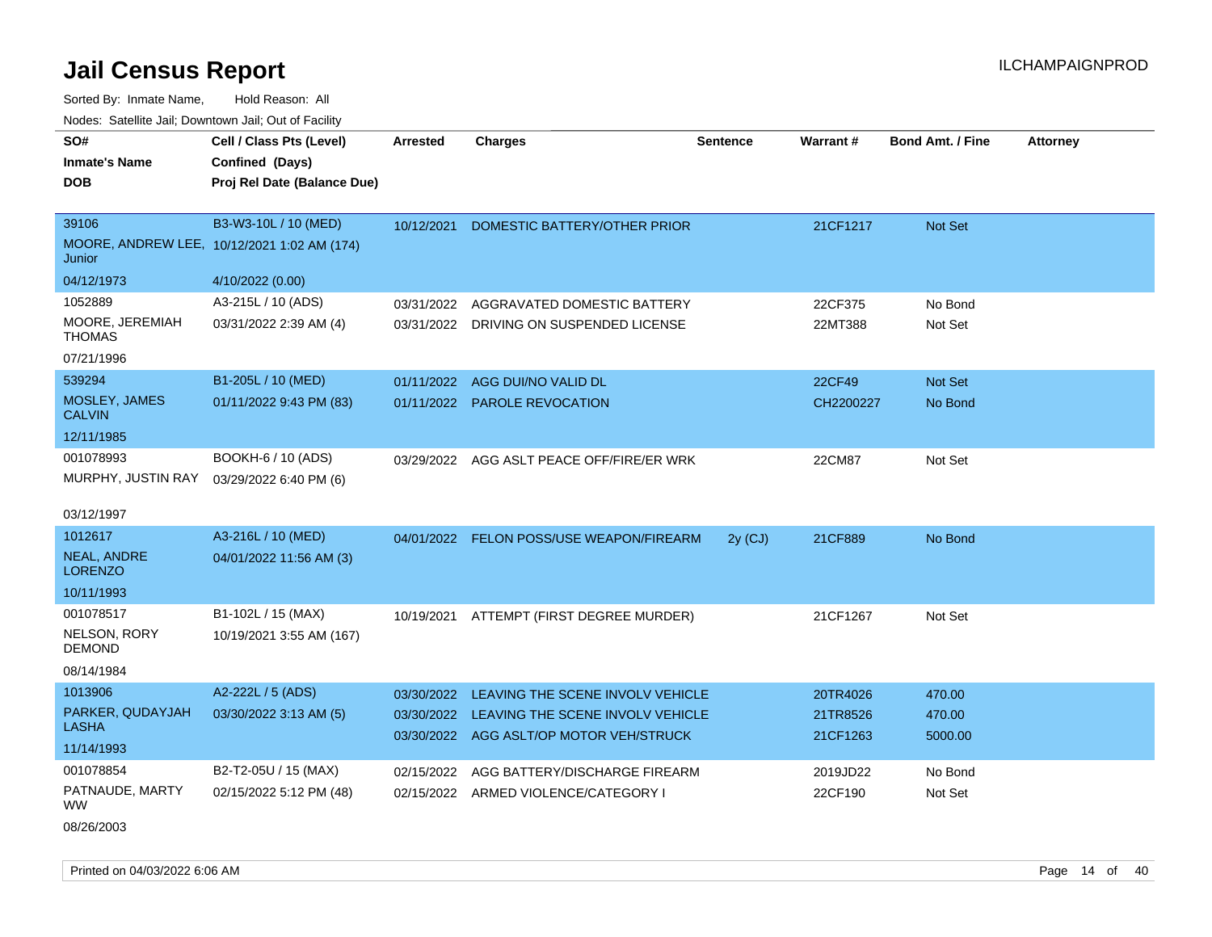# Jail Census Report

Sorted By: Inmate Name, Hold Reason: All

Nodes: Satellite Jail; Downtown Jail; Out of Facility

| SO# / Inmate's Name / DOB | Cell / Class Pts (Level) / Confined (Days) / Proj Rel Date (Balance Due) | Arrested | Charges | Sentence | Warrant # | Bond Amt. / Fine | Attorney |
|---|---|---|---|---|---|---|---|
| 39106<br>MOORE, ANDREW LEE, Junior<br>04/12/1973 | B3-W3-10L / 10 (MED)<br>10/12/2021 1:02 AM (174)<br>4/10/2022 (0.00) | 10/12/2021 | DOMESTIC BATTERY/OTHER PRIOR | | 21CF1217 | Not Set | |
| 1052889<br>MOORE, JEREMIAH THOMAS<br>07/21/1996 | A3-215L / 10 (ADS)<br>03/31/2022 2:39 AM (4) | 03/31/2022<br>03/31/2022 | AGGRAVATED DOMESTIC BATTERY<br>DRIVING ON SUSPENDED LICENSE | | 22CF375<br>22MT388 | No Bond<br>Not Set | |
| 539294<br>MOSLEY, JAMES CALVIN<br>12/11/1985 | B1-205L / 10 (MED)<br>01/11/2022 9:43 PM (83) | 01/11/2022<br>01/11/2022 | AGG DUI/NO VALID DL<br>PAROLE REVOCATION | | 22CF49<br>CH2200227 | Not Set<br>No Bond | |
| 001078993<br>MURPHY, JUSTIN RAY<br>03/12/1997 | BOOKH-6 / 10 (ADS)<br>03/29/2022 6:40 PM (6) | 03/29/2022 | AGG ASLT PEACE OFF/FIRE/ER WRK | | 22CM87 | Not Set | |
| 1012617<br>NEAL, ANDRE LORENZO<br>10/11/1993 | A3-216L / 10 (MED)<br>04/01/2022 11:56 AM (3) | 04/01/2022 | FELON POSS/USE WEAPON/FIREARM | 2y (CJ) | 21CF889 | No Bond | |
| 001078517<br>NELSON, RORY DEMOND<br>08/14/1984 | B1-102L / 15 (MAX)<br>10/19/2021 3:55 AM (167) | 10/19/2021 | ATTEMPT (FIRST DEGREE MURDER) | | 21CF1267 | Not Set | |
| 1013906<br>PARKER, QUDAYJAH LASHA<br>11/14/1993 | A2-222L / 5 (ADS)<br>03/30/2022 3:13 AM (5) | 03/30/2022<br>03/30/2022<br>03/30/2022 | LEAVING THE SCENE INVOLV VEHICLE<br>LEAVING THE SCENE INVOLV VEHICLE<br>AGG ASLT/OP MOTOR VEH/STRUCK | | 20TR4026<br>21TR8526<br>21CF1263 | 470.00<br>470.00<br>5000.00 | |
| 001078854<br>PATNAUDE, MARTY WW<br>08/26/2003 | B2-T2-05U / 15 (MAX)<br>02/15/2022 5:12 PM (48) | 02/15/2022<br>02/15/2022 | AGG BATTERY/DISCHARGE FIREARM<br>ARMED VIOLENCE/CATEGORY I | | 2019JD22<br>22CF190 | No Bond<br>Not Set | |

Printed on 04/03/2022 6:06 AM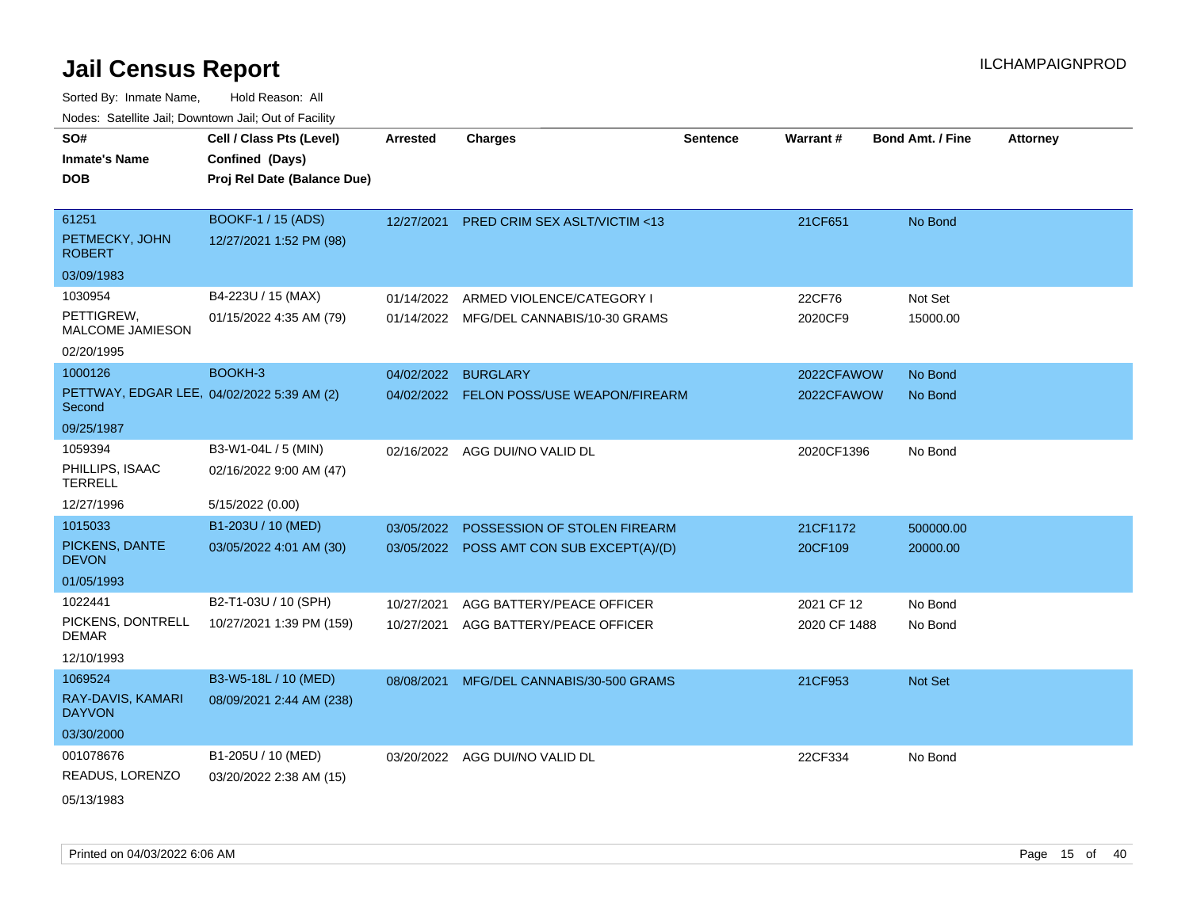# Jail Census Report

Sorted By: Inmate Name, Hold Reason: All

Nodes: Satellite Jail; Downtown Jail; Out of Facility

| SO# / Inmate's Name / DOB | Cell / Class Pts (Level) / Confined (Days) / Proj Rel Date (Balance Due) | Arrested | Charges | Sentence | Warrant # | Bond Amt. / Fine | Attorney |
|---|---|---|---|---|---|---|---|
| 61251<br>PETMECKY, JOHN ROBERT<br>03/09/1983 | BOOKF-1 / 15 (ADS)<br>12/27/2021 1:52 PM (98) | 12/27/2021 | PRED CRIM SEX ASLT/VICTIM <13 | | 21CF651 | No Bond | |
| 1030954<br>PETTIGREW, MALCOME JAMIESON<br>02/20/1995 | B4-223U / 15 (MAX)<br>01/15/2022 4:35 AM (79) | 01/14/2022<br>01/14/2022 | ARMED VIOLENCE/CATEGORY I<br>MFG/DEL CANNABIS/10-30 GRAMS | | 22CF76<br>2020CF9 | Not Set<br>15000.00 | |
| 1000126<br>PETTWAY, EDGAR LEE, Second<br>09/25/1987 | BOOKH-3<br>04/02/2022 5:39 AM (2) | 04/02/2022<br>04/02/2022 | BURGLARY<br>FELON POSS/USE WEAPON/FIREARM | | 2022CFAWOW<br>2022CFAWOW | No Bond<br>No Bond | |
| 1059394<br>PHILLIPS, ISAAC TERRELL<br>12/27/1996 | B3-W1-04L / 5 (MIN)<br>02/16/2022 9:00 AM (47)<br>5/15/2022 (0.00) | 02/16/2022 | AGG DUI/NO VALID DL | | 2020CF1396 | No Bond | |
| 1015033<br>PICKENS, DANTE DEVON<br>01/05/1993 | B1-203U / 10 (MED)<br>03/05/2022 4:01 AM (30) | 03/05/2022<br>03/05/2022 | POSSESSION OF STOLEN FIREARM<br>POSS AMT CON SUB EXCEPT(A)/(D) | | 21CF1172<br>20CF109 | 500000.00<br>20000.00 | |
| 1022441<br>PICKENS, DONTRELL DEMAR<br>12/10/1993 | B2-T1-03U / 10 (SPH)<br>10/27/2021 1:39 PM (159) | 10/27/2021<br>10/27/2021 | AGG BATTERY/PEACE OFFICER<br>AGG BATTERY/PEACE OFFICER | | 2021 CF 12<br>2020 CF 1488 | No Bond<br>No Bond | |
| 1069524<br>RAY-DAVIS, KAMARI DAYVON<br>03/30/2000 | B3-W5-18L / 10 (MED)<br>08/09/2021 2:44 AM (238) | 08/08/2021 | MFG/DEL CANNABIS/30-500 GRAMS | | 21CF953 | Not Set | |
| 001078676<br>READUS, LORENZO<br>05/13/1983 | B1-205U / 10 (MED)<br>03/20/2022 2:38 AM (15) | 03/20/2022 | AGG DUI/NO VALID DL | | 22CF334 | No Bond | |

Printed on 04/03/2022 6:06 AM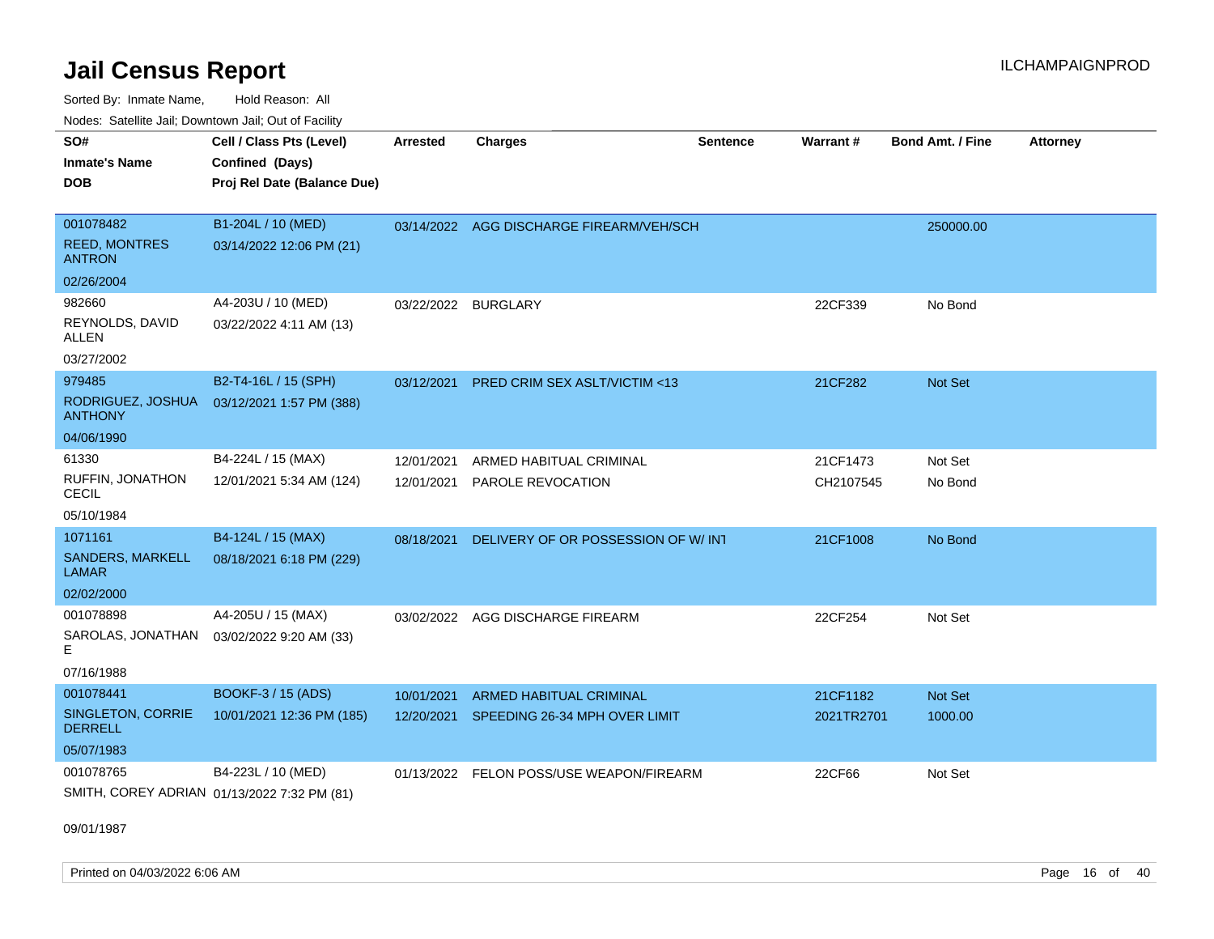# Jail Census Report

ILCHAMPAIGNPROD

Sorted By: Inmate Name, Hold Reason: All

Nodes: Satellite Jail; Downtown Jail; Out of Facility

| SO# / Inmate's Name / DOB | Cell / Class Pts (Level) / Confined (Days) / Proj Rel Date (Balance Due) | Arrested | Charges | Sentence | Warrant # | Bond Amt. / Fine | Attorney |
|---|---|---|---|---|---|---|---|
| 001078482 REED, MONTRES ANTRON 02/26/2004 | B1-204L / 10 (MED) 03/14/2022 12:06 PM (21) | 03/14/2022 | AGG DISCHARGE FIREARM/VEH/SCH | | | 250000.00 | |
| 982660 REYNOLDS, DAVID ALLEN 03/27/2002 | A4-203U / 10 (MED) 03/22/2022 4:11 AM (13) | 03/22/2022 | BURGLARY | | 22CF339 | No Bond | |
| 979485 RODRIGUEZ, JOSHUA ANTHONY 04/06/1990 | B2-T4-16L / 15 (SPH) 03/12/2021 1:57 PM (388) | 03/12/2021 | PRED CRIM SEX ASLT/VICTIM <13 | | 21CF282 | Not Set | |
| 61330 RUFFIN, JONATHON CECIL 05/10/1984 | B4-224L / 15 (MAX) 12/01/2021 5:34 AM (124) | 12/01/2021 | ARMED HABITUAL CRIMINAL | | 21CF1473 | Not Set | |
| | | 12/01/2021 | PAROLE REVOCATION | | CH2107545 | No Bond | |
| 1071161 SANDERS, MARKELL LAMAR 02/02/2000 | B4-124L / 15 (MAX) 08/18/2021 6:18 PM (229) | 08/18/2021 | DELIVERY OF OR POSSESSION OF W/ INT | | 21CF1008 | No Bond | |
| 001078898 SAROLAS, JONATHAN E 07/16/1988 | A4-205U / 15 (MAX) 03/02/2022 9:20 AM (33) | 03/02/2022 | AGG DISCHARGE FIREARM | | 22CF254 | Not Set | |
| 001078441 SINGLETON, CORRIE DERRELL 05/07/1983 | BOOKF-3 / 15 (ADS) 10/01/2021 12:36 PM (185) | 10/01/2021 | ARMED HABITUAL CRIMINAL | | 21CF1182 | Not Set | |
| | | 12/20/2021 | SPEEDING 26-34 MPH OVER LIMIT | | 2021TR2701 | 1000.00 | |
| 001078765 SMITH, COREY ADRIAN 09/01/1987 | B4-223L / 10 (MED) 01/13/2022 7:32 PM (81) | 01/13/2022 | FELON POSS/USE WEAPON/FIREARM | | 22CF66 | Not Set | |

Printed on 04/03/2022 6:06 AM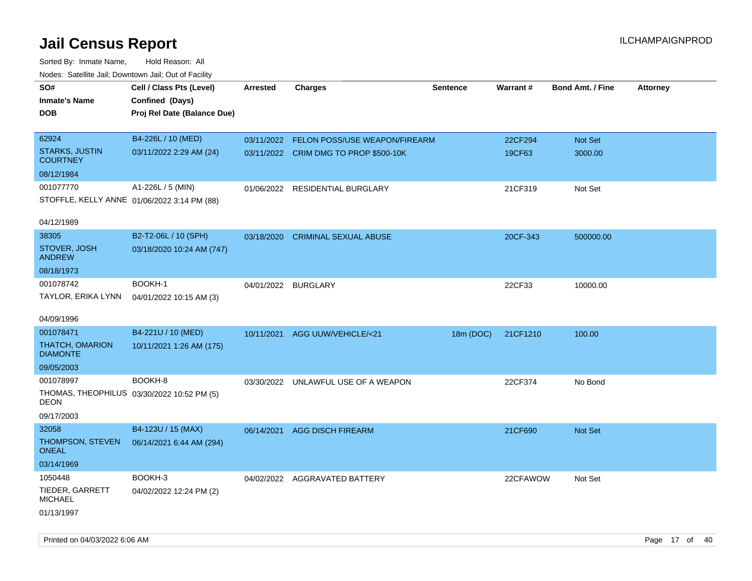# Jail Census Report

ILCHAMPAIGNPROD

Sorted By: Inmate Name, Hold Reason: All

Nodes: Satellite Jail; Downtown Jail; Out of Facility

| SO# / Inmate's Name / DOB | Cell / Class Pts (Level) / Confined (Days) / Proj Rel Date (Balance Due) | Arrested | Charges | Sentence | Warrant # | Bond Amt. / Fine | Attorney |
|---|---|---|---|---|---|---|---|
| 62924 STARKS, JUSTIN COURTNEY 08/12/1984 | B4-226L / 10 (MED) 03/11/2022 2:29 AM (24) | 03/11/2022 | FELON POSS/USE WEAPON/FIREARM | | 22CF294 | Not Set | |
| | | 03/11/2022 | CRIM DMG TO PROP $500-10K | | 19CF63 | 3000.00 | |
| 001077770 STOFFLE, KELLY ANNE 04/12/1989 | A1-226L / 5 (MIN) 01/06/2022 3:14 PM (88) | 01/06/2022 | RESIDENTIAL BURGLARY | | 21CF319 | Not Set | |
| 38305 STOVER, JOSH ANDREW 08/18/1973 | B2-T2-06L / 10 (SPH) 03/18/2020 10:24 AM (747) | 03/18/2020 | CRIMINAL SEXUAL ABUSE | | 20CF-343 | 500000.00 | |
| 001078742 TAYLOR, ERIKA LYNN 04/09/1996 | BOOKH-1 04/01/2022 10:15 AM (3) | 04/01/2022 | BURGLARY | | 22CF33 | 10000.00 | |
| 001078471 THATCH, OMARION DIAMONTE 09/05/2003 | B4-221U / 10 (MED) 10/11/2021 1:26 AM (175) | 10/11/2021 | AGG UUW/VEHICLE/<21 | 18m (DOC) | 21CF1210 | 100.00 | |
| 001078997 THOMAS, THEOPHILUS DEON 09/17/2003 | BOOKH-8 03/30/2022 10:52 PM (5) | 03/30/2022 | UNLAWFUL USE OF A WEAPON | | 22CF374 | No Bond | |
| 32058 THOMPSON, STEVEN ONEAL 03/14/1969 | B4-123U / 15 (MAX) 06/14/2021 6:44 AM (294) | 06/14/2021 | AGG DISCH FIREARM | | 21CF690 | Not Set | |
| 1050448 TIEDER, GARRETT MICHAEL 01/13/1997 | BOOKH-3 04/02/2022 12:24 PM (2) | 04/02/2022 | AGGRAVATED BATTERY | | 22CFAWOW | Not Set | |

Printed on 04/03/2022 6:06 AM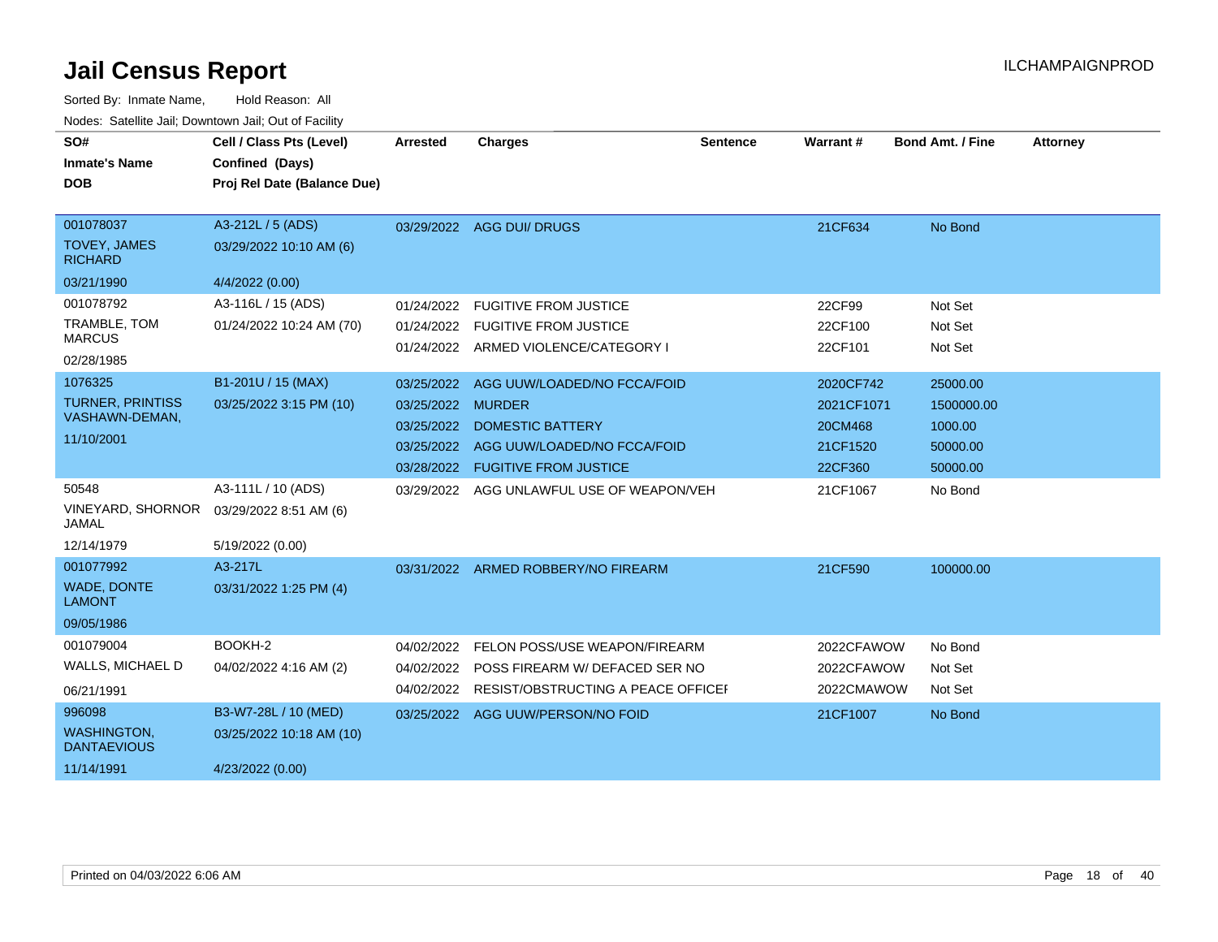# Jail Census Report

Sorted By: Inmate Name, Hold Reason: All

Nodes: Satellite Jail; Downtown Jail; Out of Facility

| SO# / Inmate's Name / DOB | Cell / Class Pts (Level) / Confined (Days) / Proj Rel Date (Balance Due) | Arrested | Charges | Sentence | Warrant # | Bond Amt. / Fine | Attorney |
|---|---|---|---|---|---|---|---|
| 001078037<br>TOVEY, JAMES RICHARD<br>03/21/1990 | A3-212L / 5 (ADS)<br>03/29/2022 10:10 AM (6)<br>4/4/2022 (0.00) | 03/29/2022 | AGG DUI/ DRUGS | | 21CF634 | No Bond | |
| 001078792<br>TRAMBLE, TOM MARCUS<br>02/28/1985 | A3-116L / 15 (ADS)<br>01/24/2022 10:24 AM (70) | 01/24/2022 | FUGITIVE FROM JUSTICE | | 22CF99 | Not Set | |
| | | 01/24/2022 | FUGITIVE FROM JUSTICE | | 22CF100 | Not Set | |
| | | 01/24/2022 | ARMED VIOLENCE/CATEGORY I | | 22CF101 | Not Set | |
| 1076325<br>TURNER, PRINTISS VASHAWN-DEMAN,<br>11/10/2001 | B1-201U / 15 (MAX)<br>03/25/2022 3:15 PM (10) | 03/25/2022 | AGG UUW/LOADED/NO FCCA/FOID | | 2020CF742 | 25000.00 | |
| | | 03/25/2022 | MURDER | | 2021CF1071 | 1500000.00 | |
| | | 03/25/2022 | DOMESTIC BATTERY | | 20CM468 | 1000.00 | |
| | | 03/25/2022 | AGG UUW/LOADED/NO FCCA/FOID | | 21CF1520 | 50000.00 | |
| | | 03/28/2022 | FUGITIVE FROM JUSTICE | | 22CF360 | 50000.00 | |
| 50548<br>VINEYARD, SHORNOR JAMAL<br>12/14/1979 | A3-111L / 10 (ADS)<br>03/29/2022 8:51 AM (6)<br>5/19/2022 (0.00) | 03/29/2022 | AGG UNLAWFUL USE OF WEAPON/VEH | | 21CF1067 | No Bond | |
| 001077992<br>WADE, DONTE LAMONT<br>09/05/1986 | A3-217L<br>03/31/2022 1:25 PM (4) | 03/31/2022 | ARMED ROBBERY/NO FIREARM | | 21CF590 | 100000.00 | |
| 001079004<br>WALLS, MICHAEL D<br>06/21/1991 | BOOKH-2<br>04/02/2022 4:16 AM (2) | 04/02/2022 | FELON POSS/USE WEAPON/FIREARM | | 2022CFAWOW | No Bond | |
| | | 04/02/2022 | POSS FIREARM W/ DEFACED SER NO | | 2022CFAWOW | Not Set | |
| | | 04/02/2022 | RESIST/OBSTRUCTING A PEACE OFFICEI | | 2022CMAWOW | Not Set | |
| 996098<br>WASHINGTON, DANTAEVIOUS<br>11/14/1991 | B3-W7-28L / 10 (MED)<br>03/25/2022 10:18 AM (10)<br>4/23/2022 (0.00) | 03/25/2022 | AGG UUW/PERSON/NO FOID | | 21CF1007 | No Bond | |

Printed on 04/03/2022 6:06 AM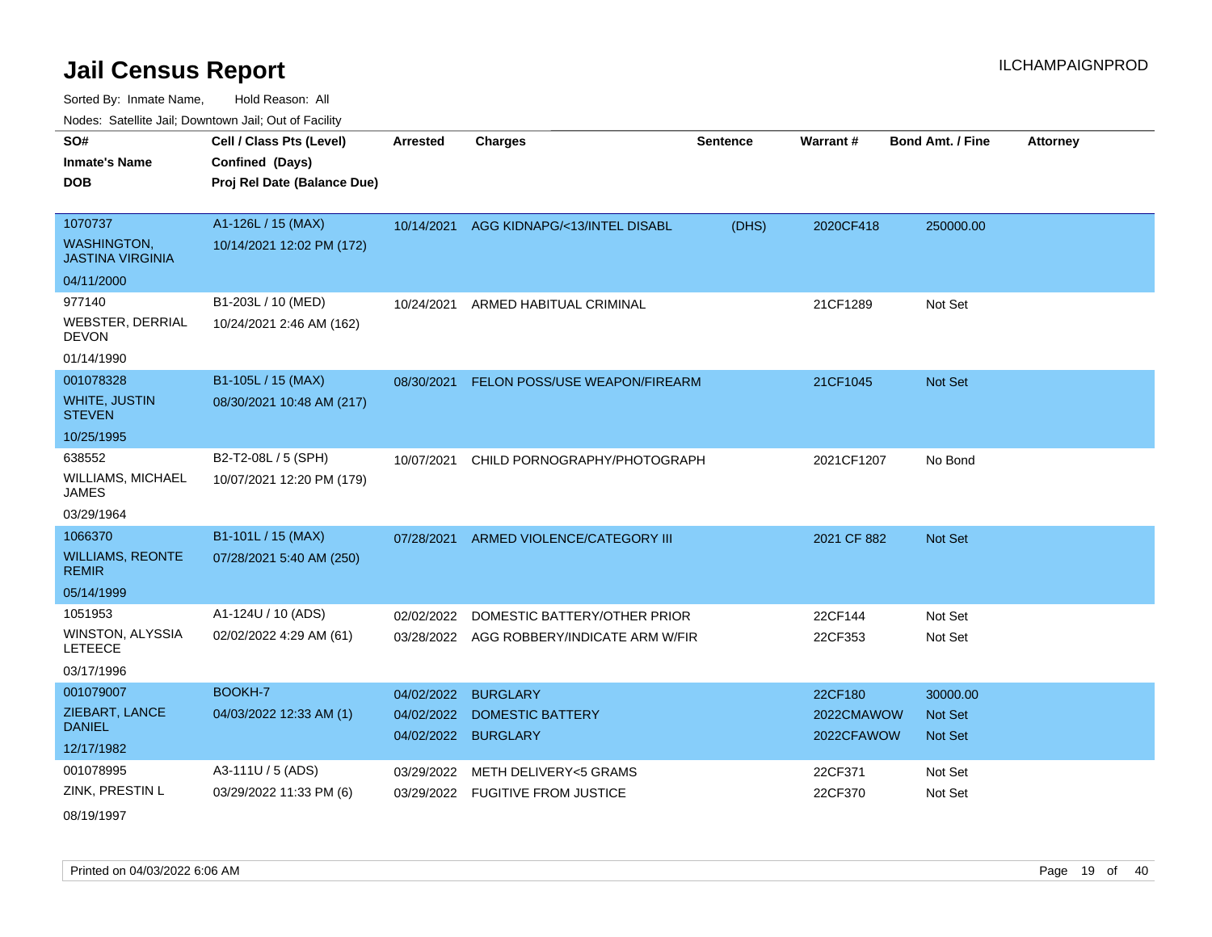# Jail Census Report

ILCHAMPAIGNPROD

Sorted By: Inmate Name, Hold Reason: All

Nodes: Satellite Jail; Downtown Jail; Out of Facility

| SO# / Inmate's Name / DOB | Cell / Class Pts (Level) / Confined (Days) / Proj Rel Date (Balance Due) | Arrested | Charges | Sentence | Warrant # | Bond Amt. / Fine | Attorney |
|---|---|---|---|---|---|---|---|
| 1070737<br>WASHINGTON, JASTINA VIRGINIA<br>04/11/2000 | A1-126L / 15 (MAX)<br>10/14/2021 12:02 PM (172) | 10/14/2021 | AGG KIDNAPG/<13/INTEL DISABL | (DHS) | 2020CF418 | 250000.00 | |
| 977140<br>WEBSTER, DERRIAL DEVON<br>01/14/1990 | B1-203L / 10 (MED)<br>10/24/2021 2:46 AM (162) | 10/24/2021 | ARMED HABITUAL CRIMINAL | | 21CF1289 | Not Set | |
| 001078328<br>WHITE, JUSTIN STEVEN<br>10/25/1995 | B1-105L / 15 (MAX)<br>08/30/2021 10:48 AM (217) | 08/30/2021 | FELON POSS/USE WEAPON/FIREARM | | 21CF1045 | Not Set | |
| 638552<br>WILLIAMS, MICHAEL JAMES<br>03/29/1964 | B2-T2-08L / 5 (SPH)<br>10/07/2021 12:20 PM (179) | 10/07/2021 | CHILD PORNOGRAPHY/PHOTOGRAPH | | 2021CF1207 | No Bond | |
| 1066370<br>WILLIAMS, REONTE REMIR<br>05/14/1999 | B1-101L / 15 (MAX)<br>07/28/2021 5:40 AM (250) | 07/28/2021 | ARMED VIOLENCE/CATEGORY III | | 2021 CF 882 | Not Set | |
| 1051953<br>WINSTON, ALYSSIA LETEECE<br>03/17/1996 | A1-124U / 10 (ADS)<br>02/02/2022 4:29 AM (61) | 02/02/2022<br>03/28/2022 | DOMESTIC BATTERY/OTHER PRIOR<br>AGG ROBBERY/INDICATE ARM W/FIR | | 22CF144<br>22CF353 | Not Set<br>Not Set | |
| 001079007<br>ZIEBART, LANCE DANIEL<br>12/17/1982 | BOOKH-7<br>04/03/2022 12:33 AM (1) | 04/02/2022<br>04/02/2022<br>04/02/2022 | BURGLARY<br>DOMESTIC BATTERY<br>BURGLARY | | 22CF180<br>2022CMAWOW<br>2022CFAWOW | 30000.00<br>Not Set<br>Not Set | |
| 001078995<br>ZINK, PRESTIN L<br>08/19/1997 | A3-111U / 5 (ADS)<br>03/29/2022 11:33 PM (6) | 03/29/2022<br>03/29/2022 | METH DELIVERY<5 GRAMS<br>FUGITIVE FROM JUSTICE | | 22CF371<br>22CF370 | Not Set<br>Not Set | |

Printed on 04/03/2022 6:06 AM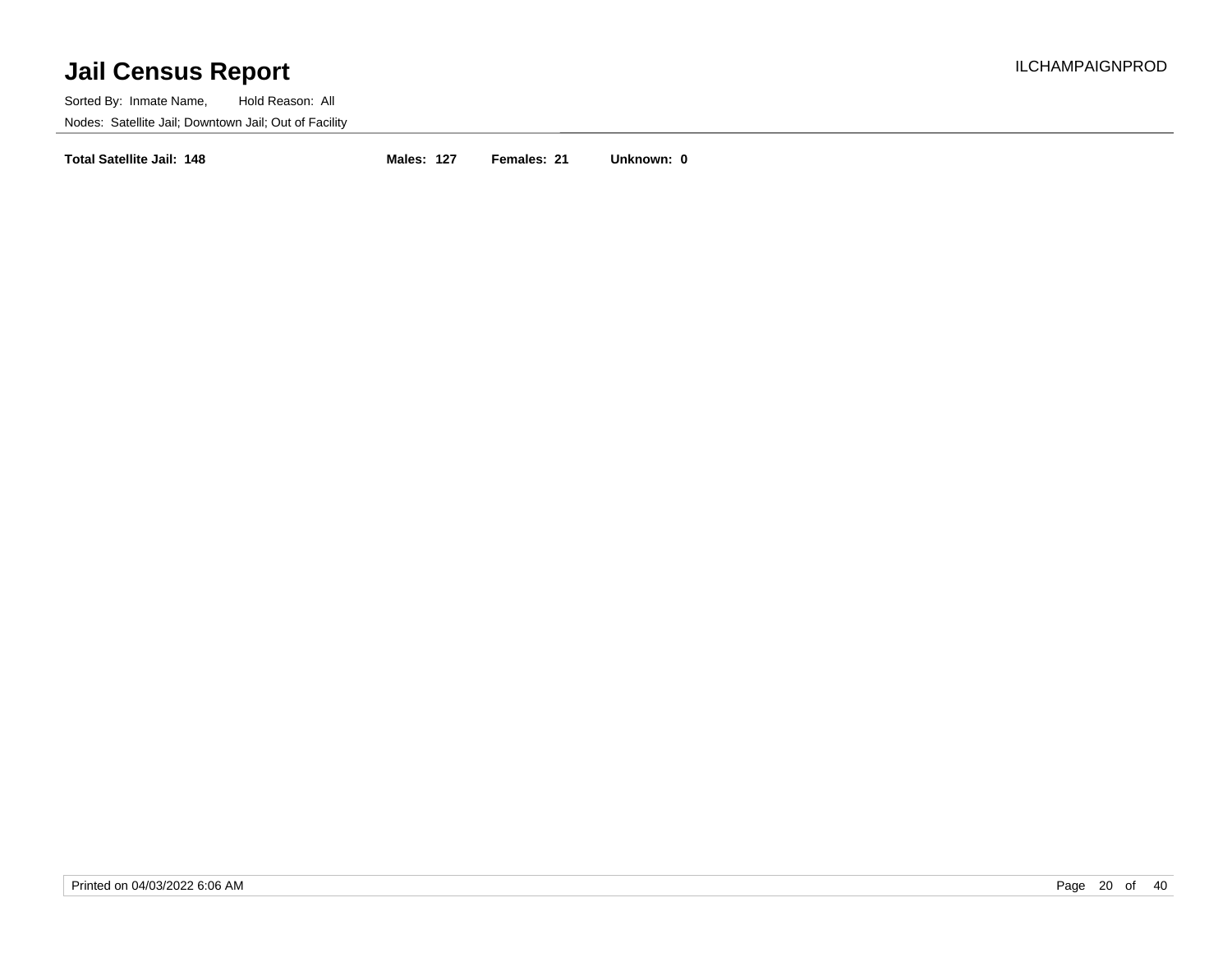# Jail Census Report

Sorted By: Inmate Name, Hold Reason: All

Nodes: Satellite Jail; Downtown Jail; Out of Facility

**Total Satellite Jail: 148** **Males: 127** **Females: 21** **Unknown: 0**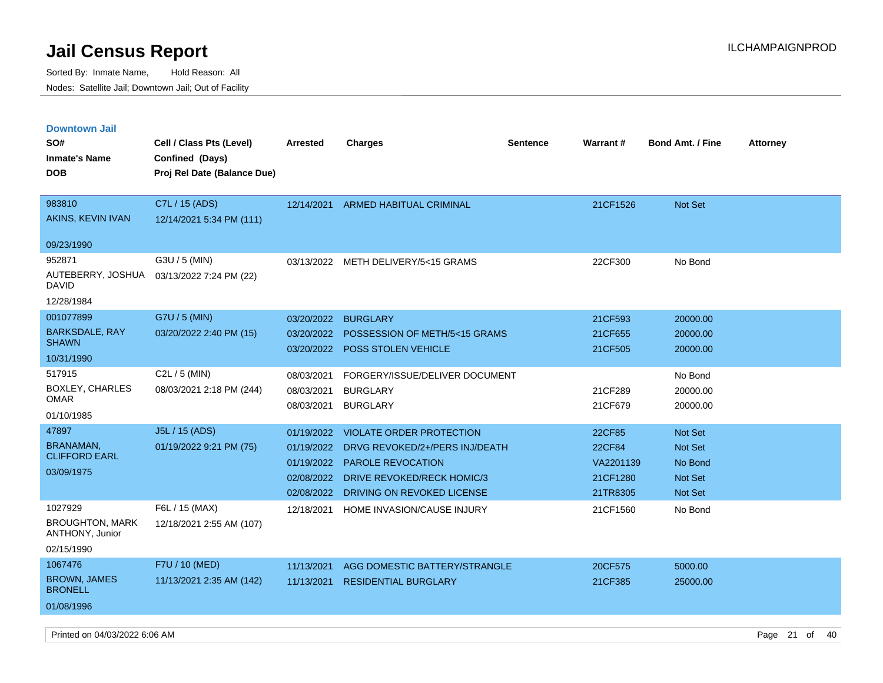# Jail Census Report

Sorted By: Inmate Name, Hold Reason: All

Nodes: Satellite Jail; Downtown Jail; Out of Facility

ILCHAMPAIGNPROD

## Downtown Jail

| SO# / Inmate's Name / DOB | Cell / Class Pts (Level) / Confined (Days) / Proj Rel Date (Balance Due) | Arrested | Charges | Sentence | Warrant # | Bond Amt. / Fine | Attorney |
|---|---|---|---|---|---|---|---|
| 983810<br>AKINS, KEVIN IVAN<br>09/23/1990 | C7L / 15 (ADS)<br>12/14/2021 5:34 PM (111) | 12/14/2021 | ARMED HABITUAL CRIMINAL | | 21CF1526 | Not Set | |
| 952871<br>AUTEBERRY, JOSHUA DAVID<br>12/28/1984 | G3U / 5 (MIN)<br>03/13/2022 7:24 PM (22) | 03/13/2022 | METH DELIVERY/5<15 GRAMS | | 22CF300 | No Bond | |
| 001077899<br>BARKSDALE, RAY SHAWN<br>10/31/1990 | G7U / 5 (MIN)<br>03/20/2022 2:40 PM (15) | 03/20/2022 | BURGLARY | | 21CF593 | 20000.00 | |
| | | 03/20/2022 | POSSESSION OF METH/5<15 GRAMS | | 21CF655 | 20000.00 | |
| | | 03/20/2022 | POSS STOLEN VEHICLE | | 21CF505 | 20000.00 | |
| 517915<br>BOXLEY, CHARLES OMAR<br>01/10/1985 | C2L / 5 (MIN)<br>08/03/2021 2:18 PM (244) | 08/03/2021 | FORGERY/ISSUE/DELIVER DOCUMENT | | | No Bond | |
| | | 08/03/2021 | BURGLARY | | 21CF289 | 20000.00 | |
| | | 08/03/2021 | BURGLARY | | 21CF679 | 20000.00 | |
| 47897<br>BRANAMAN, CLIFFORD EARL<br>03/09/1975 | J5L / 15 (ADS)<br>01/19/2022 9:21 PM (75) | 01/19/2022 | VIOLATE ORDER PROTECTION | | 22CF85 | Not Set | |
| | | 01/19/2022 | DRVG REVOKED/2+/PERS INJ/DEATH | | 22CF84 | Not Set | |
| | | 01/19/2022 | PAROLE REVOCATION | | VA2201139 | No Bond | |
| | | 02/08/2022 | DRIVE REVOKED/RECK HOMIC/3 | | 21CF1280 | Not Set | |
| | | 02/08/2022 | DRIVING ON REVOKED LICENSE | | 21TR8305 | Not Set | |
| 1027929<br>BROUGHTON, MARK ANTHONY, Junior<br>02/15/1990 | F6L / 15 (MAX)<br>12/18/2021 2:55 AM (107) | 12/18/2021 | HOME INVASION/CAUSE INJURY | | 21CF1560 | No Bond | |
| 1067476<br>BROWN, JAMES BRONELL<br>01/08/1996 | F7U / 10 (MED)<br>11/13/2021 2:35 AM (142) | 11/13/2021 | AGG DOMESTIC BATTERY/STRANGLE | | 20CF575 | 5000.00 | |
| | | 11/13/2021 | RESIDENTIAL BURGLARY | | 21CF385 | 25000.00 | |

Printed on 04/03/2022 6:06 AM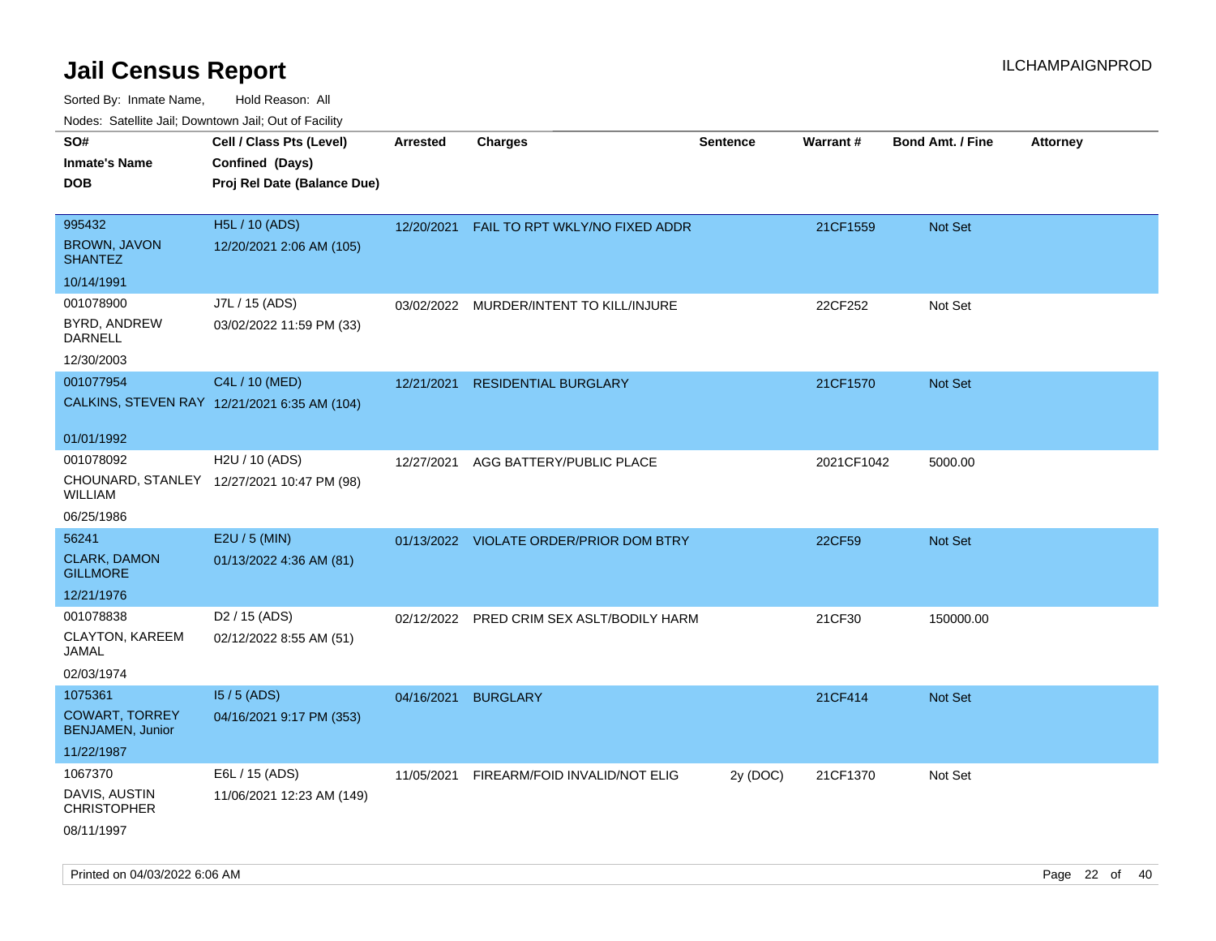# Jail Census Report

ILCHAMPAIGNPROD

Sorted By: Inmate Name, Hold Reason: All

Nodes: Satellite Jail; Downtown Jail; Out of Facility

| SO# / Inmate's Name / DOB | Cell / Class Pts (Level) / Confined (Days) / Proj Rel Date (Balance Due) | Arrested | Charges | Sentence | Warrant # | Bond Amt. / Fine | Attorney |
|---|---|---|---|---|---|---|---|
| 995432 BROWN, JAVON SHANTEZ 10/14/1991 | H5L / 10 (ADS) 12/20/2021 2:06 AM (105) | 12/20/2021 | FAIL TO RPT WKLY/NO FIXED ADDR | | 21CF1559 | Not Set | |
| 001078900 BYRD, ANDREW DARNELL 12/30/2003 | J7L / 15 (ADS) 03/02/2022 11:59 PM (33) | 03/02/2022 | MURDER/INTENT TO KILL/INJURE | | 22CF252 | Not Set | |
| 001077954 CALKINS, STEVEN RAY 01/01/1992 | C4L / 10 (MED) 12/21/2021 6:35 AM (104) | 12/21/2021 | RESIDENTIAL BURGLARY | | 21CF1570 | Not Set | |
| 001078092 CHOUNARD, STANLEY WILLIAM 06/25/1986 | H2U / 10 (ADS) 12/27/2021 10:47 PM (98) | 12/27/2021 | AGG BATTERY/PUBLIC PLACE | | 2021CF1042 | 5000.00 | |
| 56241 CLARK, DAMON GILLMORE 12/21/1976 | E2U / 5 (MIN) 01/13/2022 4:36 AM (81) | 01/13/2022 | VIOLATE ORDER/PRIOR DOM BTRY | | 22CF59 | Not Set | |
| 001078838 CLAYTON, KAREEM JAMAL 02/03/1974 | D2 / 15 (ADS) 02/12/2022 8:55 AM (51) | 02/12/2022 | PRED CRIM SEX ASLT/BODILY HARM | | 21CF30 | 150000.00 | |
| 1075361 COWART, TORREY BENJAMEN, Junior 11/22/1987 | I5 / 5 (ADS) 04/16/2021 9:17 PM (353) | 04/16/2021 | BURGLARY | | 21CF414 | Not Set | |
| 1067370 DAVIS, AUSTIN CHRISTOPHER 08/11/1997 | E6L / 15 (ADS) 11/06/2021 12:23 AM (149) | 11/05/2021 | FIREARM/FOID INVALID/NOT ELIG | 2y (DOC) | 21CF1370 | Not Set | |

Printed on 04/03/2022 6:06 AM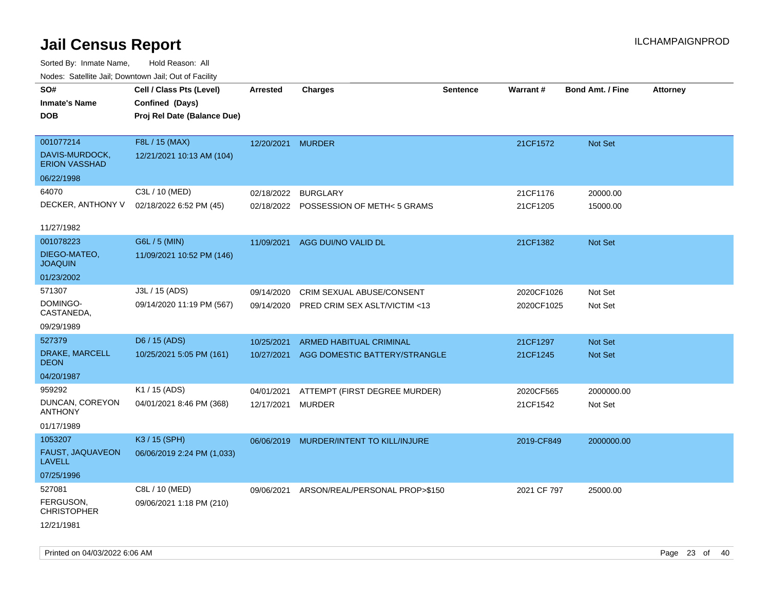# Jail Census Report

ILCHAMPAIGNPROD

Sorted By: Inmate Name, Hold Reason: All

Nodes: Satellite Jail; Downtown Jail; Out of Facility

| SO# / Inmate's Name / DOB | Cell / Class Pts (Level) / Confined (Days) / Proj Rel Date (Balance Due) | Arrested | Charges | Sentence | Warrant # | Bond Amt. / Fine | Attorney |
|---|---|---|---|---|---|---|---|
| 001077214<br>DAVIS-MURDOCK, ERION VASSHAD<br>06/22/1998 | F8L / 15 (MAX)<br>12/21/2021 10:13 AM (104) | 12/20/2021 | MURDER | | 21CF1572 | Not Set | |
| 64070<br>DECKER, ANTHONY V<br>11/27/1982 | C3L / 10 (MED)<br>02/18/2022 6:52 PM (45) | 02/18/2022<br>02/18/2022 | BURGLARY<br>POSSESSION OF METH< 5 GRAMS | | 21CF1176<br>21CF1205 | 20000.00<br>15000.00 | |
| 001078223<br>DIEGO-MATEO, JOAQUIN<br>01/23/2002 | G6L / 5 (MIN)<br>11/09/2021 10:52 PM (146) | 11/09/2021 | AGG DUI/NO VALID DL | | 21CF1382 | Not Set | |
| 571307<br>DOMINGO-CASTANEDA,<br>09/29/1989 | J3L / 15 (ADS)<br>09/14/2020 11:19 PM (567) | 09/14/2020<br>09/14/2020 | CRIM SEXUAL ABUSE/CONSENT<br>PRED CRIM SEX ASLT/VICTIM <13 | | 2020CF1026<br>2020CF1025 | Not Set<br>Not Set | |
| 527379<br>DRAKE, MARCELL DEON<br>04/20/1987 | D6 / 15 (ADS)<br>10/25/2021 5:05 PM (161) | 10/25/2021<br>10/27/2021 | ARMED HABITUAL CRIMINAL<br>AGG DOMESTIC BATTERY/STRANGLE | | 21CF1297<br>21CF1245 | Not Set<br>Not Set | |
| 959292<br>DUNCAN, COREYON ANTHONY<br>01/17/1989 | K1 / 15 (ADS)<br>04/01/2021 8:46 PM (368) | 04/01/2021<br>12/17/2021 | ATTEMPT (FIRST DEGREE MURDER)<br>MURDER | | 2020CF565<br>21CF1542 | 2000000.00<br>Not Set | |
| 1053207<br>FAUST, JAQUAVEON LAVELL<br>07/25/1996 | K3 / 15 (SPH)<br>06/06/2019 2:24 PM (1,033) | 06/06/2019 | MURDER/INTENT TO KILL/INJURE | | 2019-CF849 | 2000000.00 | |
| 527081<br>FERGUSON, CHRISTOPHER<br>12/21/1981 | C8L / 10 (MED)<br>09/06/2021 1:18 PM (210) | 09/06/2021 | ARSON/REAL/PERSONAL PROP>$150 | | 2021 CF 797 | 25000.00 | |

Printed on 04/03/2022 6:06 AM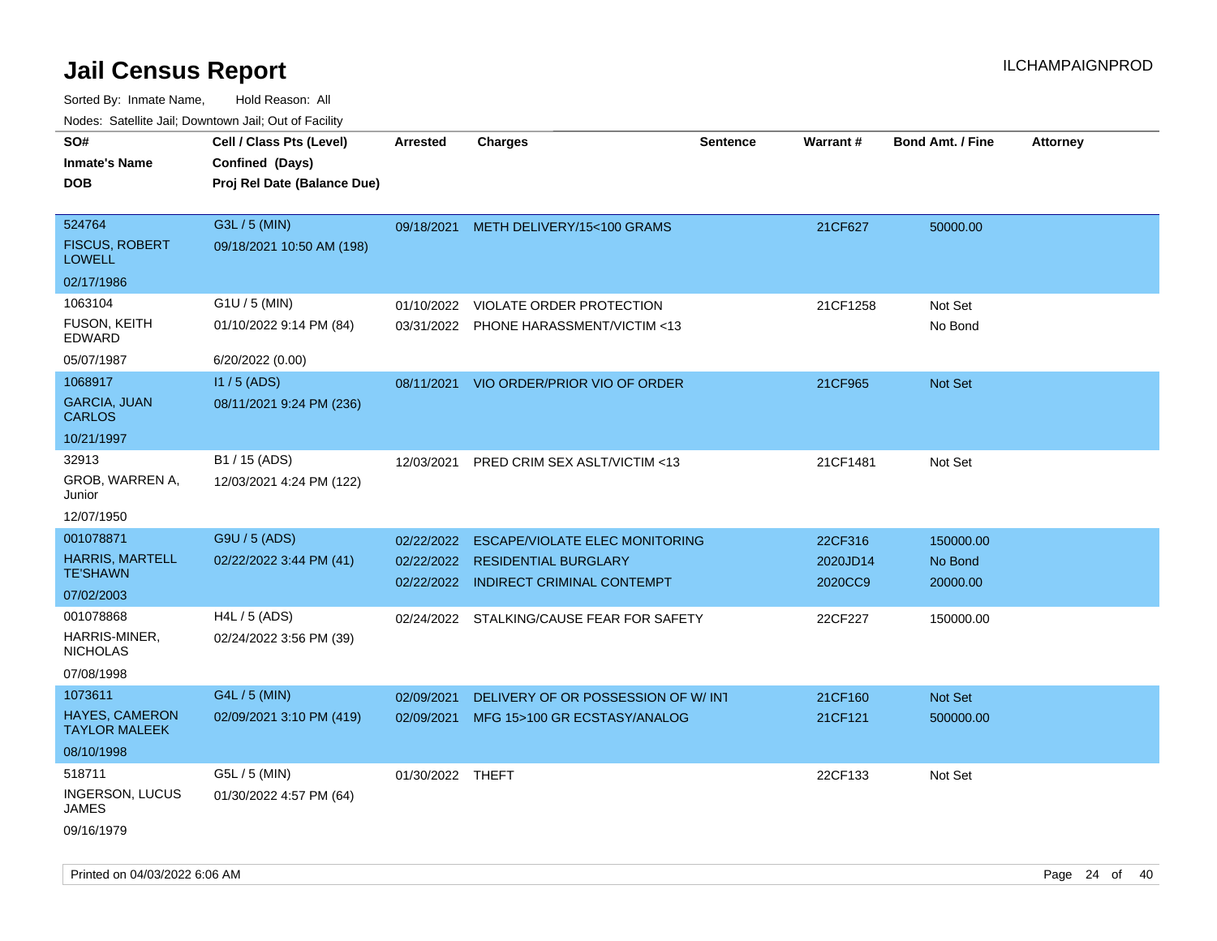# Jail Census Report

Sorted By: Inmate Name, Hold Reason: All

Nodes: Satellite Jail; Downtown Jail; Out of Facility

| SO# / Inmate's Name / DOB | Cell / Class Pts (Level) / Confined (Days) / Proj Rel Date (Balance Due) | Arrested | Charges | Sentence | Warrant # | Bond Amt. / Fine | Attorney |
|---|---|---|---|---|---|---|---|
| 524764<br>FISCUS, ROBERT LOWELL<br>02/17/1986 | G3L / 5 (MIN)<br>09/18/2021 10:50 AM (198) | 09/18/2021 | METH DELIVERY/15<100 GRAMS | | 21CF627 | 50000.00 | |
| 1063104<br>FUSON, KEITH EDWARD<br>05/07/1987 | G1U / 5 (MIN)<br>01/10/2022 9:14 PM (84)<br>6/20/2022 (0.00) | 01/10/2022<br>03/31/2022 | VIOLATE ORDER PROTECTION<br>PHONE HARASSMENT/VICTIM <13 | | 21CF1258 | Not Set<br>No Bond | |
| 1068917<br>GARCIA, JUAN CARLOS<br>10/21/1997 | I1 / 5 (ADS)<br>08/11/2021 9:24 PM (236) | 08/11/2021 | VIO ORDER/PRIOR VIO OF ORDER | | 21CF965 | Not Set | |
| 32913<br>GROB, WARREN A, Junior<br>12/07/1950 | B1 / 15 (ADS)<br>12/03/2021 4:24 PM (122) | 12/03/2021 | PRED CRIM SEX ASLT/VICTIM <13 | | 21CF1481 | Not Set | |
| 001078871<br>HARRIS, MARTELL TE'SHAWN<br>07/02/2003 | G9U / 5 (ADS)<br>02/22/2022 3:44 PM (41) | 02/22/2022<br>02/22/2022<br>02/22/2022 | ESCAPE/VIOLATE ELEC MONITORING<br>RESIDENTIAL BURGLARY<br>INDIRECT CRIMINAL CONTEMPT | | 22CF316<br>2020JD14<br>2020CC9 | 150000.00<br>No Bond<br>20000.00 | |
| 001078868<br>HARRIS-MINER, NICHOLAS<br>07/08/1998 | H4L / 5 (ADS)<br>02/24/2022 3:56 PM (39) | 02/24/2022 | STALKING/CAUSE FEAR FOR SAFETY | | 22CF227 | 150000.00 | |
| 1073611<br>HAYES, CAMERON TAYLOR MALEEK<br>08/10/1998 | G4L / 5 (MIN)<br>02/09/2021 3:10 PM (419) | 02/09/2021<br>02/09/2021 | DELIVERY OF OR POSSESSION OF W/ INT<br>MFG 15>100 GR ECSTASY/ANALOG | | 21CF160<br>21CF121 | Not Set<br>500000.00 | |
| 518711<br>INGERSON, LUCUS JAMES<br>09/16/1979 | G5L / 5 (MIN)<br>01/30/2022 4:57 PM (64) | 01/30/2022 | THEFT | | 22CF133 | Not Set | |

Printed on 04/03/2022 6:06 AM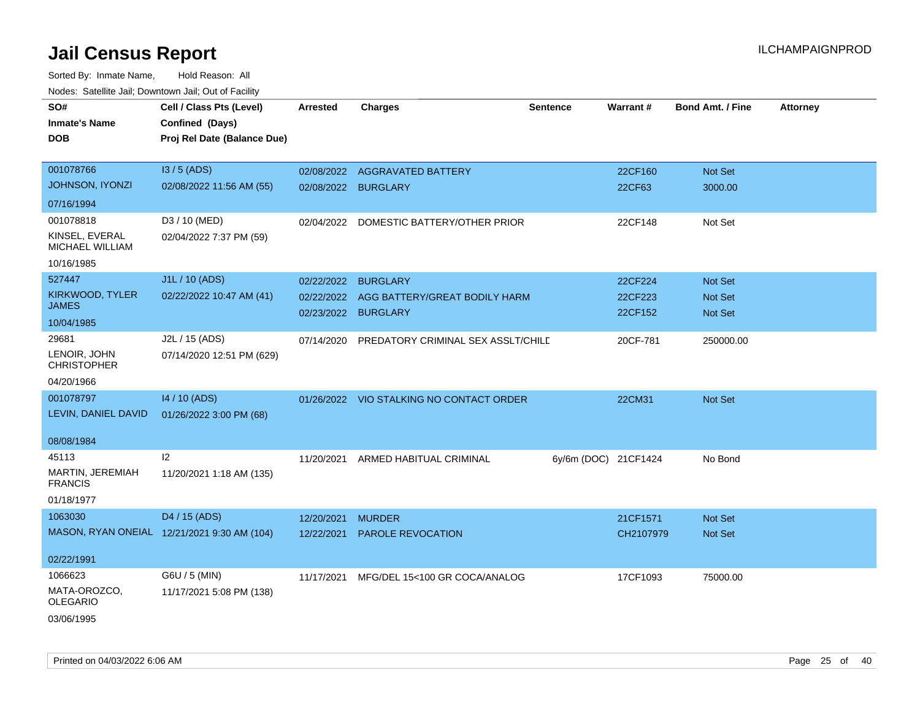# Jail Census Report

ILCHAMPAIGNPROD

Sorted By: Inmate Name, Hold Reason: All

Nodes: Satellite Jail; Downtown Jail; Out of Facility

| SO# / Inmate's Name / DOB | Cell / Class Pts (Level) / Confined (Days) / Proj Rel Date (Balance Due) | Arrested | Charges | Sentence | Warrant # | Bond Amt. / Fine | Attorney |
|---|---|---|---|---|---|---|---|
| 001078766<br>JOHNSON, IYONZI<br>07/16/1994 | I3 / 5 (ADS)<br>02/08/2022 11:56 AM (55) | 02/08/2022<br>02/08/2022 | AGGRAVATED BATTERY<br>BURGLARY | | 22CF160<br>22CF63 | Not Set<br>3000.00 | |
| 001078818<br>KINSEL, EVERAL MICHAEL WILLIAM<br>10/16/1985 | D3 / 10 (MED)<br>02/04/2022 7:37 PM (59) | 02/04/2022 | DOMESTIC BATTERY/OTHER PRIOR | | 22CF148 | Not Set | |
| 527447<br>KIRKWOOD, TYLER JAMES<br>10/04/1985 | J1L / 10 (ADS)<br>02/22/2022 10:47 AM (41) | 02/22/2022<br>02/22/2022<br>02/23/2022 | BURGLARY<br>AGG BATTERY/GREAT BODILY HARM<br>BURGLARY | | 22CF224<br>22CF223<br>22CF152 | Not Set<br>Not Set<br>Not Set | |
| 29681<br>LENOIR, JOHN CHRISTOPHER<br>04/20/1966 | J2L / 15 (ADS)<br>07/14/2020 12:51 PM (629) | 07/14/2020 | PREDATORY CRIMINAL SEX ASSLT/CHILD | | 20CF-781 | 250000.00 | |
| 001078797<br>LEVIN, DANIEL DAVID<br>08/08/1984 | I4 / 10 (ADS)<br>01/26/2022 3:00 PM (68) | 01/26/2022 | VIO STALKING NO CONTACT ORDER | | 22CM31 | Not Set | |
| 45113<br>MARTIN, JEREMIAH FRANCIS<br>01/18/1977 | I2<br>11/20/2021 1:18 AM (135) | 11/20/2021 | ARMED HABITUAL CRIMINAL | 6y/6m (DOC) | 21CF1424 | No Bond | |
| 1063030<br>MASON, RYAN ONEIAL<br>02/22/1991 | D4 / 15 (ADS)<br>12/21/2021 9:30 AM (104) | 12/20/2021<br>12/22/2021 | MURDER<br>PAROLE REVOCATION | | 21CF1571<br>CH2107979 | Not Set<br>Not Set | |
| 1066623<br>MATA-OROZCO, OLEGARIO<br>03/06/1995 | G6U / 5 (MIN)<br>11/17/2021 5:08 PM (138) | 11/17/2021 | MFG/DEL 15<100 GR COCA/ANALOG | | 17CF1093 | 75000.00 | |

Printed on 04/03/2022 6:06 AM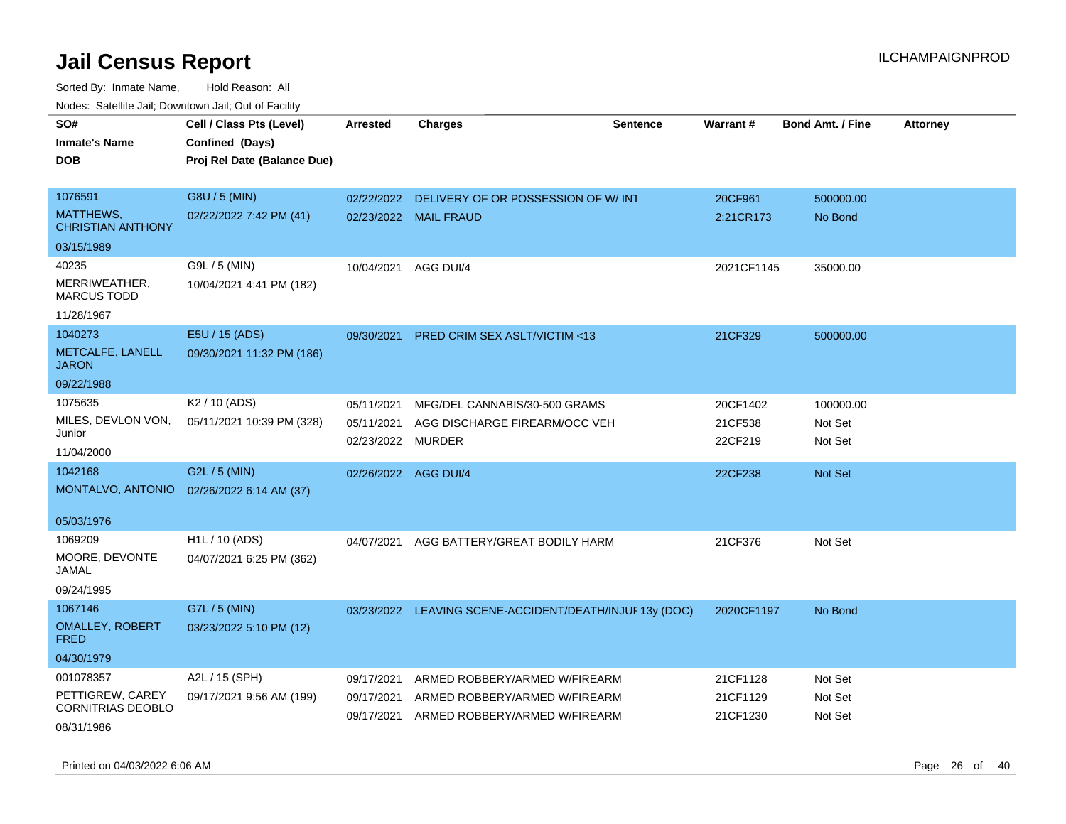# Jail Census Report

ILCHAMPAIGNPROD

Sorted By: Inmate Name, Hold Reason: All

Nodes: Satellite Jail; Downtown Jail; Out of Facility

| SO# / Inmate's Name / DOB | Cell / Class Pts (Level) / Confined (Days) / Proj Rel Date (Balance Due) | Arrested | Charges | Sentence | Warrant # | Bond Amt. / Fine | Attorney |
|---|---|---|---|---|---|---|---|
| 1076591<br>MATTHEWS, CHRISTIAN ANTHONY<br>03/15/1989 | G8U / 5 (MIN)<br>02/22/2022 7:42 PM (41) | 02/22/2022<br>02/23/2022 | DELIVERY OF OR POSSESSION OF W/ INT<br>MAIL FRAUD | | 20CF961<br>2:21CR173 | 500000.00<br>No Bond | |
| 40235<br>MERRIWEATHER, MARCUS TODD<br>11/28/1967 | G9L / 5 (MIN)<br>10/04/2021 4:41 PM (182) | 10/04/2021 | AGG DUI/4 | | 2021CF1145 | 35000.00 | |
| 1040273<br>METCALFE, LANELL JARON<br>09/22/1988 | E5U / 15 (ADS)<br>09/30/2021 11:32 PM (186) | 09/30/2021 | PRED CRIM SEX ASLT/VICTIM <13 | | 21CF329 | 500000.00 | |
| 1075635<br>MILES, DEVLON VON, Junior<br>11/04/2000 | K2 / 10 (ADS)<br>05/11/2021 10:39 PM (328) | 05/11/2021<br>05/11/2021<br>02/23/2022 | MFG/DEL CANNABIS/30-500 GRAMS<br>AGG DISCHARGE FIREARM/OCC VEH<br>MURDER | | 20CF1402<br>21CF538<br>22CF219 | 100000.00<br>Not Set<br>Not Set | |
| 1042168<br>MONTALVO, ANTONIO<br>05/03/1976 | G2L / 5 (MIN)<br>02/26/2022 6:14 AM (37) | 02/26/2022 | AGG DUI/4 | | 22CF238 | Not Set | |
| 1069209<br>MOORE, DEVONTE JAMAL<br>09/24/1995 | H1L / 10 (ADS)<br>04/07/2021 6:25 PM (362) | 04/07/2021 | AGG BATTERY/GREAT BODILY HARM | | 21CF376 | Not Set | |
| 1067146<br>OMALLEY, ROBERT FRED<br>04/30/1979 | G7L / 5 (MIN)<br>03/23/2022 5:10 PM (12) | 03/23/2022 | LEAVING SCENE-ACCIDENT/DEATH/INJUI | 13y (DOC) | 2020CF1197 | No Bond | |
| 001078357<br>PETTIGREW, CAREY CORNITRIAS DEOBLO<br>08/31/1986 | A2L / 15 (SPH)<br>09/17/2021 9:56 AM (199) | 09/17/2021<br>09/17/2021<br>09/17/2021 | ARMED ROBBERY/ARMED W/FIREARM<br>ARMED ROBBERY/ARMED W/FIREARM<br>ARMED ROBBERY/ARMED W/FIREARM | | 21CF1128<br>21CF1129<br>21CF1230 | Not Set<br>Not Set<br>Not Set | |

Printed on 04/03/2022 6:06 AM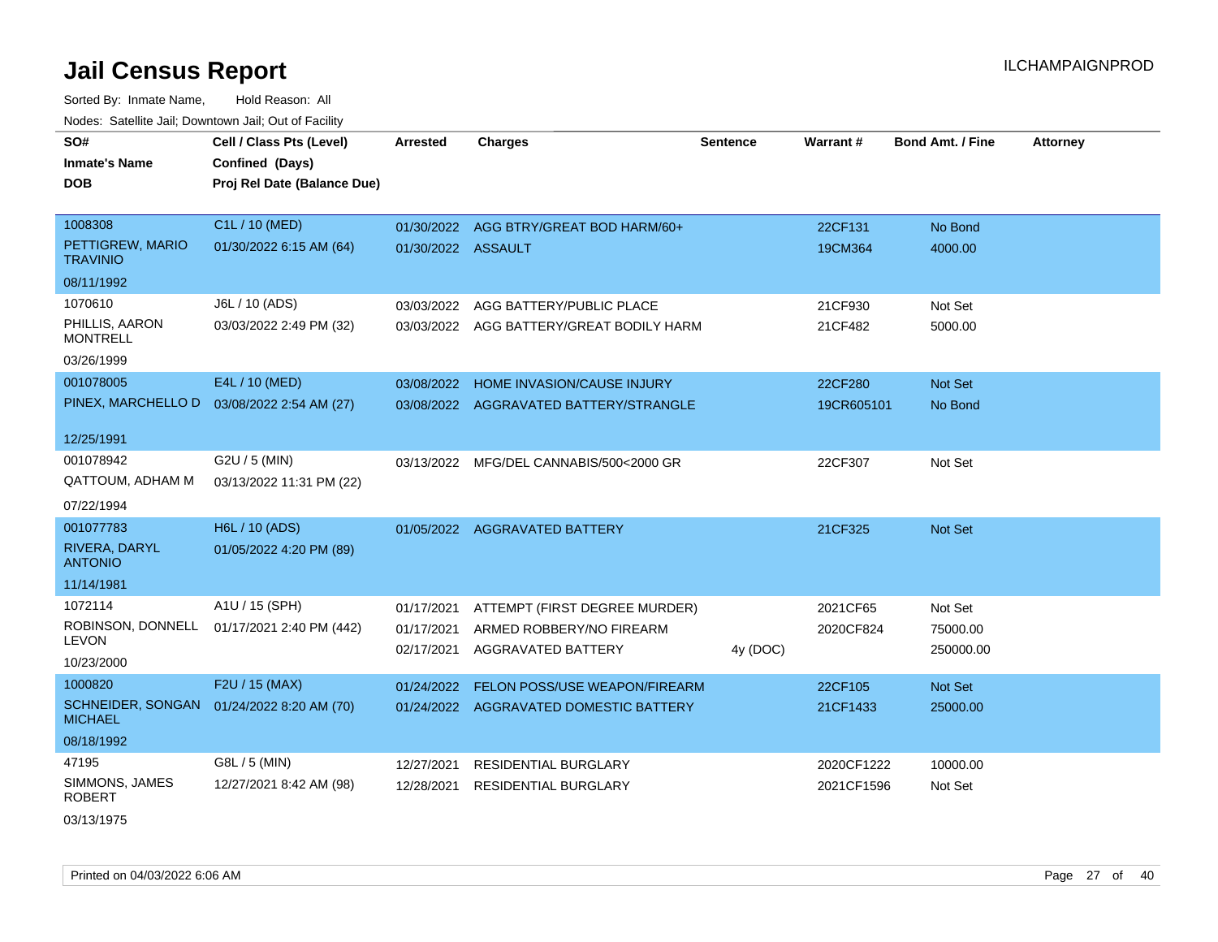# Jail Census Report

Sorted By: Inmate Name, Hold Reason: All

Nodes: Satellite Jail; Downtown Jail; Out of Facility

| SO# / Inmate's Name / DOB | Cell / Class Pts (Level) / Confined (Days) / Proj Rel Date (Balance Due) | Arrested | Charges | Sentence | Warrant # | Bond Amt. / Fine | Attorney |
|---|---|---|---|---|---|---|---|
| 1008308<br>PETTIGREW, MARIO TRAVINIO<br>08/11/1992 | C1L / 10 (MED)<br>01/30/2022 6:15 AM (64) | 01/30/2022<br>01/30/2022 | AGG BTRY/GREAT BOD HARM/60+<br>ASSAULT | | 22CF131<br>19CM364 | No Bond<br>4000.00 | |
| 1070610<br>PHILLIS, AARON MONTRELL<br>03/26/1999 | J6L / 10 (ADS)<br>03/03/2022 2:49 PM (32) | 03/03/2022<br>03/03/2022 | AGG BATTERY/PUBLIC PLACE<br>AGG BATTERY/GREAT BODILY HARM | | 21CF930<br>21CF482 | Not Set<br>5000.00 | |
| 001078005<br>PINEX, MARCHELLO D<br>12/25/1991 | E4L / 10 (MED)<br>03/08/2022 2:54 AM (27) | 03/08/2022<br>03/08/2022 | HOME INVASION/CAUSE INJURY<br>AGGRAVATED BATTERY/STRANGLE | | 22CF280<br>19CR605101 | Not Set<br>No Bond | |
| 001078942<br>QATTOUM, ADHAM M<br>07/22/1994 | G2U / 5 (MIN)<br>03/13/2022 11:31 PM (22) | 03/13/2022 | MFG/DEL CANNABIS/500<2000 GR | | 22CF307 | Not Set | |
| 001077783<br>RIVERA, DARYL ANTONIO<br>11/14/1981 | H6L / 10 (ADS)<br>01/05/2022 4:20 PM (89) | 01/05/2022 | AGGRAVATED BATTERY | | 21CF325 | Not Set | |
| 1072114<br>ROBINSON, DONNELL LEVON<br>10/23/2000 | A1U / 15 (SPH)<br>01/17/2021 2:40 PM (442) | 01/17/2021<br>01/17/2021<br>02/17/2021 | ATTEMPT (FIRST DEGREE MURDER)<br>ARMED ROBBERY/NO FIREARM<br>AGGRAVATED BATTERY | <br><br>4y (DOC) | 2021CF65<br>2020CF824 | Not Set<br>75000.00<br>250000.00 | |
| 1000820<br>SCHNEIDER, SONGAN MICHAEL<br>08/18/1992 | F2U / 15 (MAX)<br>01/24/2022 8:20 AM (70) | 01/24/2022<br>01/24/2022 | FELON POSS/USE WEAPON/FIREARM<br>AGGRAVATED DOMESTIC BATTERY | | 22CF105<br>21CF1433 | Not Set<br>25000.00 | |
| 47195<br>SIMMONS, JAMES ROBERT<br>03/13/1975 | G8L / 5 (MIN)<br>12/27/2021 8:42 AM (98) | 12/27/2021<br>12/28/2021 | RESIDENTIAL BURGLARY<br>RESIDENTIAL BURGLARY | | 2020CF1222<br>2021CF1596 | 10000.00<br>Not Set | |

Printed on 04/03/2022 6:06 AM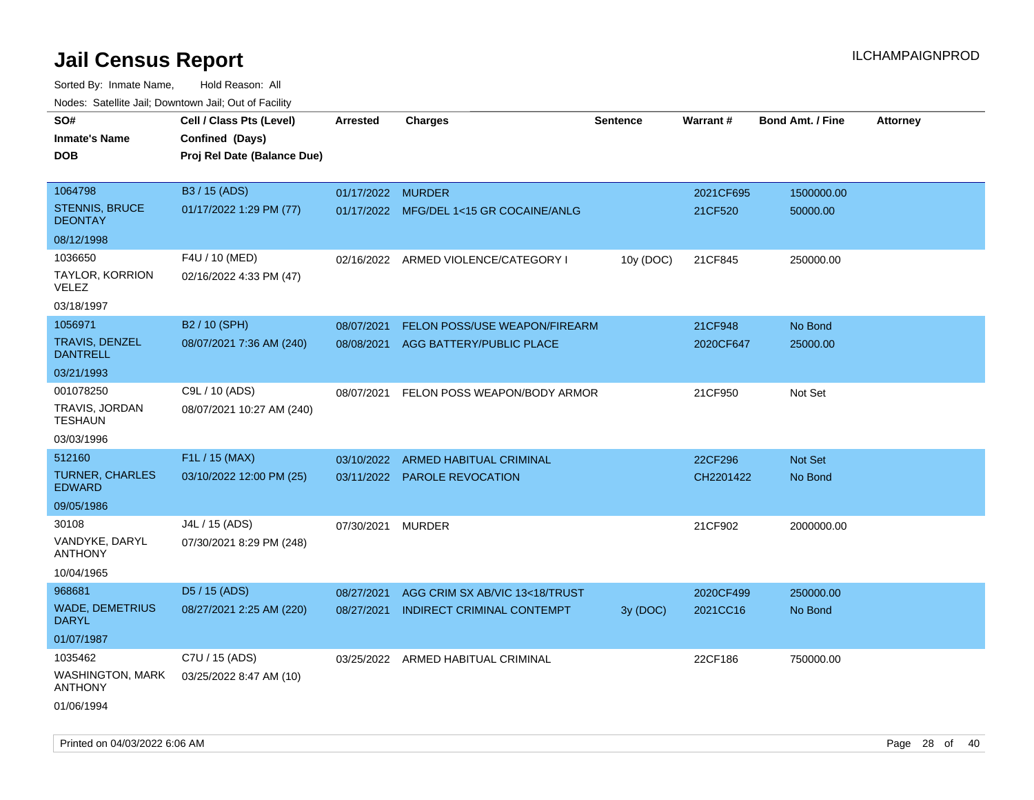# Jail Census Report

ILCHAMPAIGNPROD

Sorted By: Inmate Name, Hold Reason: All

Nodes: Satellite Jail; Downtown Jail; Out of Facility

| SO# / Inmate's Name / DOB | Cell / Class Pts (Level) / Confined (Days) / Proj Rel Date (Balance Due) | Arrested | Charges | Sentence | Warrant # | Bond Amt. / Fine | Attorney |
|---|---|---|---|---|---|---|---|
| 1064798<br>STENNIS, BRUCE DEONTAY<br>08/12/1998 | B3 / 15 (ADS)<br>01/17/2022 1:29 PM (77) | 01/17/2022 | MURDER | | 2021CF695 | 1500000.00 | |
| | | 01/17/2022 | MFG/DEL 1<15 GR COCAINE/ANLG | | 21CF520 | 50000.00 | |
| 1036650<br>TAYLOR, KORRION VELEZ<br>03/18/1997 | F4U / 10 (MED)<br>02/16/2022 4:33 PM (47) | 02/16/2022 | ARMED VIOLENCE/CATEGORY I | 10y (DOC) | 21CF845 | 250000.00 | |
| 1056971<br>TRAVIS, DENZEL DANTRELL<br>03/21/1993 | B2 / 10 (SPH)<br>08/07/2021 7:36 AM (240) | 08/07/2021 | FELON POSS/USE WEAPON/FIREARM | | 21CF948 | No Bond | |
| | | 08/08/2021 | AGG BATTERY/PUBLIC PLACE | | 2020CF647 | 25000.00 | |
| 001078250<br>TRAVIS, JORDAN TESHAUN<br>03/03/1996 | C9L / 10 (ADS)<br>08/07/2021 10:27 AM (240) | 08/07/2021 | FELON POSS WEAPON/BODY ARMOR | | 21CF950 | Not Set | |
| 512160<br>TURNER, CHARLES EDWARD<br>09/05/1986 | F1L / 15 (MAX)<br>03/10/2022 12:00 PM (25) | 03/10/2022 | ARMED HABITUAL CRIMINAL | | 22CF296 | Not Set | |
| | | 03/11/2022 | PAROLE REVOCATION | | CH2201422 | No Bond | |
| 30108<br>VANDYKE, DARYL ANTHONY<br>10/04/1965 | J4L / 15 (ADS)<br>07/30/2021 8:29 PM (248) | 07/30/2021 | MURDER | | 21CF902 | 2000000.00 | |
| 968681<br>WADE, DEMETRIUS DARYL<br>01/07/1987 | D5 / 15 (ADS)<br>08/27/2021 2:25 AM (220) | 08/27/2021 | AGG CRIM SX AB/VIC 13<18/TRUST | | 2020CF499 | 250000.00 | |
| | | 08/27/2021 | INDIRECT CRIMINAL CONTEMPT | 3y (DOC) | 2021CC16 | No Bond | |
| 1035462<br>WASHINGTON, MARK ANTHONY<br>01/06/1994 | C7U / 15 (ADS)<br>03/25/2022 8:47 AM (10) | 03/25/2022 | ARMED HABITUAL CRIMINAL | | 22CF186 | 750000.00 | |

Printed on 04/03/2022 6:06 AM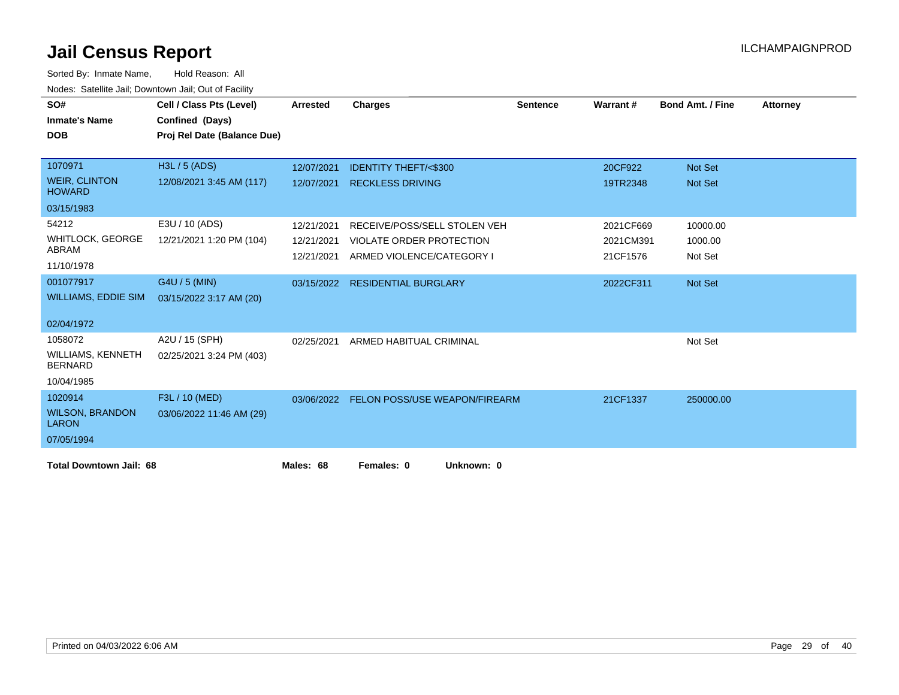# Jail Census Report

ILCHAMPAIGNPROD

Sorted By: Inmate Name, Hold Reason: All

Nodes: Satellite Jail; Downtown Jail; Out of Facility

| SO# / Inmate's Name / DOB | Cell / Class Pts (Level) / Confined (Days) / Proj Rel Date (Balance Due) | Arrested | Charges | Sentence | Warrant # | Bond Amt. / Fine | Attorney |
|---|---|---|---|---|---|---|---|
| 1070971<br>WEIR, CLINTON HOWARD<br>03/15/1983 | H3L / 5 (ADS)<br>12/08/2021 3:45 AM (117) | 12/07/2021 | IDENTITY THEFT/<$300 | | 20CF922 | Not Set | |
| | | 12/07/2021 | RECKLESS DRIVING | | 19TR2348 | Not Set | |
| 54212<br>WHITLOCK, GEORGE ABRAM<br>11/10/1978 | E3U / 10 (ADS)<br>12/21/2021 1:20 PM (104) | 12/21/2021 | RECEIVE/POSS/SELL STOLEN VEH | | 2021CF669 | 10000.00 | |
| | | 12/21/2021 | VIOLATE ORDER PROTECTION | | 2021CM391 | 1000.00 | |
| | | 12/21/2021 | ARMED VIOLENCE/CATEGORY I | | 21CF1576 | Not Set | |
| 001077917<br>WILLIAMS, EDDIE SIM<br>02/04/1972 | G4U / 5 (MIN)<br>03/15/2022 3:17 AM (20) | 03/15/2022 | RESIDENTIAL BURGLARY | | 2022CF311 | Not Set | |
| 1058072<br>WILLIAMS, KENNETH BERNARD<br>10/04/1985 | A2U / 15 (SPH)<br>02/25/2021 3:24 PM (403) | 02/25/2021 | ARMED HABITUAL CRIMINAL | | | Not Set | |
| 1020914<br>WILSON, BRANDON LARON<br>07/05/1994 | F3L / 10 (MED)<br>03/06/2022 11:46 AM (29) | 03/06/2022 | FELON POSS/USE WEAPON/FIREARM | | 21CF1337 | 250000.00 | |

**Total Downtown Jail: 68** **Males: 68** **Females: 0** **Unknown: 0**

Printed on 04/03/2022 6:06 AM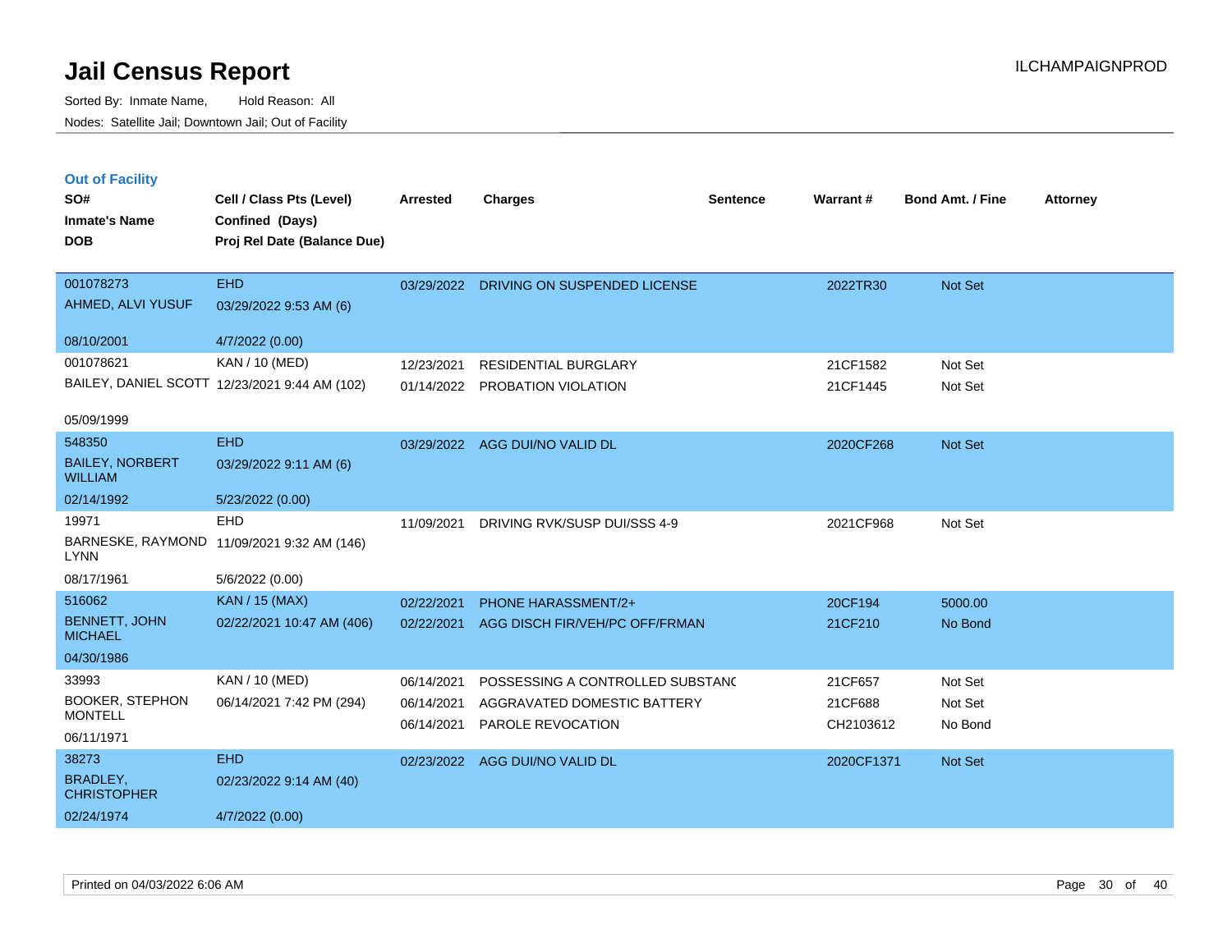# Jail Census Report

Sorted By: Inmate Name, Hold Reason: All

Nodes: Satellite Jail; Downtown Jail; Out of Facility

ILCHAMPAIGNPROD

## Out of Facility

| SO# / Inmate's Name / DOB | Cell / Class Pts (Level) / Confined (Days) / Proj Rel Date (Balance Due) | Arrested | Charges | Sentence | Warrant # | Bond Amt. / Fine | Attorney |
|---|---|---|---|---|---|---|---|
| 001078273 AHMED, ALVI YUSUF 08/10/2001 | EHD 03/29/2022 9:53 AM (6) 4/7/2022 (0.00) | 03/29/2022 | DRIVING ON SUSPENDED LICENSE | | 2022TR30 | Not Set | |
| 001078621 BAILEY, DANIEL SCOTT 05/09/1999 | KAN / 10 (MED) 12/23/2021 9:44 AM (102) | 12/23/2021 | RESIDENTIAL BURGLARY | | 21CF1582 | Not Set | |
| | | 01/14/2022 | PROBATION VIOLATION | | 21CF1445 | Not Set | |
| 548350 BAILEY, NORBERT WILLIAM 02/14/1992 | EHD 03/29/2022 9:11 AM (6) 5/23/2022 (0.00) | 03/29/2022 | AGG DUI/NO VALID DL | | 2020CF268 | Not Set | |
| 19971 BARNESKE, RAYMOND LYNN 08/17/1961 | EHD 11/09/2021 9:32 AM (146) 5/6/2022 (0.00) | 11/09/2021 | DRIVING RVK/SUSP DUI/SSS 4-9 | | 2021CF968 | Not Set | |
| 516062 BENNETT, JOHN MICHAEL 04/30/1986 | KAN / 15 (MAX) 02/22/2021 10:47 AM (406) | 02/22/2021 | PHONE HARASSMENT/2+ | | 20CF194 | 5000.00 | |
| | | 02/22/2021 | AGG DISCH FIR/VEH/PC OFF/FRMAN | | 21CF210 | No Bond | |
| 33993 BOOKER, STEPHON MONTELL 06/11/1971 | KAN / 10 (MED) 06/14/2021 7:42 PM (294) | 06/14/2021 | POSSESSING A CONTROLLED SUBSTANC | | 21CF657 | Not Set | |
| | | 06/14/2021 | AGGRAVATED DOMESTIC BATTERY | | 21CF688 | Not Set | |
| | | 06/14/2021 | PAROLE REVOCATION | | CH2103612 | No Bond | |
| 38273 BRADLEY, CHRISTOPHER 02/24/1974 | EHD 02/23/2022 9:14 AM (40) 4/7/2022 (0.00) | 02/23/2022 | AGG DUI/NO VALID DL | | 2020CF1371 | Not Set | |

Printed on 04/03/2022 6:06 AM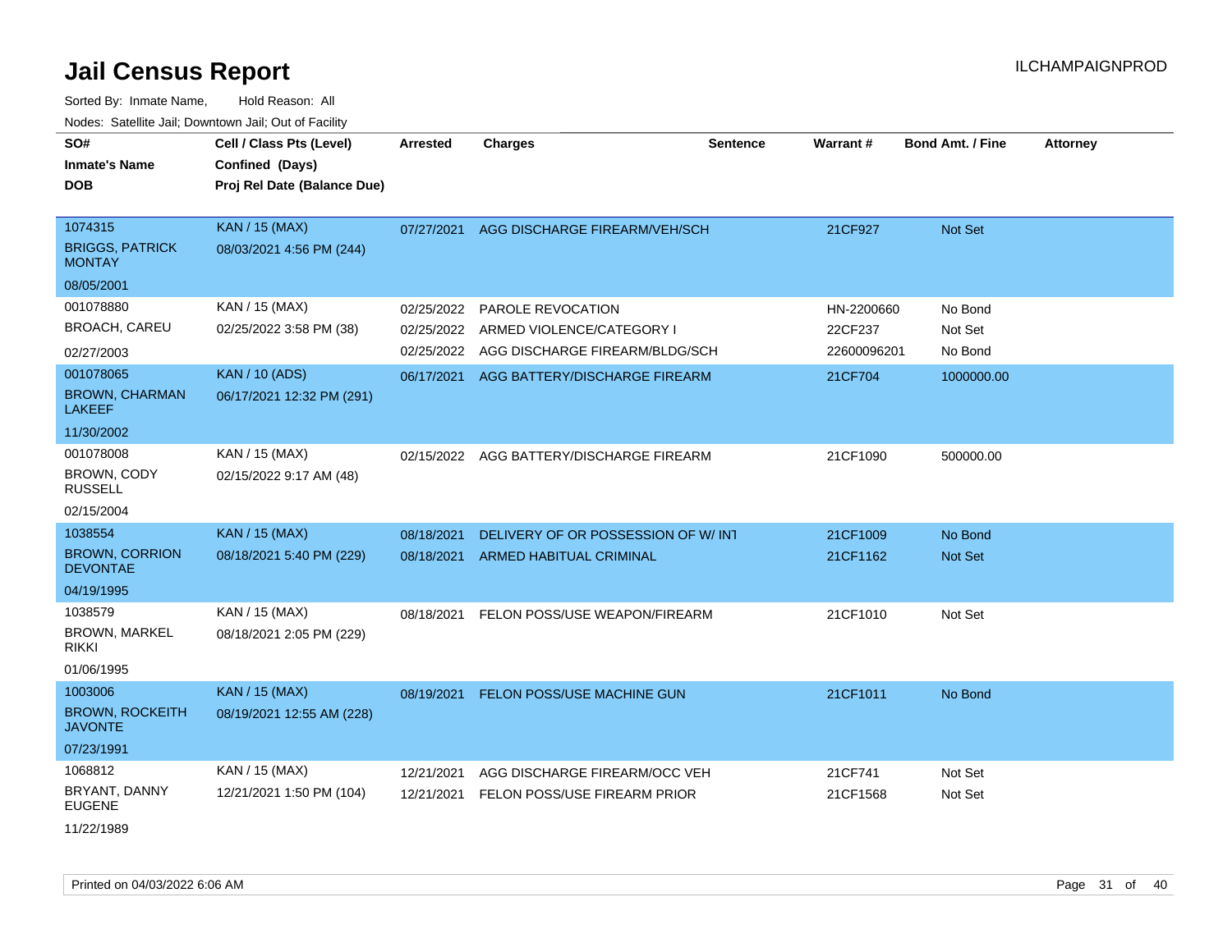# Jail Census Report

Sorted By: Inmate Name, Hold Reason: All

Nodes: Satellite Jail; Downtown Jail; Out of Facility

| SO# / Inmate's Name / DOB | Cell / Class Pts (Level) / Confined (Days) / Proj Rel Date (Balance Due) | Arrested | Charges | Sentence | Warrant # | Bond Amt. / Fine | Attorney |
|---|---|---|---|---|---|---|---|
| 1074315 BRIGGS, PATRICK MONTAY 08/05/2001 | KAN / 15 (MAX) 08/03/2021 4:56 PM (244) | 07/27/2021 | AGG DISCHARGE FIREARM/VEH/SCH | | 21CF927 | Not Set | |
| 001078880 BROACH, CAREU 02/27/2003 | KAN / 15 (MAX) 02/25/2022 3:58 PM (38) | 02/25/2022 | PAROLE REVOCATION | | HN-2200660 | No Bond | |
| | | 02/25/2022 | ARMED VIOLENCE/CATEGORY I | | 22CF237 | Not Set | |
| | | 02/25/2022 | AGG DISCHARGE FIREARM/BLDG/SCH | | 22600096201 | No Bond | |
| 001078065 BROWN, CHARMAN LAKEEF 11/30/2002 | KAN / 10 (ADS) 06/17/2021 12:32 PM (291) | 06/17/2021 | AGG BATTERY/DISCHARGE FIREARM | | 21CF704 | 1000000.00 | |
| 001078008 BROWN, CODY RUSSELL 02/15/2004 | KAN / 15 (MAX) 02/15/2022 9:17 AM (48) | 02/15/2022 | AGG BATTERY/DISCHARGE FIREARM | | 21CF1090 | 500000.00 | |
| 1038554 BROWN, CORRION DEVONTAE 04/19/1995 | KAN / 15 (MAX) 08/18/2021 5:40 PM (229) | 08/18/2021 | DELIVERY OF OR POSSESSION OF W/ INT | | 21CF1009 | No Bond | |
| | | 08/18/2021 | ARMED HABITUAL CRIMINAL | | 21CF1162 | Not Set | |
| 1038579 BROWN, MARKEL RIKKI 01/06/1995 | KAN / 15 (MAX) 08/18/2021 2:05 PM (229) | 08/18/2021 | FELON POSS/USE WEAPON/FIREARM | | 21CF1010 | Not Set | |
| 1003006 BROWN, ROCKEITH JAVONTE 07/23/1991 | KAN / 15 (MAX) 08/19/2021 12:55 AM (228) | 08/19/2021 | FELON POSS/USE MACHINE GUN | | 21CF1011 | No Bond | |
| 1068812 BRYANT, DANNY EUGENE 11/22/1989 | KAN / 15 (MAX) 12/21/2021 1:50 PM (104) | 12/21/2021 | AGG DISCHARGE FIREARM/OCC VEH | | 21CF741 | Not Set | |
| | | 12/21/2021 | FELON POSS/USE FIREARM PRIOR | | 21CF1568 | Not Set | |

Printed on 04/03/2022 6:06 AM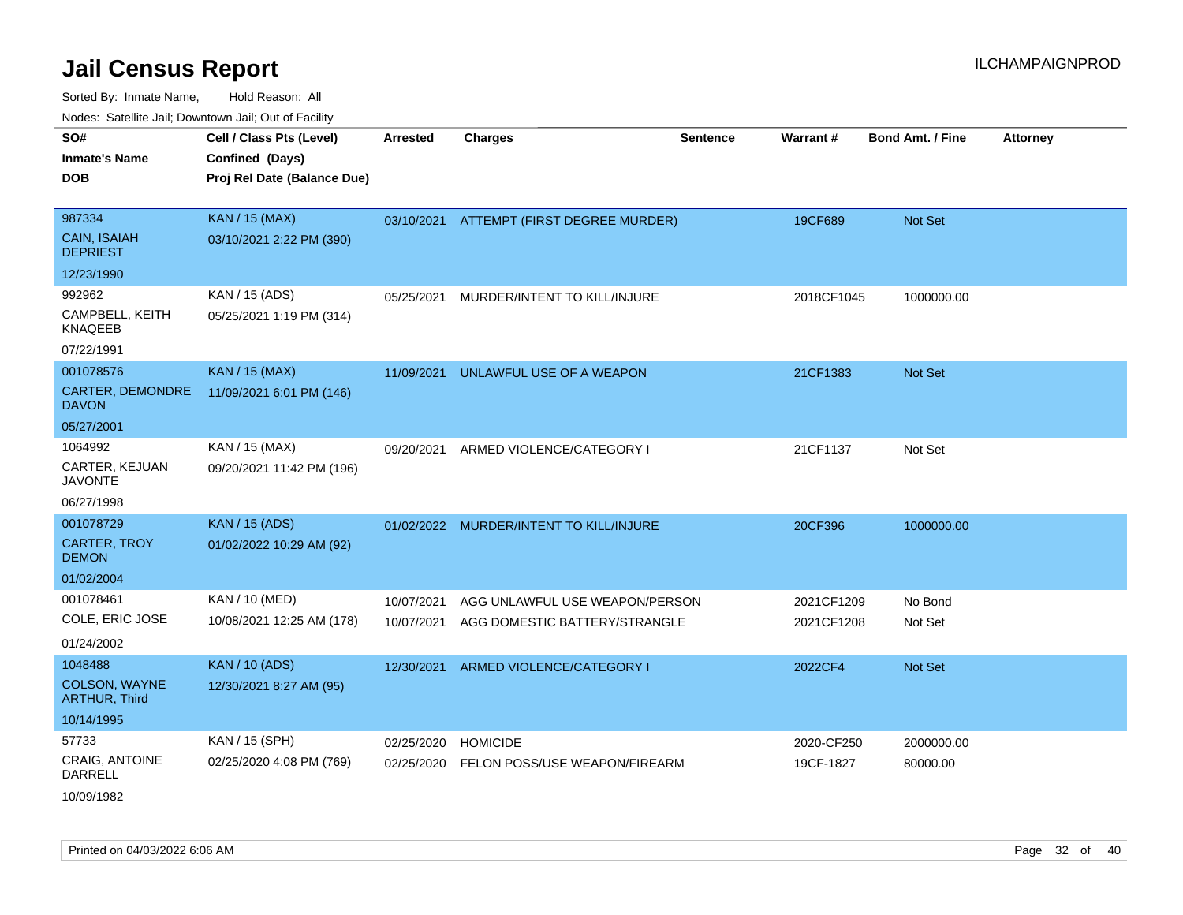# Jail Census Report

ILCHAMPAIGNPROD

Sorted By: Inmate Name, Hold Reason: All

Nodes: Satellite Jail; Downtown Jail; Out of Facility

| SO# / Inmate's Name / DOB | Cell / Class Pts (Level) / Confined (Days) / Proj Rel Date (Balance Due) | Arrested | Charges | Sentence | Warrant # | Bond Amt. / Fine | Attorney |
|---|---|---|---|---|---|---|---|
| 987334<br>CAIN, ISAIAH DEPRIEST<br>12/23/1990 | KAN / 15 (MAX)<br>03/10/2021 2:22 PM (390) | 03/10/2021 | ATTEMPT (FIRST DEGREE MURDER) | | 19CF689 | Not Set | |
| 992962<br>CAMPBELL, KEITH KNAQEEB<br>07/22/1991 | KAN / 15 (ADS)<br>05/25/2021 1:19 PM (314) | 05/25/2021 | MURDER/INTENT TO KILL/INJURE | | 2018CF1045 | 1000000.00 | |
| 001078576<br>CARTER, DEMONDRE DAVON<br>05/27/2001 | KAN / 15 (MAX)<br>11/09/2021 6:01 PM (146) | 11/09/2021 | UNLAWFUL USE OF A WEAPON | | 21CF1383 | Not Set | |
| 1064992<br>CARTER, KEJUAN JAVONTE<br>06/27/1998 | KAN / 15 (MAX)<br>09/20/2021 11:42 PM (196) | 09/20/2021 | ARMED VIOLENCE/CATEGORY I | | 21CF1137 | Not Set | |
| 001078729<br>CARTER, TROY DEMON<br>01/02/2004 | KAN / 15 (ADS)<br>01/02/2022 10:29 AM (92) | 01/02/2022 | MURDER/INTENT TO KILL/INJURE | | 20CF396 | 1000000.00 | |
| 001078461<br>COLE, ERIC JOSE<br>01/24/2002 | KAN / 10 (MED)<br>10/08/2021 12:25 AM (178) | 10/07/2021 | AGG UNLAWFUL USE WEAPON/PERSON | | 2021CF1209 | No Bond | |
| | | 10/07/2021 | AGG DOMESTIC BATTERY/STRANGLE | | 2021CF1208 | Not Set | |
| 1048488<br>COLSON, WAYNE ARTHUR, Third<br>10/14/1995 | KAN / 10 (ADS)<br>12/30/2021 8:27 AM (95) | 12/30/2021 | ARMED VIOLENCE/CATEGORY I | | 2022CF4 | Not Set | |
| 57733<br>CRAIG, ANTOINE DARRELL<br>10/09/1982 | KAN / 15 (SPH)<br>02/25/2020 4:08 PM (769) | 02/25/2020 | HOMICIDE | | 2020-CF250 | 2000000.00 | |
| | | 02/25/2020 | FELON POSS/USE WEAPON/FIREARM | | 19CF-1827 | 80000.00 | |

Printed on 04/03/2022 6:06 AM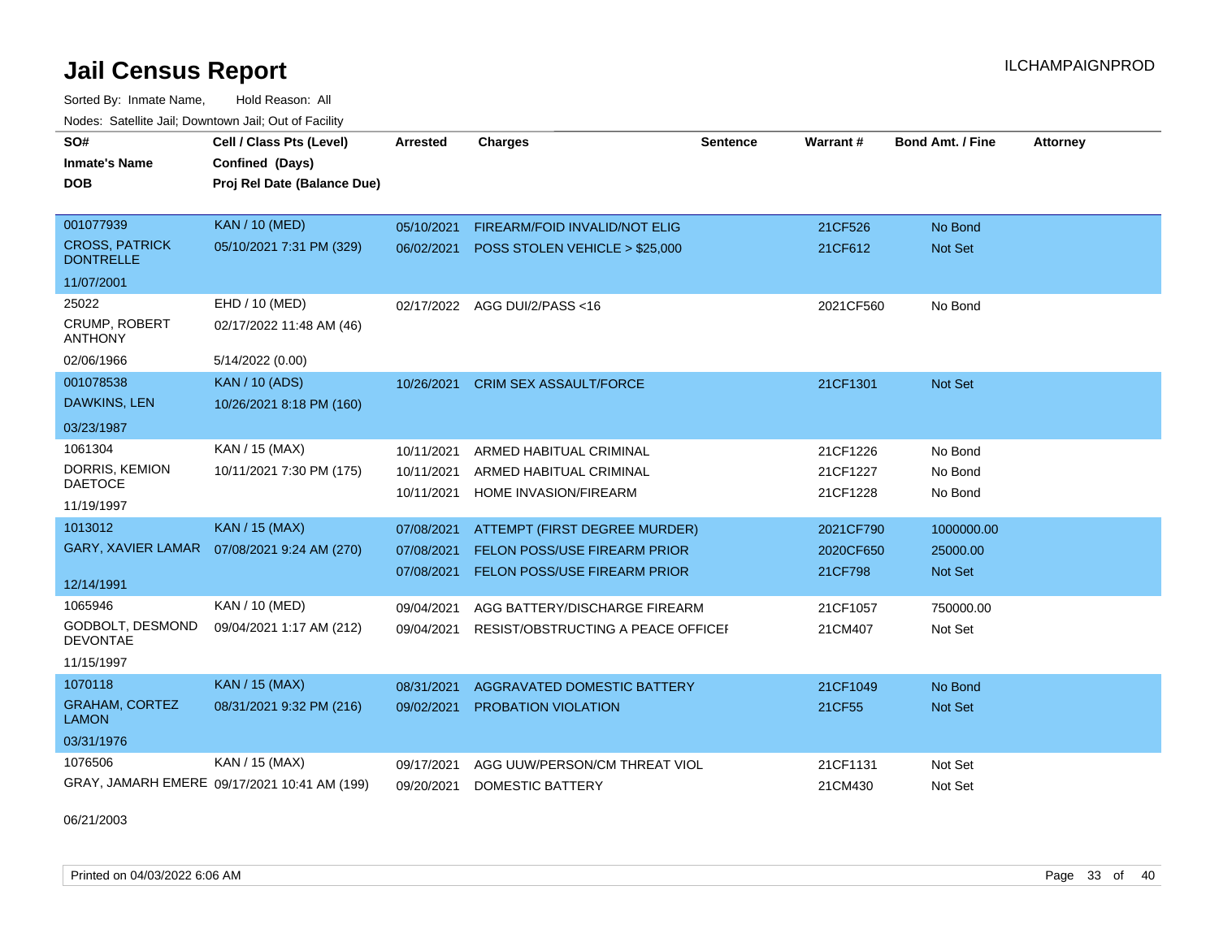# Jail Census Report

ILCHAMPAIGNPROD

Sorted By: Inmate Name, Hold Reason: All

Nodes: Satellite Jail; Downtown Jail; Out of Facility

| SO# / Inmate's Name / DOB | Cell / Class Pts (Level) / Confined (Days) / Proj Rel Date (Balance Due) | Arrested | Charges | Sentence | Warrant # | Bond Amt. / Fine | Attorney |
|---|---|---|---|---|---|---|---|
| 001077939 | KAN / 10 (MED) | 05/10/2021 | FIREARM/FOID INVALID/NOT ELIG | | 21CF526 | No Bond | |
| CROSS, PATRICK DONTRELLE | 05/10/2021 7:31 PM (329) | 06/02/2021 | POSS STOLEN VEHICLE > $25,000 | | 21CF612 | Not Set | |
| 11/07/2001 | | | | | | | |
| 25022 | EHD / 10 (MED) | 02/17/2022 | AGG DUI/2/PASS <16 | | 2021CF560 | No Bond | |
| CRUMP, ROBERT ANTHONY | 02/17/2022 11:48 AM (46) | | | | | | |
| 02/06/1966 | 5/14/2022 (0.00) | | | | | | |
| 001078538 | KAN / 10 (ADS) | 10/26/2021 | CRIM SEX ASSAULT/FORCE | | 21CF1301 | Not Set | |
| DAWKINS, LEN | 10/26/2021 8:18 PM (160) | | | | | | |
| 03/23/1987 | | | | | | | |
| 1061304 | KAN / 15 (MAX) | 10/11/2021 | ARMED HABITUAL CRIMINAL | | 21CF1226 | No Bond | |
| DORRIS, KEMION DAETOCE | 10/11/2021 7:30 PM (175) | 10/11/2021 | ARMED HABITUAL CRIMINAL | | 21CF1227 | No Bond | |
| 11/19/1997 | | 10/11/2021 | HOME INVASION/FIREARM | | 21CF1228 | No Bond | |
| 1013012 | KAN / 15 (MAX) | 07/08/2021 | ATTEMPT (FIRST DEGREE MURDER) | | 2021CF790 | 1000000.00 | |
| GARY, XAVIER LAMAR | 07/08/2021 9:24 AM (270) | 07/08/2021 | FELON POSS/USE FIREARM PRIOR | | 2020CF650 | 25000.00 | |
| 12/14/1991 | | 07/08/2021 | FELON POSS/USE FIREARM PRIOR | | 21CF798 | Not Set | |
| 1065946 | KAN / 10 (MED) | 09/04/2021 | AGG BATTERY/DISCHARGE FIREARM | | 21CF1057 | 750000.00 | |
| GODBOLT, DESMOND DEVONTAE | 09/04/2021 1:17 AM (212) | 09/04/2021 | RESIST/OBSTRUCTING A PEACE OFFICEI | | 21CM407 | Not Set | |
| 11/15/1997 | | | | | | | |
| 1070118 | KAN / 15 (MAX) | 08/31/2021 | AGGRAVATED DOMESTIC BATTERY | | 21CF1049 | No Bond | |
| GRAHAM, CORTEZ LAMON | 08/31/2021 9:32 PM (216) | 09/02/2021 | PROBATION VIOLATION | | 21CF55 | Not Set | |
| 03/31/1976 | | | | | | | |
| 1076506 | KAN / 15 (MAX) | 09/17/2021 | AGG UUW/PERSON/CM THREAT VIOL | | 21CF1131 | Not Set | |
| GRAY, JAMARH EMERE | 09/17/2021 10:41 AM (199) | 09/20/2021 | DOMESTIC BATTERY | | 21CM430 | Not Set | |
| 06/21/2003 | | | | | | | |

Printed on 04/03/2022 6:06 AM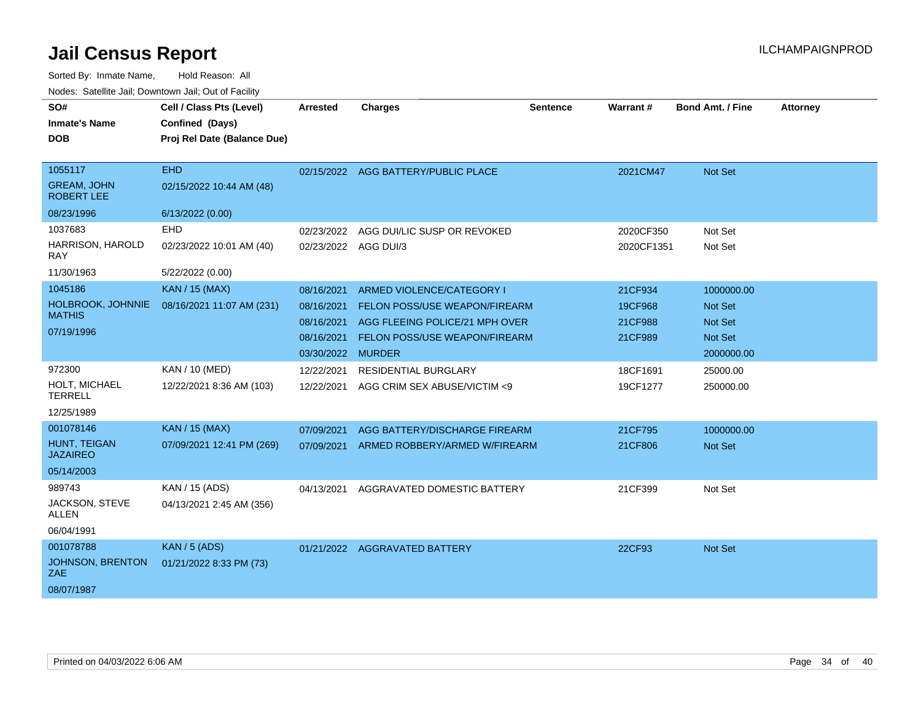# Jail Census Report

ILCHAMPAIGNPROD

Sorted By: Inmate Name, Hold Reason: All

Nodes: Satellite Jail; Downtown Jail; Out of Facility

| SO# / Inmate's Name / DOB | Cell / Class Pts (Level) / Confined (Days) / Proj Rel Date (Balance Due) | Arrested | Charges | Sentence | Warrant # | Bond Amt. / Fine | Attorney |
|---|---|---|---|---|---|---|---|
| 1055117<br>GREAM, JOHN ROBERT LEE<br>08/23/1996 | EHD<br>02/15/2022 10:44 AM (48)<br>6/13/2022 (0.00) | 02/15/2022 | AGG BATTERY/PUBLIC PLACE | | 2021CM47 | Not Set | |
| 1037683<br>HARRISON, HAROLD RAY<br>11/30/1963 | EHD<br>02/23/2022 10:01 AM (40)<br>5/22/2022 (0.00) | 02/23/2022 | AGG DUI/LIC SUSP OR REVOKED | | 2020CF350 | Not Set | |
| | | 02/23/2022 | AGG DUI/3 | | 2020CF1351 | Not Set | |
| 1045186<br>HOLBROOK, JOHNNIE MATHIS<br>07/19/1996 | KAN / 15 (MAX)<br>08/16/2021 11:07 AM (231) | 08/16/2021 | ARMED VIOLENCE/CATEGORY I | | 21CF934 | 1000000.00 | |
| | | 08/16/2021 | FELON POSS/USE WEAPON/FIREARM | | 19CF968 | Not Set | |
| | | 08/16/2021 | AGG FLEEING POLICE/21 MPH OVER | | 21CF988 | Not Set | |
| | | 08/16/2021 | FELON POSS/USE WEAPON/FIREARM | | 21CF989 | Not Set | |
| | | 03/30/2022 | MURDER | | | 2000000.00 | |
| 972300<br>HOLT, MICHAEL TERRELL<br>12/25/1989 | KAN / 10 (MED)<br>12/22/2021 8:36 AM (103) | 12/22/2021 | RESIDENTIAL BURGLARY | | 18CF1691 | 25000.00 | |
| | | 12/22/2021 | AGG CRIM SEX ABUSE/VICTIM <9 | | 19CF1277 | 250000.00 | |
| 001078146<br>HUNT, TEIGAN JAZAIREO<br>05/14/2003 | KAN / 15 (MAX)<br>07/09/2021 12:41 PM (269) | 07/09/2021 | AGG BATTERY/DISCHARGE FIREARM | | 21CF795 | 1000000.00 | |
| | | 07/09/2021 | ARMED ROBBERY/ARMED W/FIREARM | | 21CF806 | Not Set | |
| 989743<br>JACKSON, STEVE ALLEN<br>06/04/1991 | KAN / 15 (ADS)<br>04/13/2021 2:45 AM (356) | 04/13/2021 | AGGRAVATED DOMESTIC BATTERY | | 21CF399 | Not Set | |
| 001078788<br>JOHNSON, BRENTON ZAE<br>08/07/1987 | KAN / 5 (ADS)<br>01/21/2022 8:33 PM (73) | 01/21/2022 | AGGRAVATED BATTERY | | 22CF93 | Not Set | |

Printed on 04/03/2022 6:06 AM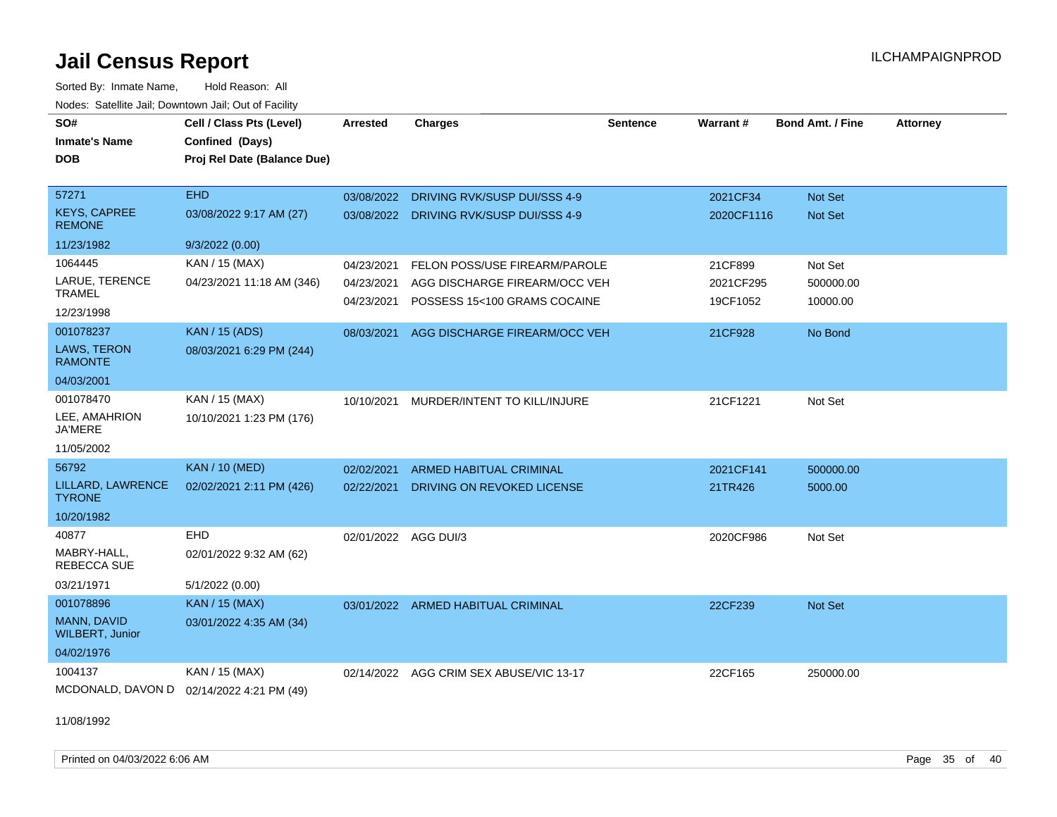# Jail Census Report

Sorted By: Inmate Name, Hold Reason: All

Nodes: Satellite Jail; Downtown Jail; Out of Facility

| SO# / Inmate's Name / DOB | Cell / Class Pts (Level) / Confined (Days) / Proj Rel Date (Balance Due) | Arrested | Charges | Sentence | Warrant # | Bond Amt. / Fine | Attorney |
|---|---|---|---|---|---|---|---|
| 57271<br>KEYS, CAPREE REMONE<br>11/23/1982 | EHD<br>03/08/2022 9:17 AM (27)<br>9/3/2022 (0.00) | 03/08/2022<br>03/08/2022 | DRIVING RVK/SUSP DUI/SSS 4-9<br>DRIVING RVK/SUSP DUI/SSS 4-9 | | 2021CF34<br>2020CF1116 | Not Set<br>Not Set | |
| 1064445<br>LARUE, TERENCE TRAMEL<br>12/23/1998 | KAN / 15 (MAX)<br>04/23/2021 11:18 AM (346) | 04/23/2021<br>04/23/2021<br>04/23/2021 | FELON POSS/USE FIREARM/PAROLE<br>AGG DISCHARGE FIREARM/OCC VEH<br>POSSESS 15<100 GRAMS COCAINE | | 21CF899<br>2021CF295<br>19CF1052 | Not Set<br>500000.00<br>10000.00 | |
| 001078237<br>LAWS, TERON RAMONTE<br>04/03/2001 | KAN / 15 (ADS)<br>08/03/2021 6:29 PM (244) | 08/03/2021 | AGG DISCHARGE FIREARM/OCC VEH | | 21CF928 | No Bond | |
| 001078470<br>LEE, AMAHRION JA'MERE<br>11/05/2002 | KAN / 15 (MAX)<br>10/10/2021 1:23 PM (176) | 10/10/2021 | MURDER/INTENT TO KILL/INJURE | | 21CF1221 | Not Set | |
| 56792<br>LILLARD, LAWRENCE TYRONE<br>10/20/1982 | KAN / 10 (MED)<br>02/02/2021 2:11 PM (426) | 02/02/2021<br>02/22/2021 | ARMED HABITUAL CRIMINAL<br>DRIVING ON REVOKED LICENSE | | 2021CF141<br>21TR426 | 500000.00<br>5000.00 | |
| 40877<br>MABRY-HALL, REBECCA SUE<br>03/21/1971 | EHD<br>02/01/2022 9:32 AM (62)<br>5/1/2022 (0.00) | 02/01/2022 | AGG DUI/3 | | 2020CF986 | Not Set | |
| 001078896<br>MANN, DAVID WILBERT, Junior<br>04/02/1976 | KAN / 15 (MAX)<br>03/01/2022 4:35 AM (34) | 03/01/2022 | ARMED HABITUAL CRIMINAL | | 22CF239 | Not Set | |
| 1004137<br>MCDONALD, DAVON D<br>11/08/1992 | KAN / 15 (MAX)<br>02/14/2022 4:21 PM (49) | 02/14/2022 | AGG CRIM SEX ABUSE/VIC 13-17 | | 22CF165 | 250000.00 | |

Printed on 04/03/2022 6:06 AM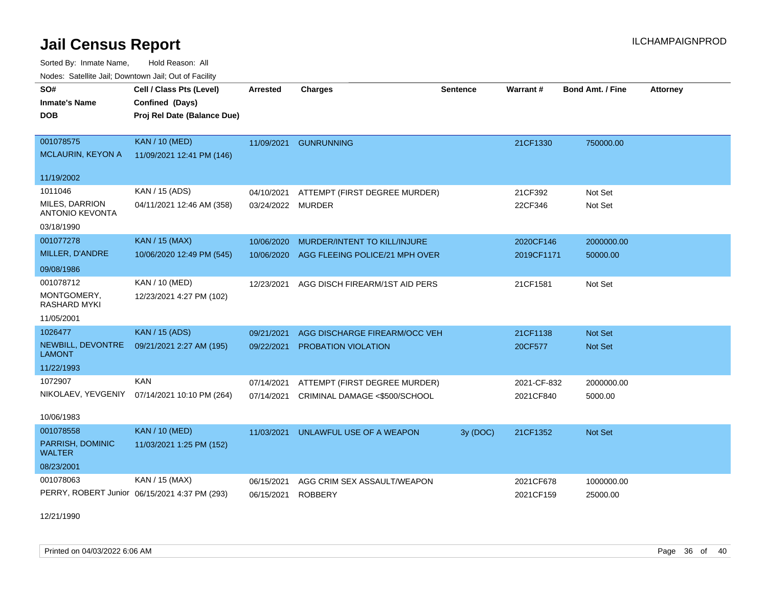# Jail Census Report

Sorted By: Inmate Name, Hold Reason: All

Nodes: Satellite Jail; Downtown Jail; Out of Facility

| SO#<br>Inmate's Name<br>DOB | Cell / Class Pts (Level)<br>Confined (Days)<br>Proj Rel Date (Balance Due) | Arrested | Charges | Sentence | Warrant # | Bond Amt. / Fine | Attorney |
|---|---|---|---|---|---|---|---|
| 001078575<br>MCLAURIN, KEYON A<br>11/19/2002 | KAN / 10 (MED)<br>11/09/2021 12:41 PM (146) | 11/09/2021 | GUNRUNNING | | 21CF1330 | 750000.00 | |
| 1011046<br>MILES, DARRION ANTONIO KEVONTA<br>03/18/1990 | KAN / 15 (ADS)<br>04/11/2021 12:46 AM (358) | 04/10/2021<br>03/24/2022 | ATTEMPT (FIRST DEGREE MURDER)<br>MURDER | | 21CF392<br>22CF346 | Not Set<br>Not Set | |
| 001077278<br>MILLER, D'ANDRE<br>09/08/1986 | KAN / 15 (MAX)<br>10/06/2020 12:49 PM (545) | 10/06/2020<br>10/06/2020 | MURDER/INTENT TO KILL/INJURE<br>AGG FLEEING POLICE/21 MPH OVER | | 2020CF146<br>2019CF1171 | 2000000.00<br>50000.00 | |
| 001078712<br>MONTGOMERY, RASHARD MYKI<br>11/05/2001 | KAN / 10 (MED)<br>12/23/2021 4:27 PM (102) | 12/23/2021 | AGG DISCH FIREARM/1ST AID PERS | | 21CF1581 | Not Set | |
| 1026477<br>NEWBILL, DEVONTRE LAMONT<br>11/22/1993 | KAN / 15 (ADS)<br>09/21/2021 2:27 AM (195) | 09/21/2021<br>09/22/2021 | AGG DISCHARGE FIREARM/OCC VEH<br>PROBATION VIOLATION | | 21CF1138<br>20CF577 | Not Set<br>Not Set | |
| 1072907<br>NIKOLAEV, YEVGENIY<br>10/06/1983 | KAN<br>07/14/2021 10:10 PM (264) | 07/14/2021<br>07/14/2021 | ATTEMPT (FIRST DEGREE MURDER)<br>CRIMINAL DAMAGE <$500/SCHOOL | | 2021-CF-832<br>2021CF840 | 2000000.00<br>5000.00 | |
| 001078558<br>PARRISH, DOMINIC WALTER<br>08/23/2001 | KAN / 10 (MED)<br>11/03/2021 1:25 PM (152) | 11/03/2021 | UNLAWFUL USE OF A WEAPON | 3y (DOC) | 21CF1352 | Not Set | |
| 001078063<br>PERRY, ROBERT Junior<br>12/21/1990 | KAN / 15 (MAX)<br>06/15/2021 4:37 PM (293) | 06/15/2021<br>06/15/2021 | AGG CRIM SEX ASSAULT/WEAPON<br>ROBBERY | | 2021CF678<br>2021CF159 | 1000000.00<br>25000.00 | |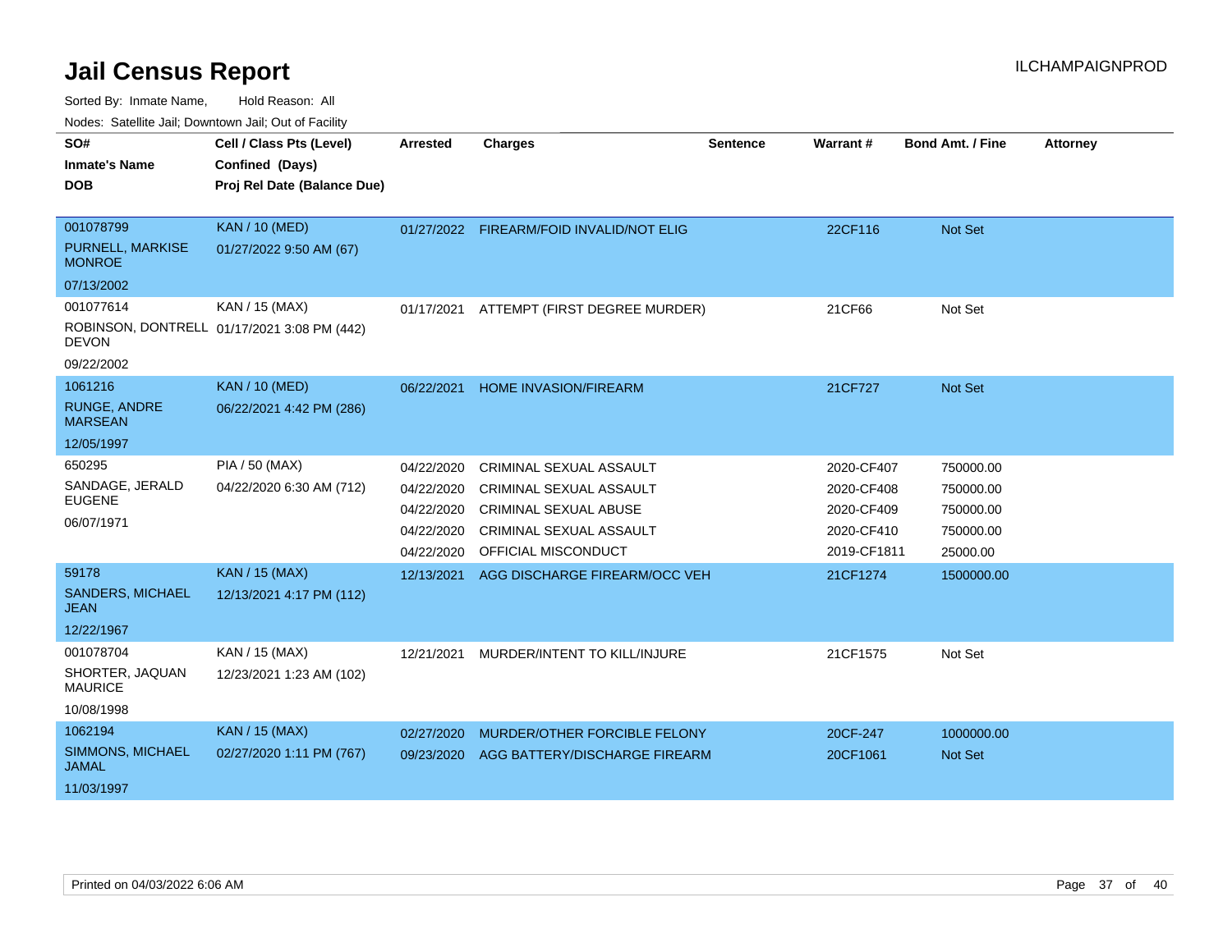# Jail Census Report

ILCHAMPAIGNPROD

Sorted By: Inmate Name, Hold Reason: All

Nodes: Satellite Jail; Downtown Jail; Out of Facility

| SO# / Inmate's Name / DOB | Cell / Class Pts (Level) / Confined (Days) / Proj Rel Date (Balance Due) | Arrested | Charges | Sentence | Warrant # | Bond Amt. / Fine | Attorney |
|---|---|---|---|---|---|---|---|
| 001078799<br>PURNELL, MARKISE MONROE<br>07/13/2002 | KAN / 10 (MED)<br>01/27/2022 9:50 AM (67) | 01/27/2022 | FIREARM/FOID INVALID/NOT ELIG | | 22CF116 | Not Set | |
| 001077614<br>ROBINSON, DONTRELL DEVON<br>09/22/2002 | KAN / 15 (MAX)<br>01/17/2021 3:08 PM (442) | 01/17/2021 | ATTEMPT (FIRST DEGREE MURDER) | | 21CF66 | Not Set | |
| 1061216<br>RUNGE, ANDRE MARSEAN<br>12/05/1997 | KAN / 10 (MED)<br>06/22/2021 4:42 PM (286) | 06/22/2021 | HOME INVASION/FIREARM | | 21CF727 | Not Set | |
| 650295<br>SANDAGE, JERALD EUGENE<br>06/07/1971 | PIA / 50 (MAX)<br>04/22/2020 6:30 AM (712) | 04/22/2020 | CRIMINAL SEXUAL ASSAULT | | 2020-CF407 | 750000.00 | |
| | | 04/22/2020 | CRIMINAL SEXUAL ASSAULT | | 2020-CF408 | 750000.00 | |
| | | 04/22/2020 | CRIMINAL SEXUAL ABUSE | | 2020-CF409 | 750000.00 | |
| | | 04/22/2020 | CRIMINAL SEXUAL ASSAULT | | 2020-CF410 | 750000.00 | |
| | | 04/22/2020 | OFFICIAL MISCONDUCT | | 2019-CF1811 | 25000.00 | |
| 59178<br>SANDERS, MICHAEL JEAN<br>12/22/1967 | KAN / 15 (MAX)<br>12/13/2021 4:17 PM (112) | 12/13/2021 | AGG DISCHARGE FIREARM/OCC VEH | | 21CF1274 | 1500000.00 | |
| 001078704<br>SHORTER, JAQUAN MAURICE<br>10/08/1998 | KAN / 15 (MAX)<br>12/23/2021 1:23 AM (102) | 12/21/2021 | MURDER/INTENT TO KILL/INJURE | | 21CF1575 | Not Set | |
| 1062194<br>SIMMONS, MICHAEL JAMAL<br>11/03/1997 | KAN / 15 (MAX)<br>02/27/2020 1:11 PM (767) | 02/27/2020 | MURDER/OTHER FORCIBLE FELONY | | 20CF-247 | 1000000.00 | |
| | | 09/23/2020 | AGG BATTERY/DISCHARGE FIREARM | | 20CF1061 | Not Set | |

Printed on 04/03/2022 6:06 AM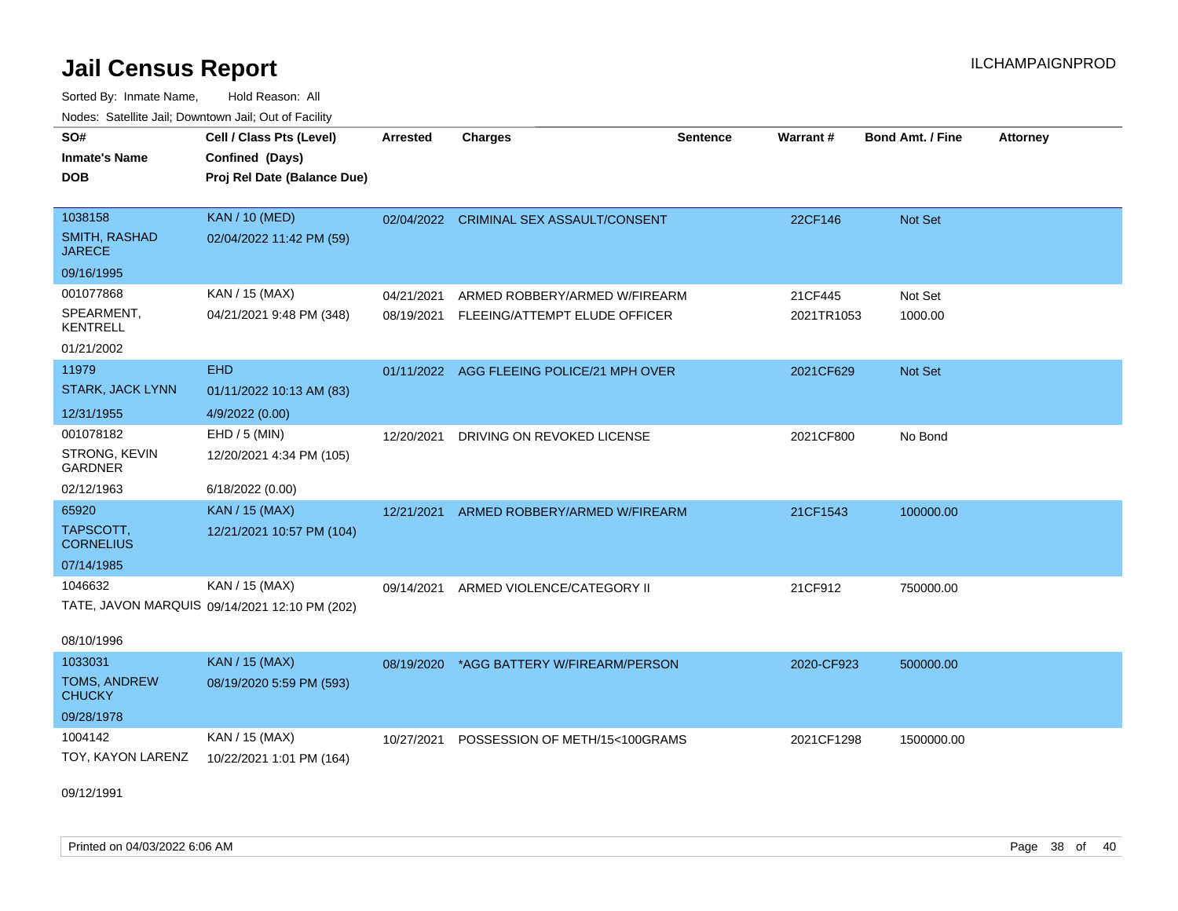# Jail Census Report

Sorted By: Inmate Name, Hold Reason: All

Nodes: Satellite Jail; Downtown Jail; Out of Facility

| SO# / Inmate's Name / DOB | Cell / Class Pts (Level) / Confined (Days) / Proj Rel Date (Balance Due) | Arrested | Charges | Sentence | Warrant # | Bond Amt. / Fine | Attorney |
|---|---|---|---|---|---|---|---|
| 1038158<br>SMITH, RASHAD JARECE<br>09/16/1995 | KAN / 10 (MED)<br>02/04/2022 11:42 PM (59) | 02/04/2022 | CRIMINAL SEX ASSAULT/CONSENT | | 22CF146 | Not Set | |
| 001077868<br>SPEARMENT, KENTRELL<br>01/21/2002 | KAN / 15 (MAX)<br>04/21/2021 9:48 PM (348) | 04/21/2021 | ARMED ROBBERY/ARMED W/FIREARM | | 21CF445 | Not Set | |
| | | 08/19/2021 | FLEEING/ATTEMPT ELUDE OFFICER | | 2021TR1053 | 1000.00 | |
| 11979<br>STARK, JACK LYNN<br>12/31/1955 | EHD<br>01/11/2022 10:13 AM (83)<br>4/9/2022 (0.00) | 01/11/2022 | AGG FLEEING POLICE/21 MPH OVER | | 2021CF629 | Not Set | |
| 001078182<br>STRONG, KEVIN GARDNER<br>02/12/1963 | EHD / 5 (MIN)<br>12/20/2021 4:34 PM (105)<br>6/18/2022 (0.00) | 12/20/2021 | DRIVING ON REVOKED LICENSE | | 2021CF800 | No Bond | |
| 65920<br>TAPSCOTT, CORNELIUS<br>07/14/1985 | KAN / 15 (MAX)<br>12/21/2021 10:57 PM (104) | 12/21/2021 | ARMED ROBBERY/ARMED W/FIREARM | | 21CF1543 | 100000.00 | |
| 1046632<br>TATE, JAVON MARQUIS<br>08/10/1996 | KAN / 15 (MAX)<br>09/14/2021 12:10 PM (202) | 09/14/2021 | ARMED VIOLENCE/CATEGORY II | | 21CF912 | 750000.00 | |
| 1033031<br>TOMS, ANDREW CHUCKY<br>09/28/1978 | KAN / 15 (MAX)<br>08/19/2020 5:59 PM (593) | 08/19/2020 | *AGG BATTERY W/FIREARM/PERSON | | 2020-CF923 | 500000.00 | |
| 1004142<br>TOY, KAYON LARENZ<br>09/12/1991 | KAN / 15 (MAX)<br>10/22/2021 1:01 PM (164) | 10/27/2021 | POSSESSION OF METH/15<100GRAMS | | 2021CF1298 | 1500000.00 | |

Printed on 04/03/2022 6:06 AM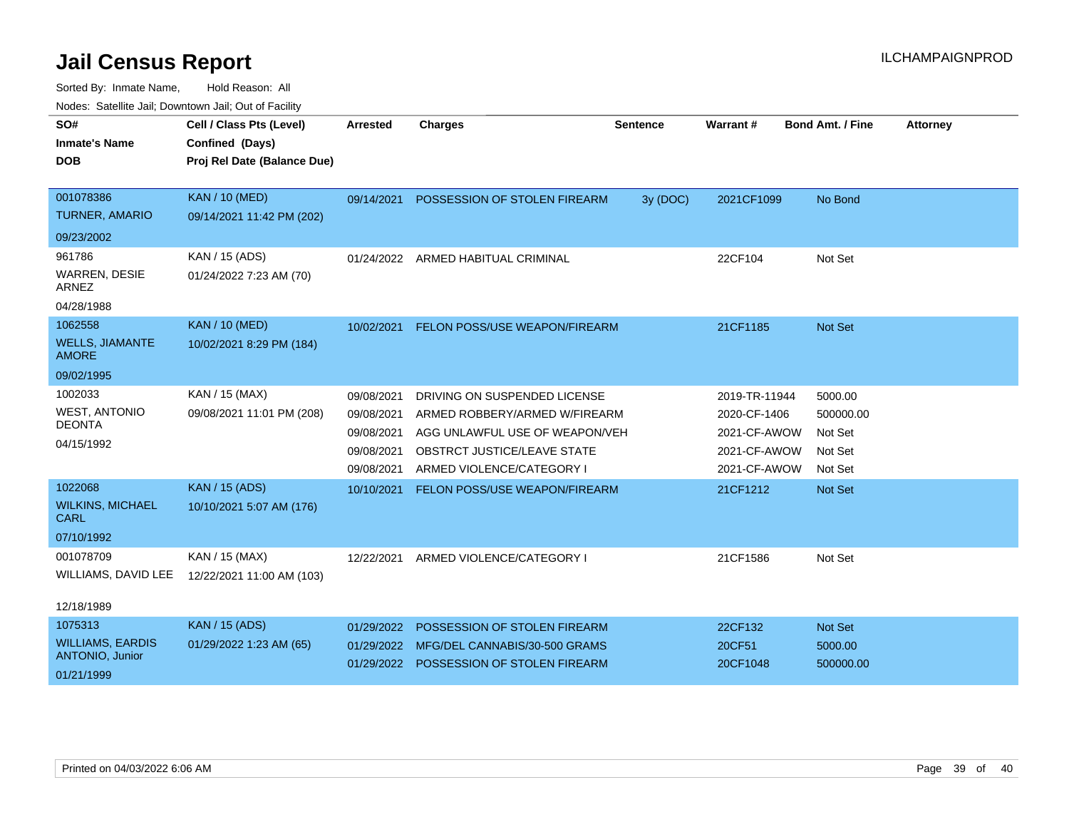# Jail Census Report

ILCHAMPAIGNPROD

Sorted By: Inmate Name, Hold Reason: All

Nodes: Satellite Jail; Downtown Jail; Out of Facility

| SO# / Inmate's Name / DOB | Cell / Class Pts (Level) / Confined (Days) / Proj Rel Date (Balance Due) | Arrested | Charges | Sentence | Warrant # | Bond Amt. / Fine | Attorney |
|---|---|---|---|---|---|---|---|
| 001078386<br>TURNER, AMARIO<br>09/23/2002 | KAN / 10 (MED)<br>09/14/2021 11:42 PM (202) | 09/14/2021 | POSSESSION OF STOLEN FIREARM | 3y (DOC) | 2021CF1099 | No Bond | |
| 961786<br>WARREN, DESIE ARNEZ<br>04/28/1988 | KAN / 15 (ADS)<br>01/24/2022 7:23 AM (70) | 01/24/2022 | ARMED HABITUAL CRIMINAL | | 22CF104 | Not Set | |
| 1062558<br>WELLS, JIAMANTE AMORE<br>09/02/1995 | KAN / 10 (MED)<br>10/02/2021 8:29 PM (184) | 10/02/2021 | FELON POSS/USE WEAPON/FIREARM | | 21CF1185 | Not Set | |
| 1002033<br>WEST, ANTONIO DEONTA<br>04/15/1992 | KAN / 15 (MAX)<br>09/08/2021 11:01 PM (208) | 09/08/2021 | DRIVING ON SUSPENDED LICENSE | | 2019-TR-11944 | 5000.00 | |
| | | 09/08/2021 | ARMED ROBBERY/ARMED W/FIREARM | | 2020-CF-1406 | 500000.00 | |
| | | 09/08/2021 | AGG UNLAWFUL USE OF WEAPON/VEH | | 2021-CF-AWOW | Not Set | |
| | | 09/08/2021 | OBSTRCT JUSTICE/LEAVE STATE | | 2021-CF-AWOW | Not Set | |
| | | 09/08/2021 | ARMED VIOLENCE/CATEGORY I | | 2021-CF-AWOW | Not Set | |
| 1022068<br>WILKINS, MICHAEL CARL<br>07/10/1992 | KAN / 15 (ADS)<br>10/10/2021 5:07 AM (176) | 10/10/2021 | FELON POSS/USE WEAPON/FIREARM | | 21CF1212 | Not Set | |
| 001078709<br>WILLIAMS, DAVID LEE<br>12/18/1989 | KAN / 15 (MAX)<br>12/22/2021 11:00 AM (103) | 12/22/2021 | ARMED VIOLENCE/CATEGORY I | | 21CF1586 | Not Set | |
| 1075313<br>WILLIAMS, EARDIS ANTONIO, Junior<br>01/21/1999 | KAN / 15 (ADS)<br>01/29/2022 1:23 AM (65) | 01/29/2022 | POSSESSION OF STOLEN FIREARM | | 22CF132 | Not Set | |
| | | 01/29/2022 | MFG/DEL CANNABIS/30-500 GRAMS | | 20CF51 | 5000.00 | |
| | | 01/29/2022 | POSSESSION OF STOLEN FIREARM | | 20CF1048 | 500000.00 | |

Printed on 04/03/2022 6:06 AM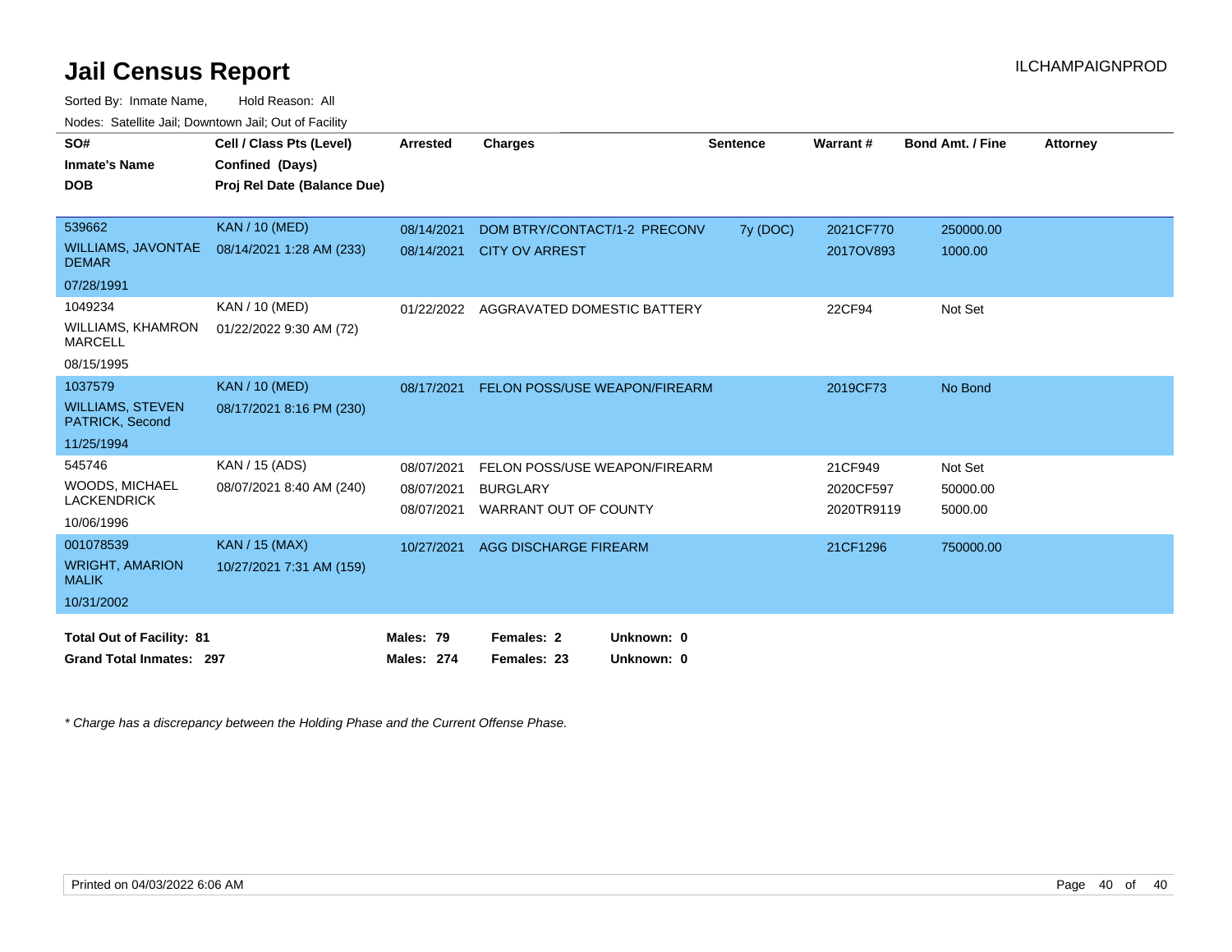# Jail Census Report

ILCHAMPAIGNPROD

Sorted By: Inmate Name, Hold Reason: All

Nodes: Satellite Jail; Downtown Jail; Out of Facility

| SO# / Inmate's Name / DOB | Cell / Class Pts (Level) / Confined (Days) / Proj Rel Date (Balance Due) | Arrested | Charges | Sentence | Warrant # | Bond Amt. / Fine | Attorney |
|---|---|---|---|---|---|---|---|
| 539662<br>WILLIAMS, JAVONTAE DEMAR<br>07/28/1991 | KAN / 10 (MED)<br>08/14/2021 1:28 AM (233) | 08/14/2021<br>08/14/2021 | DOM BTRY/CONTACT/1-2 PRECONV<br>CITY OV ARREST | 7y (DOC) | 2021CF770<br>2017OV893 | 250000.00<br>1000.00 | |
| 1049234<br>WILLIAMS, KHAMRON MARCELL<br>08/15/1995 | KAN / 10 (MED)<br>01/22/2022 9:30 AM (72) | 01/22/2022 | AGGRAVATED DOMESTIC BATTERY | | 22CF94 | Not Set | |
| 1037579<br>WILLIAMS, STEVEN PATRICK, Second<br>11/25/1994 | KAN / 10 (MED)<br>08/17/2021 8:16 PM (230) | 08/17/2021 | FELON POSS/USE WEAPON/FIREARM | | 2019CF73 | No Bond | |
| 545746<br>WOODS, MICHAEL LACKENDRICK<br>10/06/1996 | KAN / 15 (ADS)<br>08/07/2021 8:40 AM (240) | 08/07/2021<br>08/07/2021<br>08/07/2021 | FELON POSS/USE WEAPON/FIREARM<br>BURGLARY<br>WARRANT OUT OF COUNTY | | 21CF949<br>2020CF597<br>2020TR9119 | Not Set<br>50000.00<br>5000.00 | |
| 001078539<br>WRIGHT, AMARION MALIK<br>10/31/2002 | KAN / 15 (MAX)<br>10/27/2021 7:31 AM (159) | 10/27/2021 | AGG DISCHARGE FIREARM | | 21CF1296 | 750000.00 | |

| | | | |
|---|---|---|---|
| **Total Out of Facility: 81** | **Males: 79** | **Females: 2** | **Unknown: 0** |
| **Grand Total Inmates: 297** | **Males: 274** | **Females: 23** | **Unknown: 0** |

*\* Charge has a discrepancy between the Holding Phase and the Current Offense Phase.*

Printed on 04/03/2022 6:06 AM